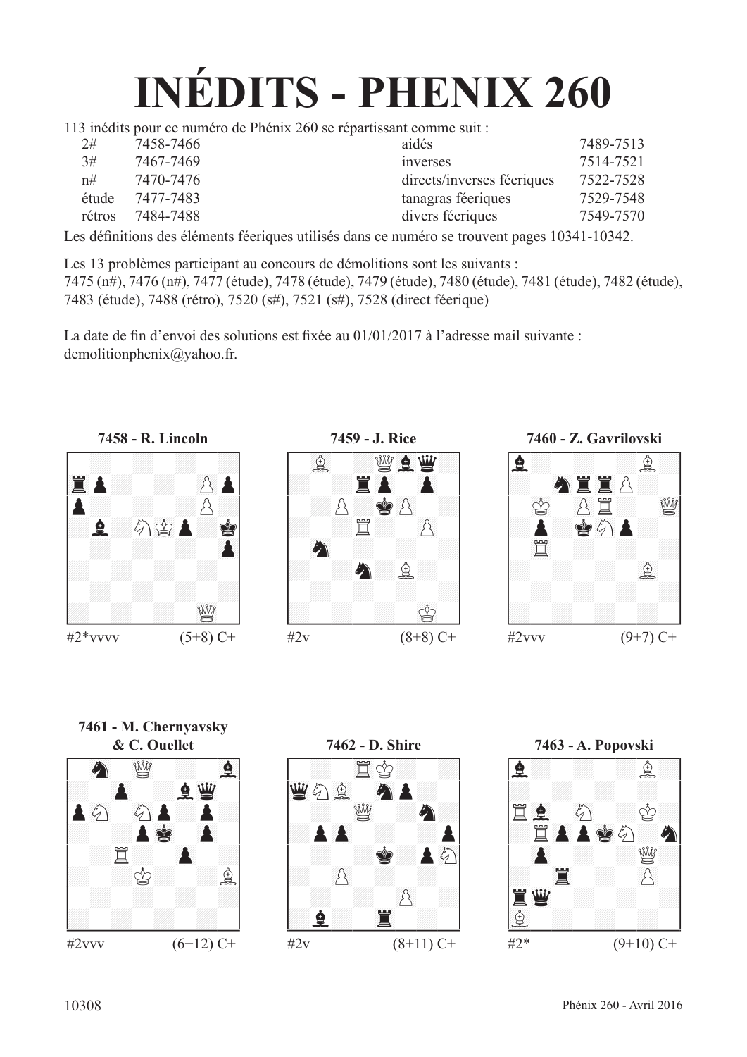# INÉDITS - PHENIX 260

113 inédits pour ce numéro de Phénix 260 se répartissant comme suit :

| | | | |
|---|---|---|---|
| 2# | 7458-7466 | aidés | 7489-7513 |
| 3# | 7467-7469 | inverses | 7514-7521 |
| n# | 7470-7476 | directs/inverses féeriques | 7522-7528 |
| étude | 7477-7483 | tanagras féeriques | 7529-7548 |
| rétros | 7484-7488 | divers féeriques | 7549-7570 |

Les définitions des éléments féeriques utilisés dans ce numéro se trouvent pages 10341-10342.

Les 13 problèmes participant au concours de démolitions sont les suivants :
7475 (n#), 7476 (n#), 7477 (étude), 7478 (étude), 7479 (étude), 7480 (étude), 7481 (étude), 7482 (étude), 7483 (étude), 7488 (rétro), 7520 (s#), 7521 (s#), 7528 (direct féerique)

La date de fin d'envoi des solutions est fixée au 01/01/2017 à l'adresse mail suivante : demolitionphenix@yahoo.fr.

**7458 - R. Lincoln**

#2*vvvv (5+8) C+

**7459 - J. Rice**

#2v (8+8) C+

**7460 - Z. Gavrilovski**

#2vvv (9+7) C+

**7461 - M. Chernyavsky & C. Ouellet**

#2vvv (6+12) C+

**7462 - D. Shire**

#2v (8+11) C+

**7463 - A. Popovski**

#2* (9+10) C+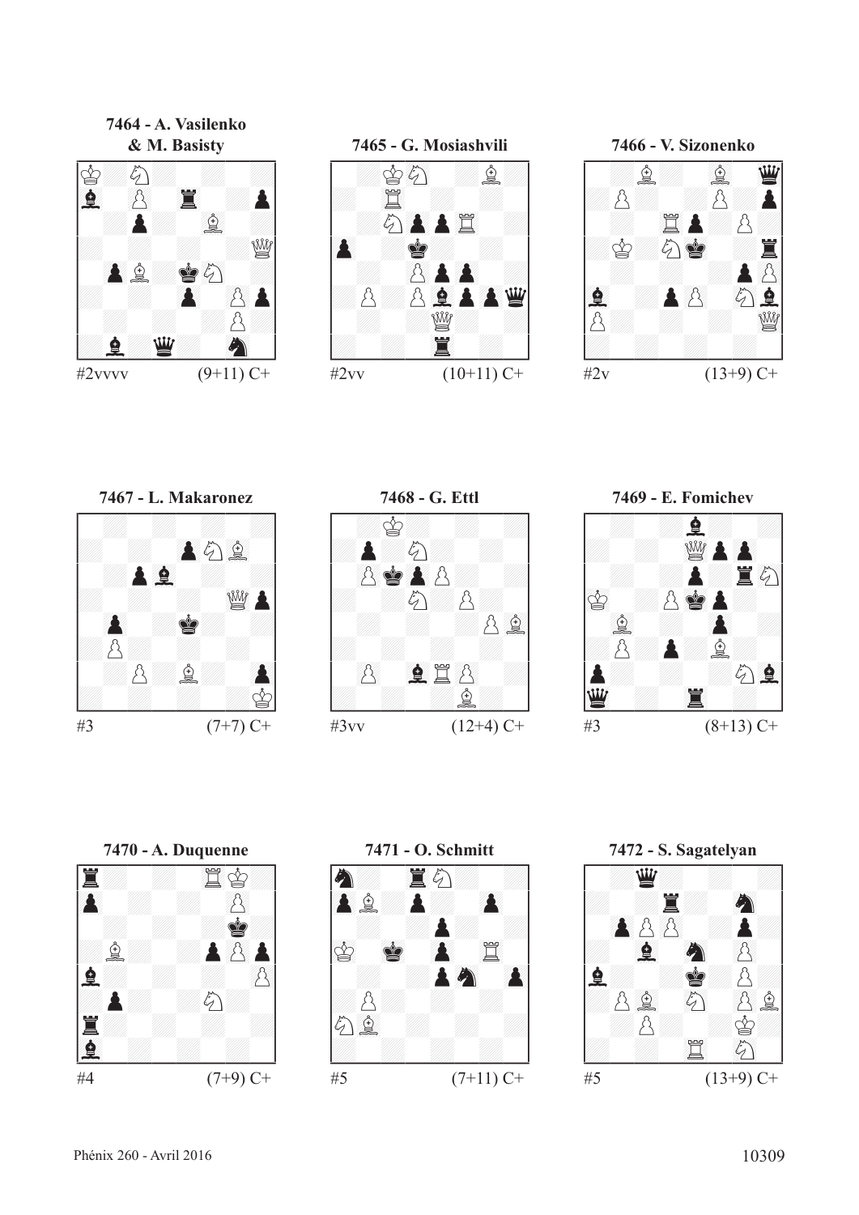**7464 - A. Vasilenko & M. Basisty**

#2vvvv (9+11) C+

**7465 - G. Mosiashvili**

#2vv (10+11) C+

**7466 - V. Sizonenko**

#2v (13+9) C+

**7467 - L. Makaronez**

#3 (7+7) C+

**7468 - G. Ettl**

#3vv (12+4) C+

**7469 - E. Fomichev**

#3 (8+13) C+

**7470 - A. Duquenne**

#4 (7+9) C+

**7471 - O. Schmitt**

#5 (7+11) C+

**7472 - S. Sagatelyan**

#5 (13+9) C+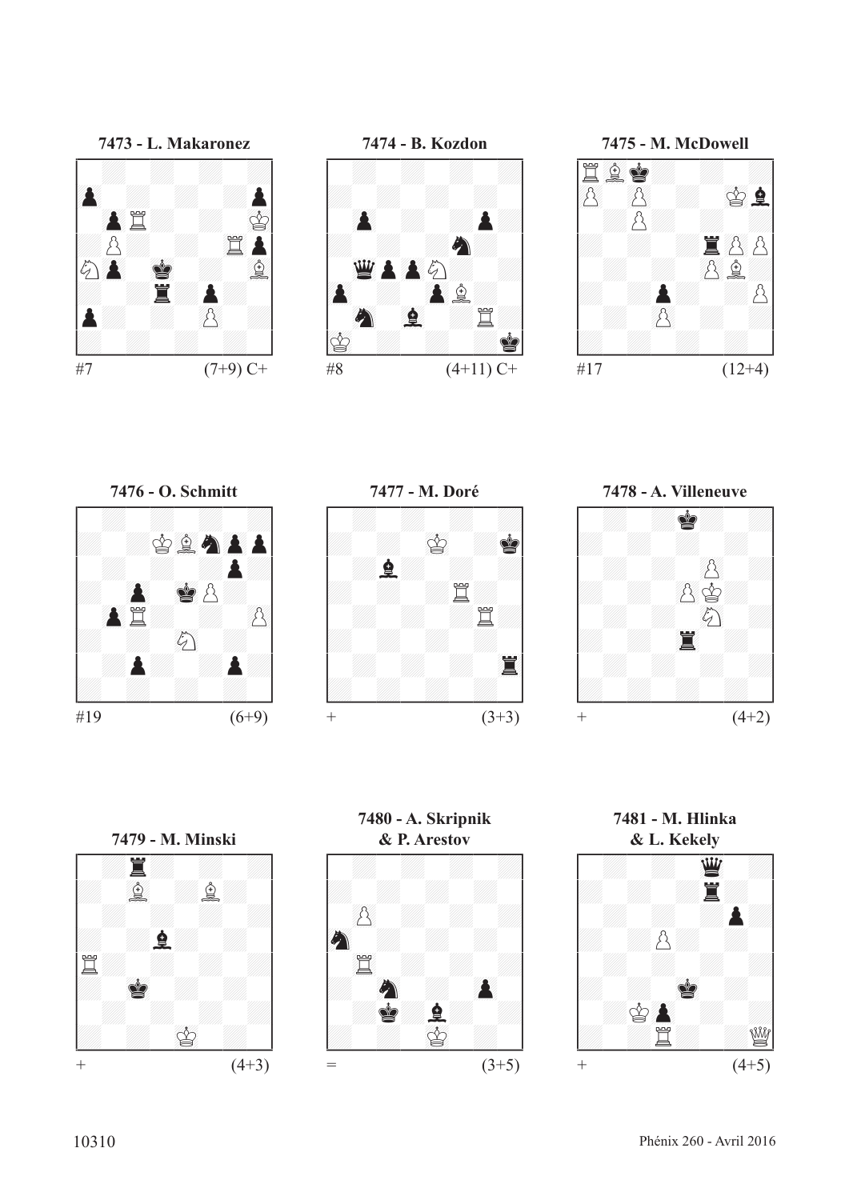**7473 - L. Makaronez**

#7 (7+9) C+

**7474 - B. Kozdon**

#8 (4+11) C+

**7475 - M. McDowell**

#17 (12+4)

**7476 - O. Schmitt**

#19 (6+9)

**7477 - M. Doré**

\+ (3+3)

**7478 - A. Villeneuve**

\+ (4+2)

**7479 - M. Minski**

\+ (4+3)

**7480 - A. Skripnik & P. Arestov**

= (3+5)

**7481 - M. Hlinka & L. Kekely**

\+ (4+5)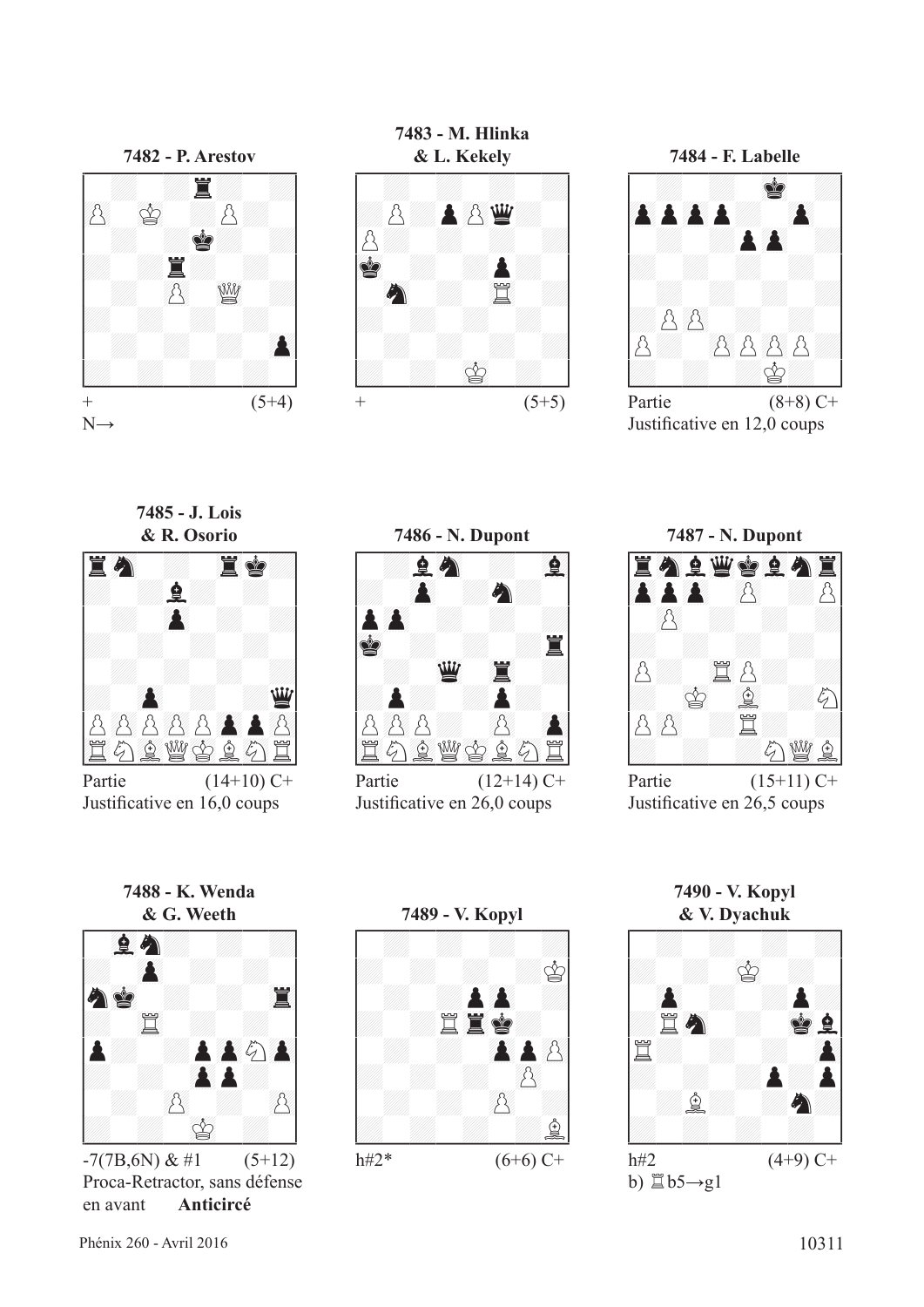**7482 - P. Arestov**

+ (5+4)

N→

**7483 - M. Hlinka & L. Kekely**

+ (5+5)

**7484 - F. Labelle**

Partie (8+8) C+

Justificative en 12,0 coups

**7485 - J. Lois & R. Osorio**

Partie (14+10) C+

Justificative en 16,0 coups

**7486 - N. Dupont**

Partie (12+14) C+

Justificative en 26,0 coups

**7487 - N. Dupont**

Partie (15+11) C+

Justificative en 26,5 coups

**7488 - K. Wenda & G. Weeth**

-7(7B,6N) & #1 (5+12)

Proca-Retractor, sans défense en avant **Anticircé**

**7489 - V. Kopyl**

h#2* (6+6) C+

**7490 - V. Kopyl & V. Dyachuk**

h#2 (4+9) C+

b) ♖b5→g1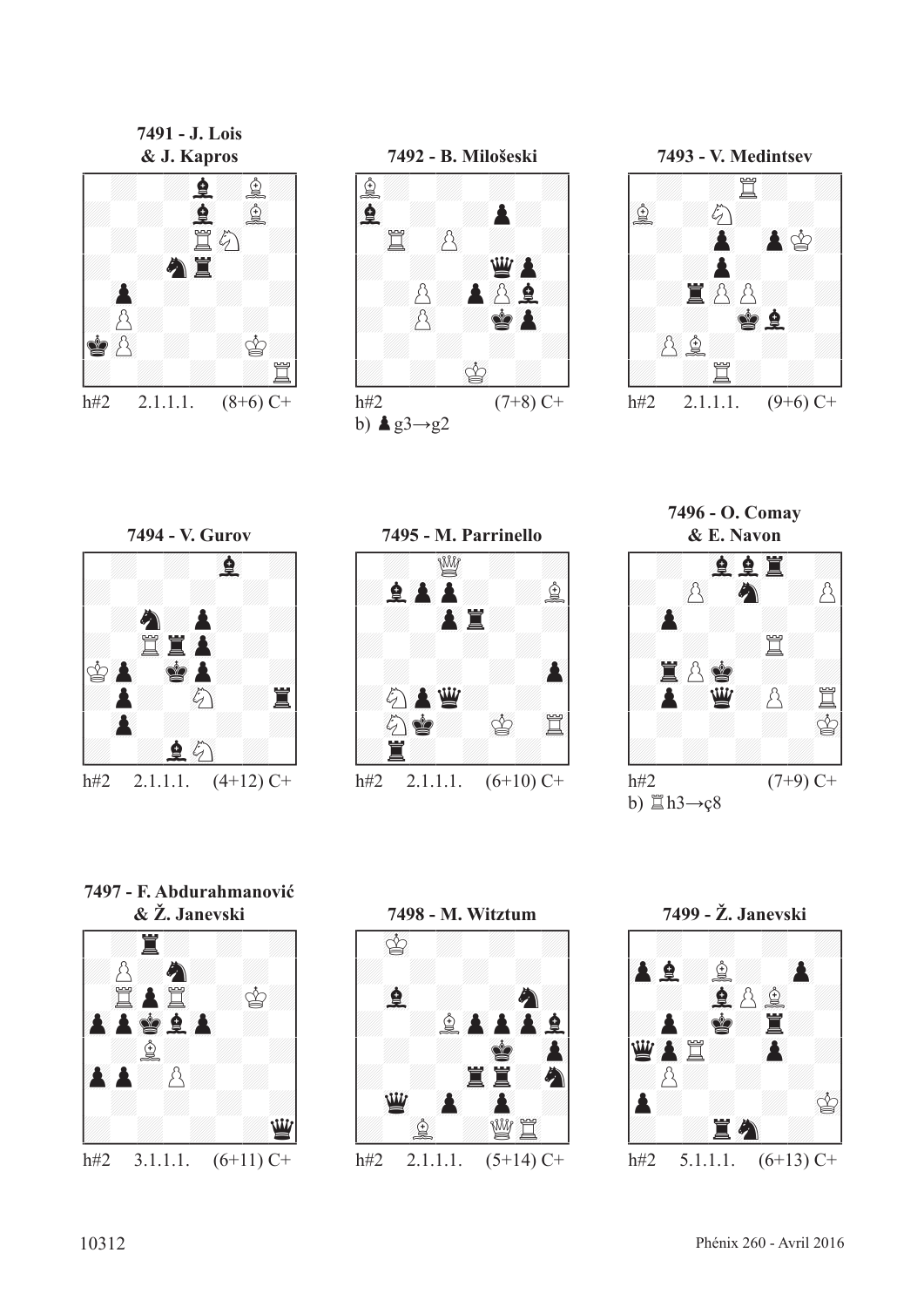**7491 - J. Lois & J. Kapros**

h#2 2.1.1.1. (8+6) C+

**7492 - B. Milošeski**

h#2 (7+8) C+

b) ♟g3→g2

**7493 - V. Medintsev**

h#2 2.1.1.1. (9+6) C+

**7494 - V. Gurov**

h#2 2.1.1.1. (4+12) C+

**7495 - M. Parrinello**

h#2 2.1.1.1. (6+10) C+

**7496 - O. Comay & E. Navon**

h#2 (7+9) C+

b) ♖h3→ç8

**7497 - F. Abdurahmanović & Ž. Janevski**

h#2 3.1.1.1. (6+11) C+

**7498 - M. Witztum**

h#2 2.1.1.1. (5+14) C+

**7499 - Ž. Janevski**

h#2 5.1.1.1. (6+13) C+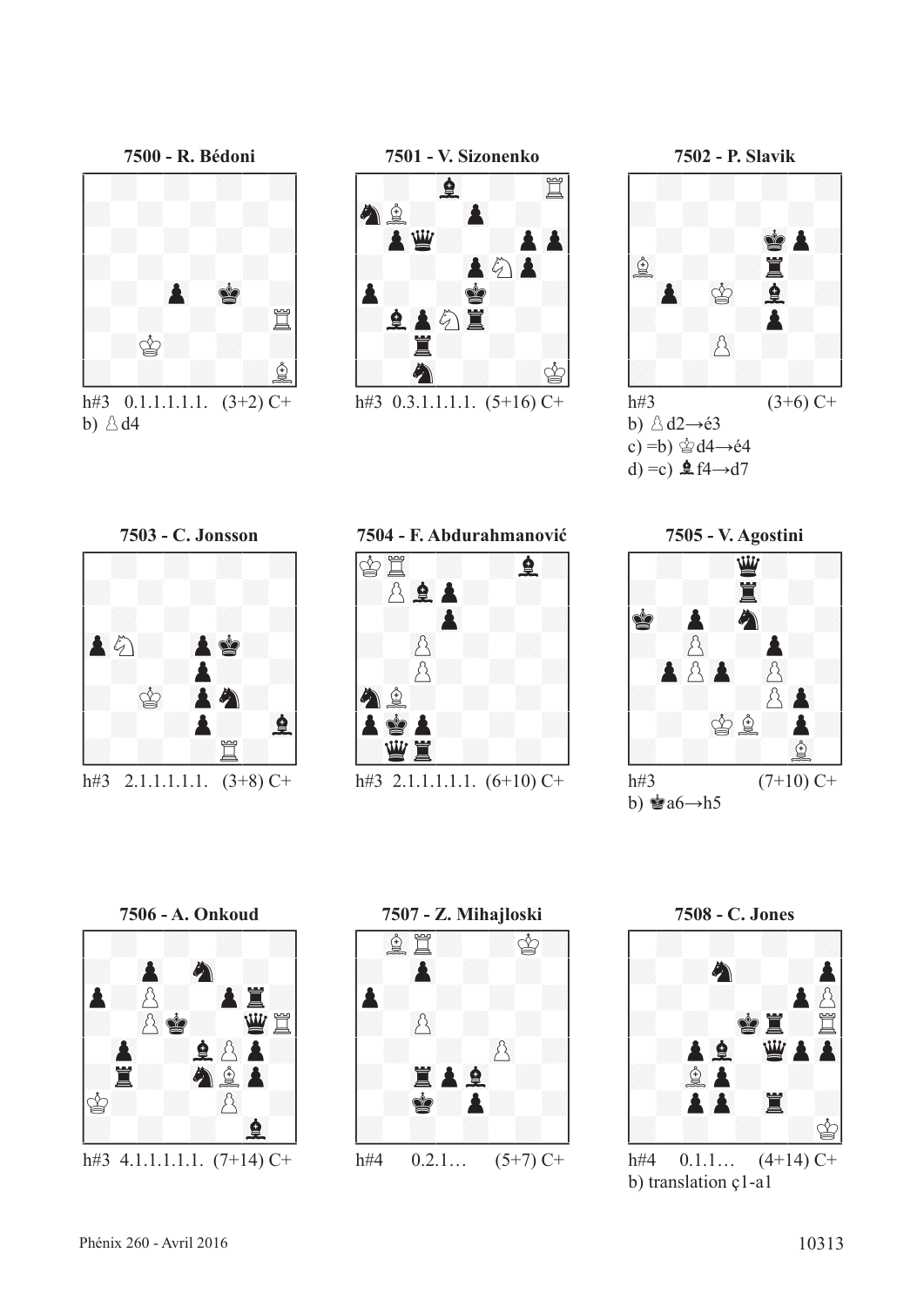**7500 - R. Bédoni**

h#3 0.1.1.1.1.1. (3+2) C+
b) ♙d4

**7501 - V. Sizonenko**

h#3 0.3.1.1.1.1. (5+16) C+

**7502 - P. Slavik**

h#3 (3+6) C+
b) ♙d2→é3
c) =b) ♔d4→é4
d) =c) ♝f4→d7

**7503 - C. Jonsson**

h#3 2.1.1.1.1.1. (3+8) C+

**7504 - F. Abdurahmanović**

h#3 2.1.1.1.1.1. (6+10) C+

**7505 - V. Agostini**

h#3 (7+10) C+
b) ♚a6→h5

**7506 - A. Onkoud**

h#3 4.1.1.1.1.1. (7+14) C+

**7507 - Z. Mihajloski**

h#4 0.2.1… (5+7) C+

**7508 - C. Jones**

h#4 0.1.1… (4+14) C+
b) translation ç1-a1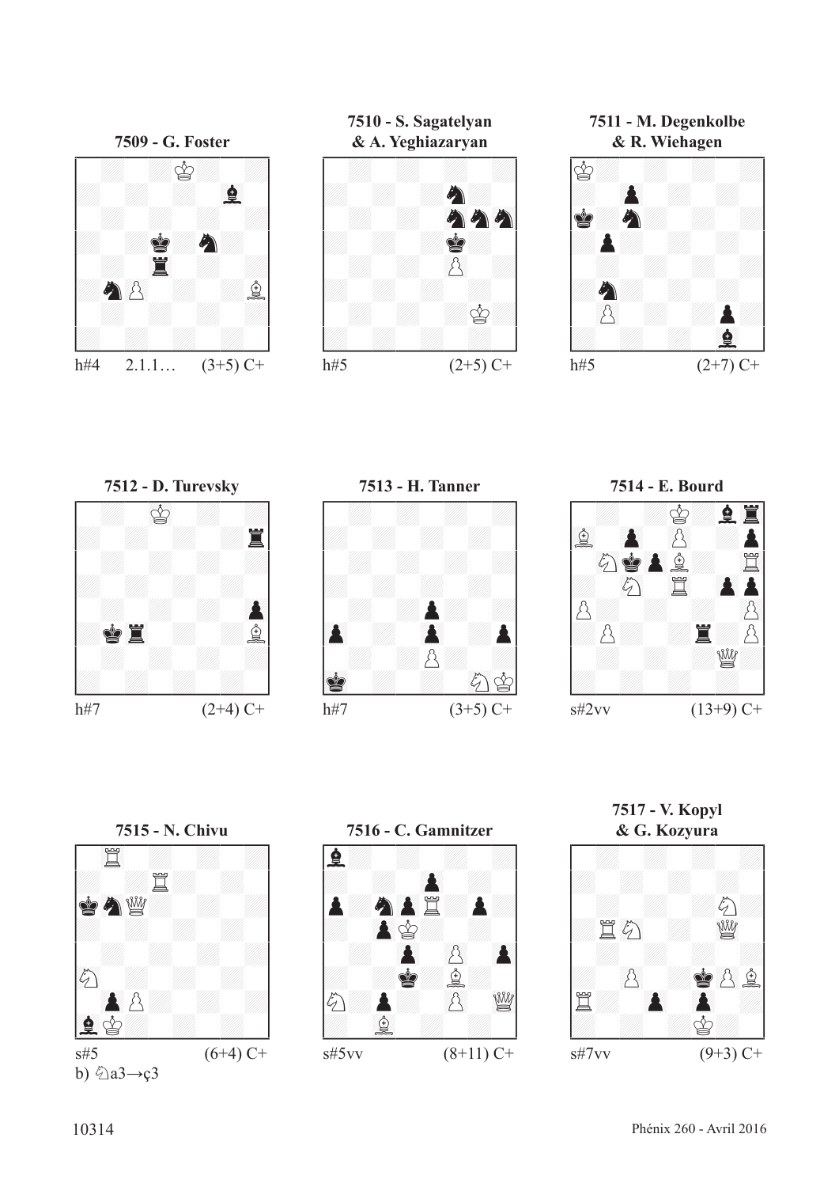**7509 - G. Foster**

h#4 2.1.1… (3+5) C+

**7510 - S. Sagatelyan & A. Yeghiazaryan**

h#5 (2+5) C+

**7511 - M. Degenkolbe & R. Wiehagen**

h#5 (2+7) C+

**7512 - D. Turevsky**

h#7 (2+4) C+

**7513 - H. Tanner**

h#7 (3+5) C+

**7514 - E. Bourd**

s#2vv (13+9) C+

**7515 - N. Chivu**

s#5 (6+4) C+

b) ♘a3→ç3

**7516 - C. Gamnitzer**

s#5vv (8+11) C+

**7517 - V. Kopyl & G. Kozyura**

s#7vv (9+3) C+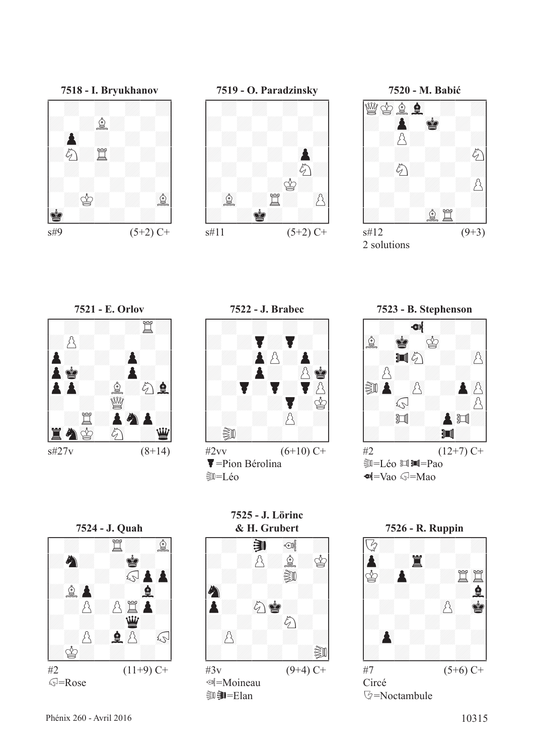### 7518 - I. Bryukhanov

s#9 (5+2) C+

### 7519 - O. Paradzinsky

s#11 (5+2) C+

### 7520 - M. Babić

s#12 (9+3)

2 solutions

### 7521 - E. Orlov

s#27v (8+14)

### 7522 - J. Brabec

#2vv (6+10) C+

=Pion Bérolina

=Léo

### 7523 - B. Stephenson

#2 (12+7) C+

=Léo =Pao

=Vao =Mao

### 7524 - J. Quah

#2 (11+9) C+

=Rose

### 7525 - J. Lörinc & H. Grubert

#3v (9+4) C+

=Moineau

=Elan

### 7526 - R. Ruppin

#7 (5+6) C+

Circé

=Noctambule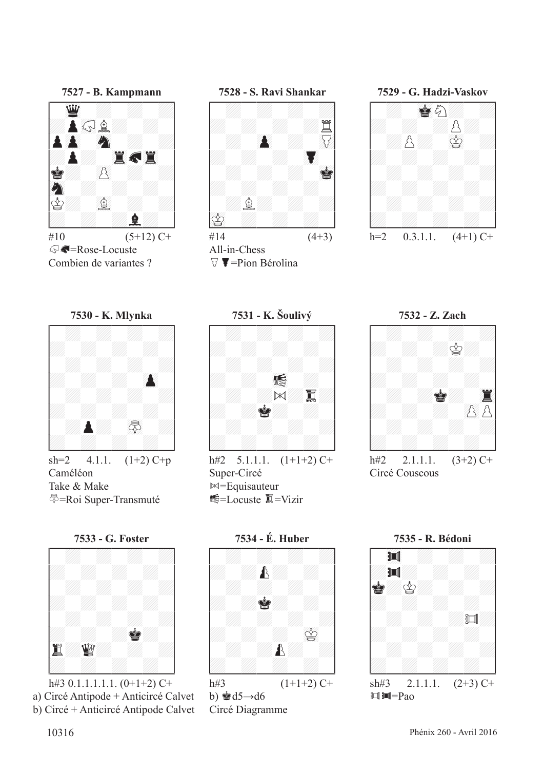**7527 - B. Kampmann**

#10 (5+12) C+

Rose-Locuste

Combien de variantes ?

**7528 - S. Ravi Shankar**

#14 (4+3)

All-in-Chess

Pion Bérolina

**7529 - G. Hadzi-Vaskov**

h=2 0.3.1.1. (4+1) C+

**7530 - K. Mlynka**

sh=2 4.1.1. (1+2) C+p

Caméléon

Take & Make

Roi Super-Transmuté

**7531 - K. Šoulivý**

h#2 5.1.1.1. (1+1+2) C+

Super-Circé

Equisauteur

Locuste Vizir

**7532 - Z. Zach**

h#2 2.1.1.1. (3+2) C+

Circé Couscous

**7533 - G. Foster**

h#3 0.1.1.1.1.1. (0+1+2) C+

a) Circé Antipode + Anticircé Calvet

b) Circé + Anticircé Antipode Calvet

**7534 - É. Huber**

h#3 (1+1+2) C+

b) ♚d5→d6

Circé Diagramme

**7535 - R. Bédoni**

sh#3 2.1.1.1. (2+3) C+

Pao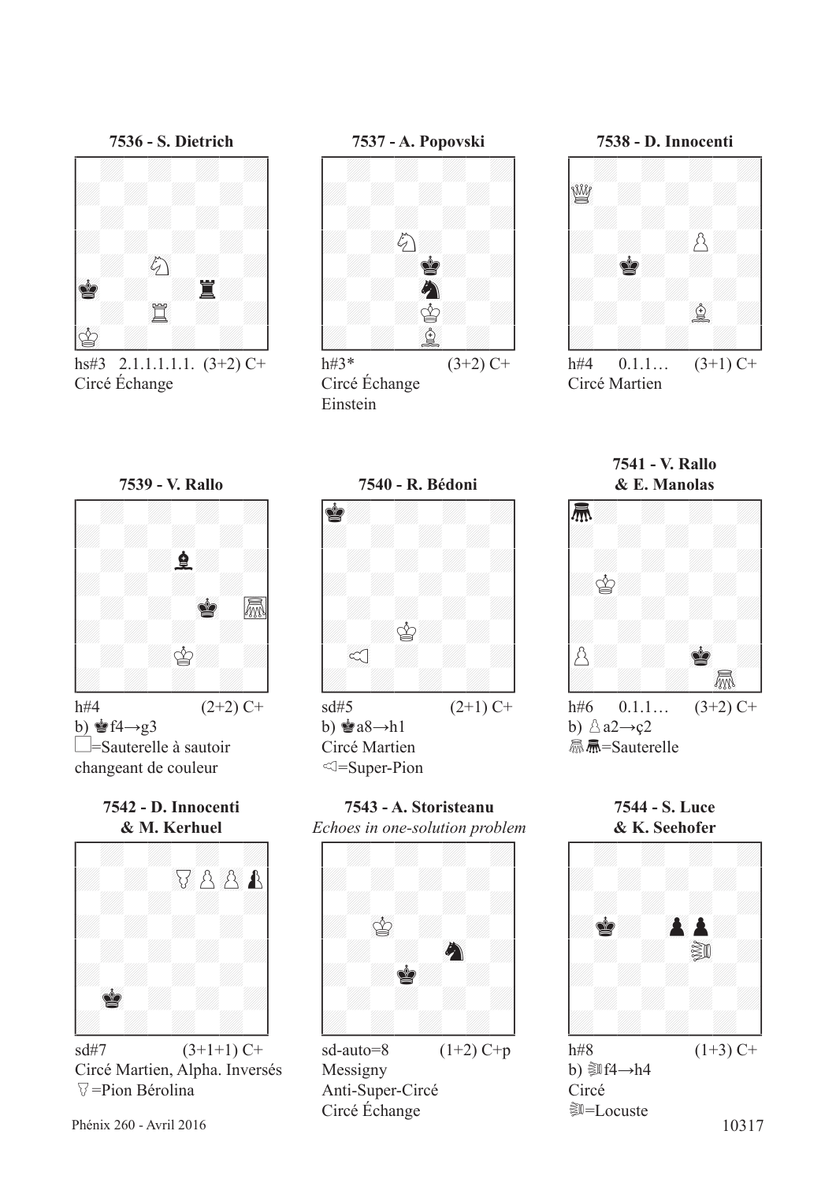### 7536 - S. Dietrich

hs#3 2.1.1.1.1.1. (3+2) C+
Circé Échange

### 7537 - A. Popovski

h#3* (3+2) C+
Circé Échange
Einstein

### 7538 - D. Innocenti

h#4 0.1.1… (3+1) C+
Circé Martien

### 7539 - V. Rallo

h#4 (2+2) C+
b) ♚f4→g3
□=Sauterelle à sautoir changeant de couleur

### 7540 - R. Bédoni

sd#5 (2+1) C+
b) ♚a8→h1
Circé Martien
◁=Super-Pion

### 7541 - V. Rallo & E. Manolas

h#6 0.1.1… (3+2) C+
b) ♙a2→ç2
Sauterelle

### 7542 - D. Innocenti & M. Kerhuel

sd#7 (3+1+1) C+
Circé Martien, Alpha. Inversés
=Pion Bérolina

### 7543 - A. Storisteanu

*Echoes in one-solution problem*

sd-auto=8 (1+2) C+p
Messigny
Anti-Super-Circé
Circé Échange

### 7544 - S. Luce & K. Seehofer

h#8 (1+3) C+
b) f4→h4
Circé
=Locuste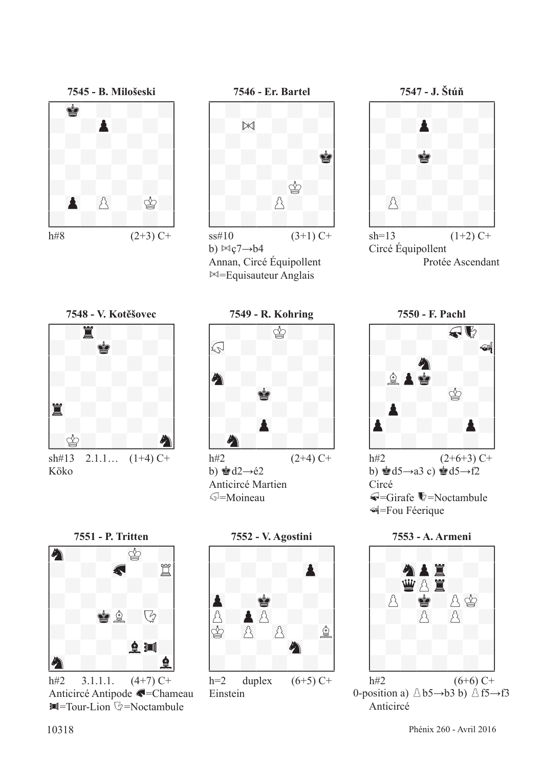**7545 - B. Milošeski**

h#8 (2+3) C+

**7546 - Er. Bartel**

ss#10 (3+1) C+
b) ⋈ç7→b4
Annan, Circé Équipollent
⋈=Equisauteur Anglais

**7547 - J. Štúň**

sh=13 (1+2) C+
Circé Équipollent
Protée Ascendant

**7548 - V. Kotěšovec**

sh#13 2.1.1… (1+4) C+
Köko

**7549 - R. Kohring**

h#2 (2+4) C+
b) ♚d2→é2
Anticircé Martien
=Moineau

**7550 - F. Pachl**

h#2 (2+6+3) C+
b) ♚d5→a3 c) ♚d5→f2
Circé
=Girafe =Noctambule
=Fou Féerique

**7551 - P. Tritten**

h#2 3.1.1.1. (4+7) C+
Anticircé Antipode =Chameau
=Tour-Lion =Noctambule

**7552 - V. Agostini**

h=2 duplex (6+5) C+
Einstein

**7553 - A. Armeni**

h#2 (6+6) C+
0-position a) ♙b5→b3 b) ♙f5→f3
Anticircé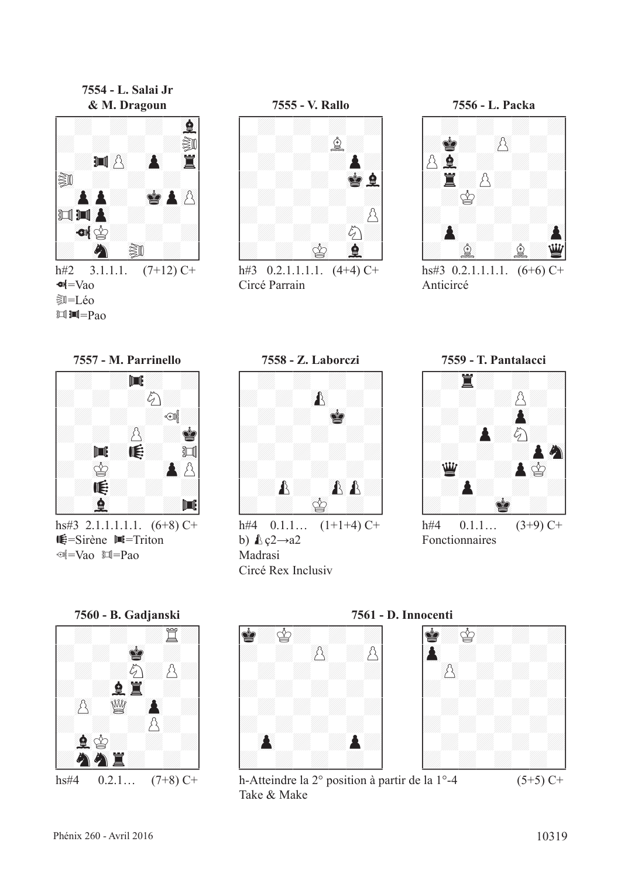**7554 - L. Salai Jr & M. Dragoun**

h#2 3.1.1.1. (7+12) C+
=Vao
=Léo
=Pao

**7555 - V. Rallo**

h#3 0.2.1.1.1.1. (4+4) C+
Circé Parrain

**7556 - L. Packa**

hs#3 0.2.1.1.1.1. (6+6) C+
Anticircé

**7557 - M. Parrinello**

hs#3 2.1.1.1.1.1. (6+8) C+
=Sirène =Triton
=Vao =Pao

**7558 - Z. Laborczi**

h#4 0.1.1… (1+1+4) C+
b) ç2→a2
Madrasi
Circé Rex Inclusiv

**7559 - T. Pantalacci**

h#4 0.1.1… (3+9) C+
Fonctionnaires

**7560 - B. Gadjanski**

hs#4 0.2.1… (7+8) C+

**7561 - D. Innocenti**

h-Atteindre la 2° position à partir de la 1°-4 (5+5) C+
Take & Make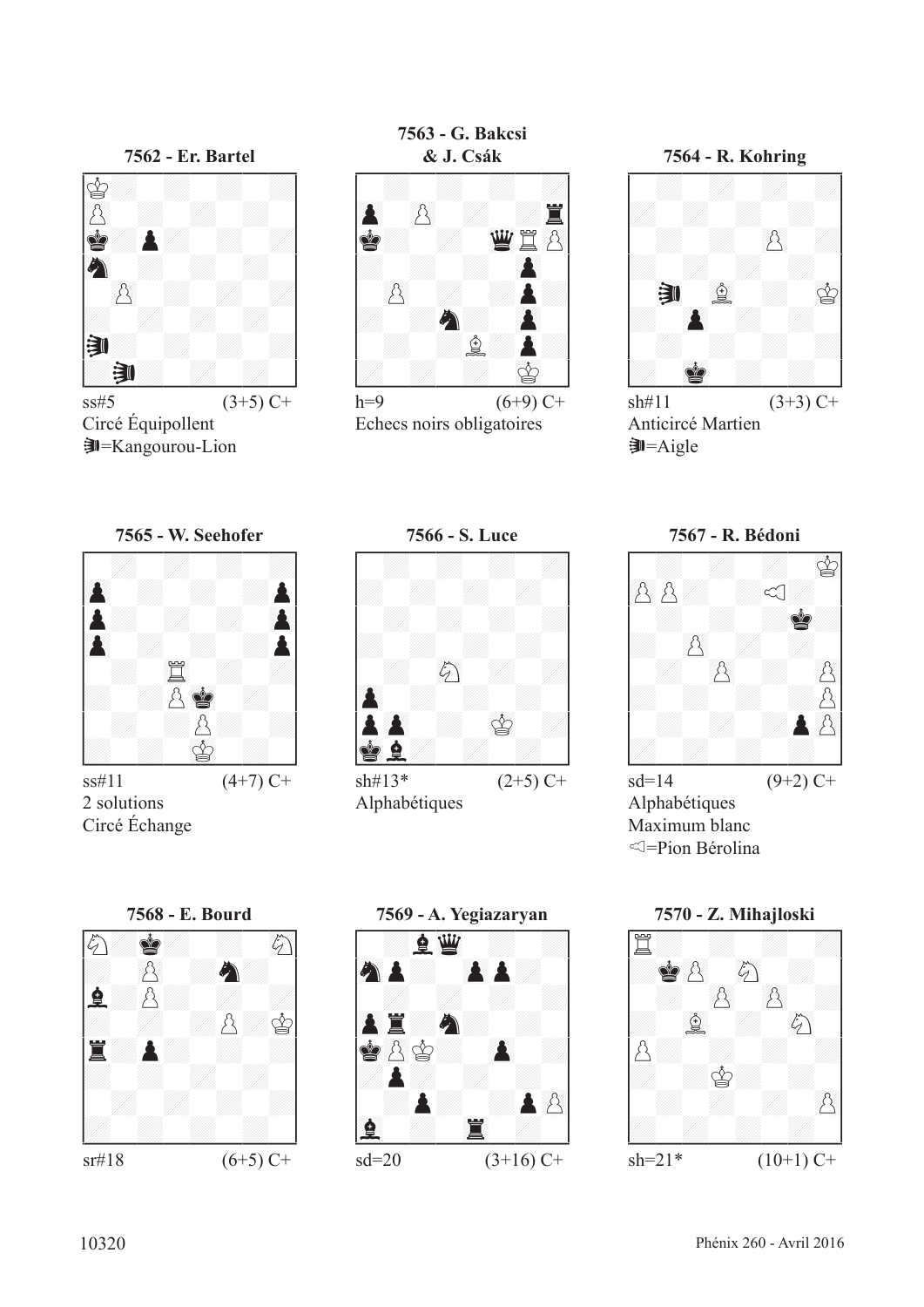**7562 - Er. Bartel**

ss#5 (3+5) C+

Circé Équipollent

=Kangourou-Lion

**7563 - G. Bakcsi & J. Csák**

h=9 (6+9) C+

Echecs noirs obligatoires

**7564 - R. Kohring**

sh#11 (3+3) C+

Anticircé Martien

=Aigle

**7565 - W. Seehofer**

ss#11 (4+7) C+

2 solutions

Circé Échange

**7566 - S. Luce**

sh#13* (2+5) C+

Alphabétiques

**7567 - R. Bédoni**

sd=14 (9+2) C+

Alphabétiques

Maximum blanc

=Pion Bérolina

**7568 - E. Bourd**

sr#18 (6+5) C+

**7569 - A. Yegiazaryan**

sd=20 (3+16) C+

**7570 - Z. Mihajloski**

sh=21* (10+1) C+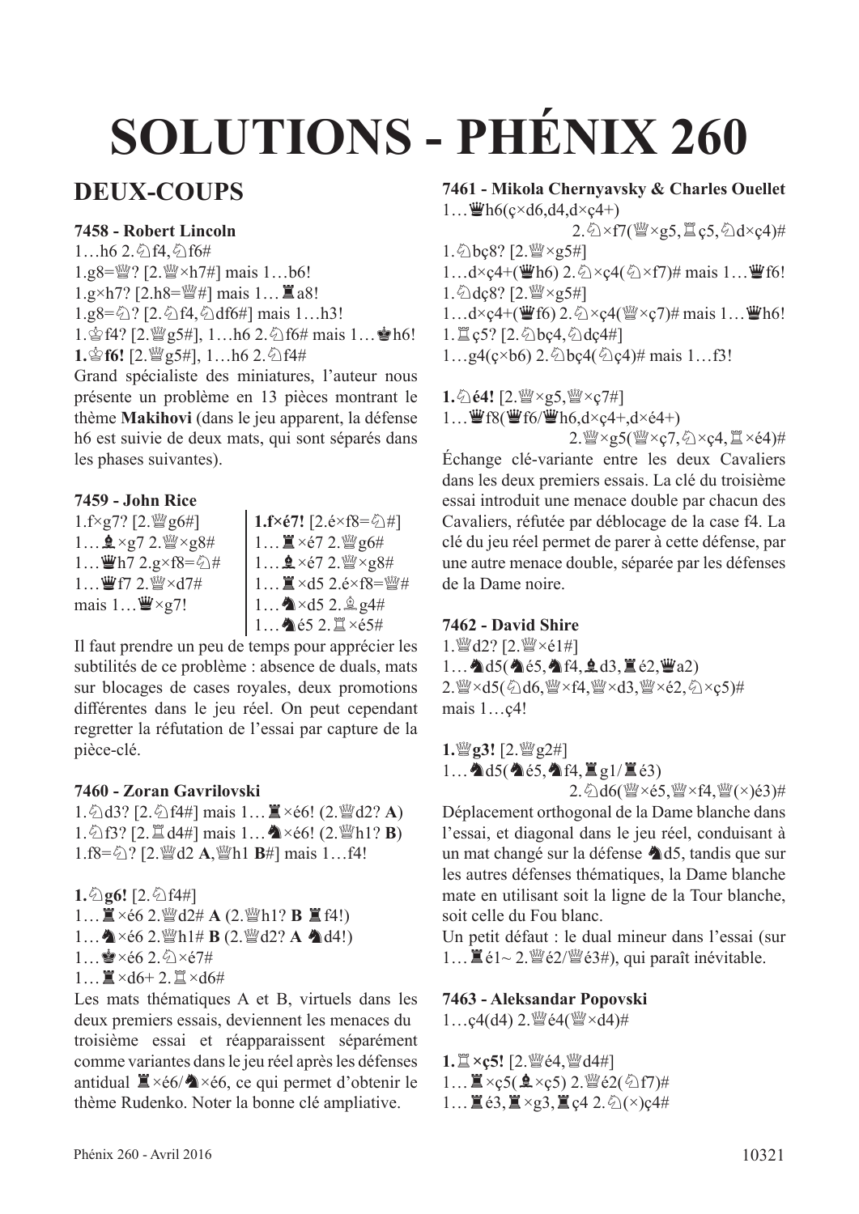# SOLUTIONS - PHÉNIX 260

## DEUX-COUPS

### 7458 - Robert Lincoln

1…h6 2.♘f4,♘f6#
1.g8=♕? [2.♕×h7#] mais 1…b6!
1.g×h7? [2.h8=♕#] mais 1…♜a8!
1.g8=♘? [2.♘f4,♘df6#] mais 1…h3!
1.♔f4? [2.♕g5#], 1…h6 2.♘f6# mais 1…♚h6!
**1.♔f6!** [2.♕g5#], 1…h6 2.♘f4#

Grand spécialiste des miniatures, l'auteur nous présente un problème en 13 pièces montrant le thème **Makihovi** (dans le jeu apparent, la défense h6 est suivie de deux mats, qui sont séparés dans les phases suivantes).

### 7459 - John Rice

1.f×g7? [2.♕g6#]
1…♝×g7 2.♕×g8#
1…♛h7 2.g×f8=♘#
1…♛f7 2.♕×d7#
mais 1…♛×g7!

**1.f×é7!** [2.é×f8=♘#]
1…♜×é7 2.♕g6#
1…♝×é7 2.♕×g8#
1…♜×d5 2.é×f8=♕#
1…♞×d5 2.♗g4#
1…♞é5 2.♖×é5#

Il faut prendre un peu de temps pour apprécier les subtilités de ce problème : absence de duals, mats sur blocages de cases royales, deux promotions différentes dans le jeu réel. On peut cependant regretter la réfutation de l'essai par capture de la pièce-clé.

### 7460 - Zoran Gavrilovski

1.♘d3? [2.♘f4#] mais 1…♜×é6! (2.♕d2? **A**)
1.♘f3? [2.♖d4#] mais 1…♞×é6! (2.♕h1? **B**)
1.f8=♘? [2.♕d2 **A**,♕h1 **B**#] mais 1…f4!

**1.♘g6!** [2.♘f4#]
1…♜×é6 2.♕d2# **A** (2.♕h1? **B** ♜f4!)
1…♞×é6 2.♕h1# **B** (2.♕d2? **A** ♞d4!)
1…♚×é6 2.♘×é7#
1…♜×d6+ 2.♖×d6#

Les mats thématiques A et B, virtuels dans les deux premiers essais, deviennent les menaces du troisième essai et réapparaissent séparément comme variantes dans le jeu réel après les défenses antidual ♜×é6/♞×é6, ce qui permet d'obtenir le thème Rudenko. Noter la bonne clé ampliative.

### 7461 - Mikola Chernyavsky & Charles Ouellet

1…♛h6(ç×d6,d4,d×ç4+)
2.♘×f7(♕×g5,♖ç5,♘d×ç4)#
1.♘bç8? [2.♕×g5#]
1…d×ç4+(♛h6) 2.♘×ç4(♘×f7)# mais 1…♛f6!
1.♘dç8? [2.♕×g5#]
1…d×ç4+(♛f6) 2.♘×ç4(♕×ç7)# mais 1…♛h6!
1.♖ç5? [2.♘bç4,♘dç4#]
1…g4(ç×b6) 2.♘bç4(♘ç4)# mais 1…f3!

**1.♘é4!** [2.♕×g5,♕×ç7#]
1…♛f8(♛f6/♛h6,d×ç4+,d×é4+)
2.♕×g5(♕×ç7,♘×ç4,♖×é4)#

Échange clé-variante entre les deux Cavaliers dans les deux premiers essais. La clé du troisième essai introduit une menace double par chacun des Cavaliers, réfutée par déblocage de la case f4. La clé du jeu réel permet de parer à cette défense, par une autre menace double, séparée par les défenses de la Dame noire.

### 7462 - David Shire

1.♕d2? [2.♕×é1#]
1…♞d5(♞é5,♞f4,♝d3,♜é2,♛a2)
2.♕×d5(♘d6,♕×f4,♕×d3,♕×é2,♘×ç5)#
mais 1…ç4!

**1.♕g3!** [2.♕g2#]
1…♞d5(♞é5,♞f4,♜g1/♜é3)
2.♘d6(♕×é5,♕×f4,♕(×)é3)#

Déplacement orthogonal de la Dame blanche dans l'essai, et diagonal dans le jeu réel, conduisant à un mat changé sur la défense ♞d5, tandis que sur les autres défenses thématiques, la Dame blanche mate en utilisant soit la ligne de la Tour blanche, soit celle du Fou blanc.

Un petit défaut : le dual mineur dans l'essai (sur 1…♜é1~ 2.♕é2/♕é3#), qui paraît inévitable.

### 7463 - Aleksandar Popovski

1…ç4(d4) 2.♕é4(♕×d4)#

**1.♖×ç5!** [2.♕é4,♕d4#]
1…♜×ç5(♝×ç5) 2.♕é2(♘f7)#
1…♜é3,♜×g3,♜ç4 2.♘(×)ç4#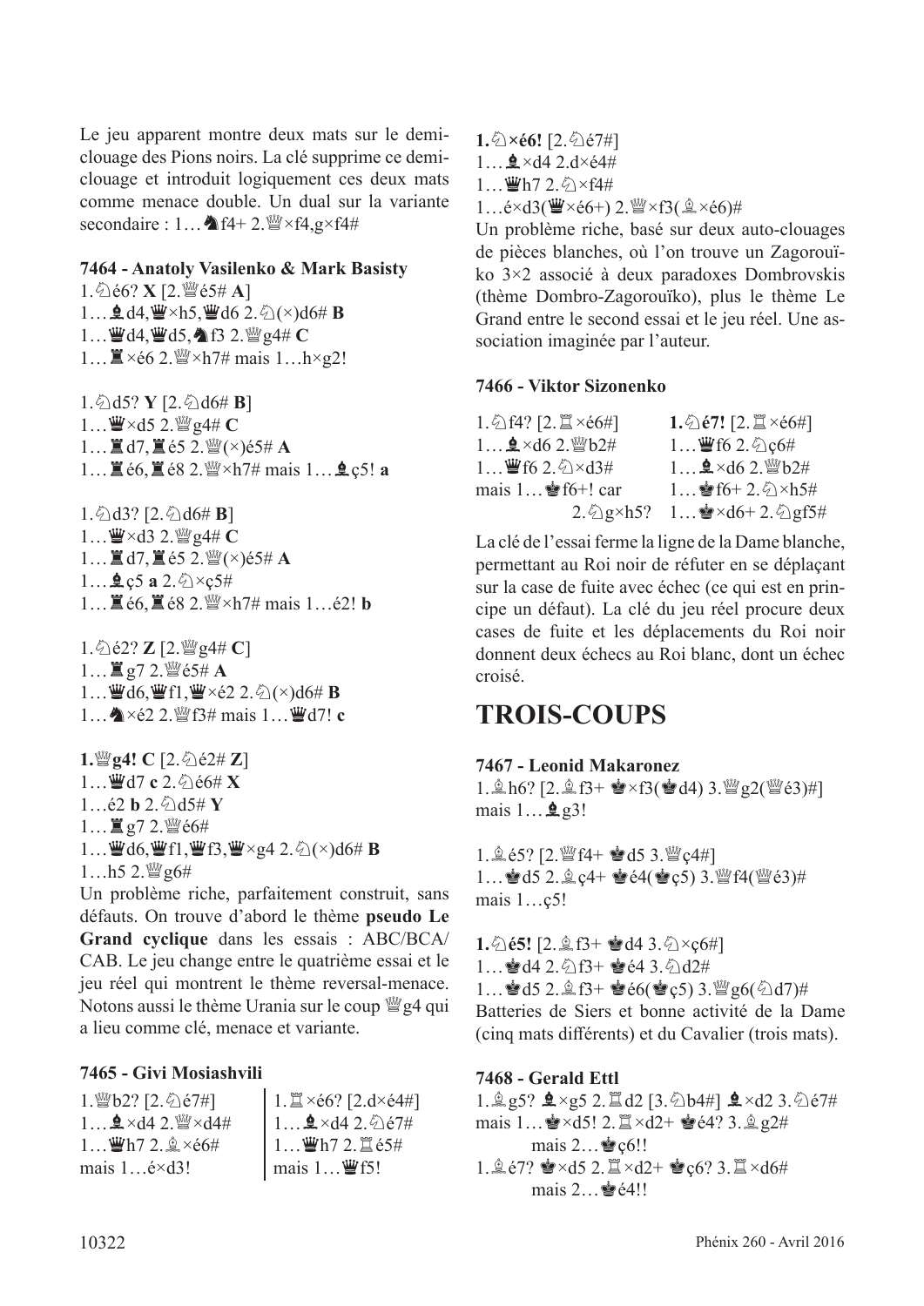Le jeu apparent montre deux mats sur le demi-clouage des Pions noirs. La clé supprime ce demi-clouage et introduit logiquement ces deux mats comme menace double. Un dual sur la variante secondaire : 1…♞f4+ 2.♕×f4,g×f4#

### 7464 - Anatoly Vasilenko & Mark Basisty

1.♘é6? **X** [2.♕é5# **A**]
1…♝d4,♛×h5,♛d6 2.♘(×)d6# **B**
1…♛d4,♛d5,♞f3 2.♕g4# **C**
1…♜×é6 2.♕×h7# mais 1…h×g2!

1.♘d5? **Y** [2.♘d6# **B**]
1…♛×d5 2.♕g4# **C**
1…♜d7,♜é5 2.♕(×)é5# **A**
1…♜é6,♜é8 2.♕×h7# mais 1…♝ç5! **a**

1.♘d3? [2.♘d6# **B**]
1…♛×d3 2.♕g4# **C**
1…♜d7,♜é5 2.♕(×)é5# **A**
1…♝ç5 **a** 2.♘×ç5#
1…♜é6,♜é8 2.♕×h7# mais 1…é2! **b**

1.♘é2? **Z** [2.♕g4# **C**]
1…♜g7 2.♕é5# **A**
1…♛d6,♛f1,♛×é2 2.♘(×)d6# **B**
1…♞×é2 2.♕f3# mais 1…♛d7! **c**

**1.♕g4! C** [2.♘é2# **Z**]
1…♛d7 **c** 2.♘é6# **X**
1…é2 **b** 2.♘d5# **Y**
1…♜g7 2.♕é6#
1…♛d6,♛f1,♛f3,♛×g4 2.♘(×)d6# **B**
1…h5 2.♕g6#

Un problème riche, parfaitement construit, sans défauts. On trouve d'abord le thème **pseudo Le Grand cyclique** dans les essais : ABC/BCA/CAB. Le jeu change entre le quatrième essai et le jeu réel qui montrent le thème reversal-menace. Notons aussi le thème Urania sur le coup ♕g4 qui a lieu comme clé, menace et variante.

### 7465 - Givi Mosiashvili

| | |
|---|---|
| 1.♕b2? [2.♘é7#] | 1.♖×é6? [2.d×é4#] |
| 1…♝×d4 2.♕×d4# | 1…♝×d4 2.♘é7# |
| 1…♛h7 2.♗×é6# | 1…♛h7 2.♖é5# |
| mais 1…é×d3! | mais 1…♛f5! |

**1.♘×é6!** [2.♘é7#]
1…♝×d4 2.d×é4#
1…♛h7 2.♘×f4#
1…é×d3(♛×é6+) 2.♕×f3(♗×é6)#

Un problème riche, basé sur deux auto-clouages de pièces blanches, où l'on trouve un Zagorouïko 3×2 associé à deux paradoxes Dombrovskis (thème Dombro-Zagorouïko), plus le thème Le Grand entre le second essai et le jeu réel. Une association imaginée par l'auteur.

### 7466 - Viktor Sizonenko

| | |
|---|---|
| 1.♘f4? [2.♖×é6#] | **1.♘é7!** [2.♖×é6#] |
| 1…♝×d6 2.♕b2# | 1…♛f6 2.♘ç6# |
| 1…♛f6 2.♘×d3# | 1…♝×d6 2.♕b2# |
| mais 1…♚f6+! car 2.♘g×h5? | 1…♚f6+ 2.♘×h5# |
| | 1…♚×d6+ 2.♘gf5# |

La clé de l'essai ferme la ligne de la Dame blanche, permettant au Roi noir de réfuter en se déplaçant sur la case de fuite avec échec (ce qui est en principe un défaut). La clé du jeu réel procure deux cases de fuite et les déplacements du Roi noir donnent deux échecs au Roi blanc, dont un échec croisé.

## TROIS-COUPS

### 7467 - Leonid Makaronez

1.♗h6? [2.♗f3+ ♚×f3(♚d4) 3.♕g2(♕é3)#]
mais 1…♝g3!

1.♗é5? [2.♕f4+ ♚d5 3.♕ç4#]
1…♚d5 2.♗ç4+ ♚é4(♚ç5) 3.♕f4(♕é3)#
mais 1…ç5!

**1.♘é5!** [2.♗f3+ ♚d4 3.♘×ç6#]
1…♚d4 2.♘f3+ ♚é4 3.♘d2#
1…♚d5 2.♗f3+ ♚é6(♚ç5) 3.♕g6(♘d7)#

Batteries de Siers et bonne activité de la Dame (cinq mats différents) et du Cavalier (trois mats).

### 7468 - Gerald Ettl

1.♗g5? ♝×g5 2.♖d2 [3.♘b4#] ♝×d2 3.♘é7#
mais 1…♚×d5! 2.♖×d2+ ♚é4? 3.♗g2#
mais 2…♚ç6!!
1.♗é7? ♚×d5 2.♖×d2+ ♚ç6? 3.♖×d6#
mais 2…♚é4!!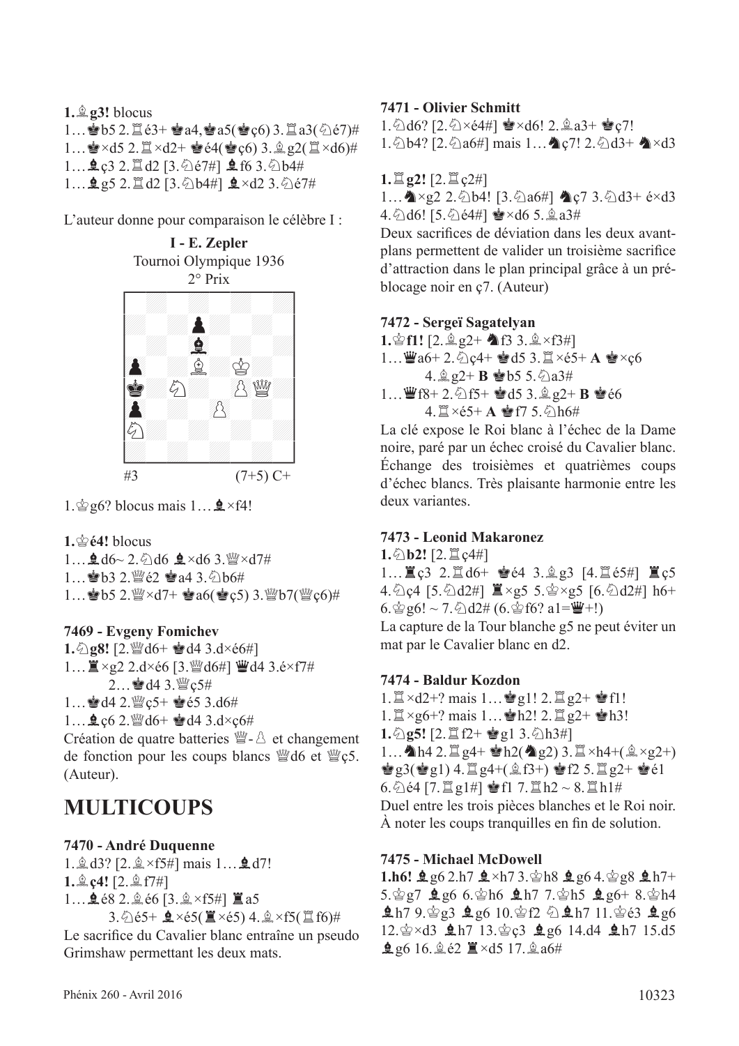**1.♗g3!** blocus

1…♚b5 2.♖é3+ ♚a4,♚a5(♚ç6) 3.♖a3(♘é7)#

1…♚×d5 2.♖×d2+ ♚é4(♚ç6) 3.♗g2(♖×d6)#

1…♝ç3 2.♖d2 [3.♘é7#] ♝f6 3.♘b4#

1…♝g5 2.♖d2 [3.♘b4#] ♝×d2 3.♘é7#

L'auteur donne pour comparaison le célèbre I :

**I - E. Zepler**
Tournoi Olympique 1936
2° Prix

#3 (7+5) C+

1.♔g6? blocus mais 1…♝×f4!

**1.♔é4!** blocus

1…♝d6~ 2.♘d6 ♝×d6 3.♕×d7#

1…♚b3 2.♕é2 ♚a4 3.♘b6#

1…♚b5 2.♕×d7+ ♚a6(♚ç5) 3.♕b7(♕ç6)#

### 7469 - Evgeny Fomichev

**1.♘g8!** [2.♕d6+ ♚d4 3.d×é6#]

1…♜×g2 2.d×é6 [3.♕d6#] ♛d4 3.é×f7#

2…♚d4 3.♕ç5#

1…♚d4 2.♕ç5+ ♚é5 3.d6#

1…♝ç6 2.♕d6+ ♚d4 3.d×ç6#

Création de quatre batteries ♕-♙ et changement de fonction pour les coups blancs ♕d6 et ♕ç5. (Auteur).

## MULTICOUPS

### 7470 - André Duquenne

1.♗d3? [2.♗×f5#] mais 1…♝d7!

**1.♗ç4!** [2.♗f7#]

1…♝é8 2.♗é6 [3.♗×f5#] ♜a5

3.♘é5+ ♝×é5(♜×é5) 4.♗×f5(♖f6)#

Le sacrifice du Cavalier blanc entraîne un pseudo Grimshaw permettant les deux mats.

### 7471 - Olivier Schmitt

1.♘d6? [2.♘×é4#] ♚×d6! 2.♗a3+ ♚ç7!

1.♘b4? [2.♘a6#] mais 1…♞ç7! 2.♘d3+ ♞×d3

**1.♖g2!** [2.♖ç2#]

1…♞×g2 2.♘b4! [3.♘a6#] ♞ç7 3.♘d3+ é×d3 4.♘d6! [5.♘é4#] ♚×d6 5.♗a3#

Deux sacrifices de déviation dans les deux avant-plans permettent de valider un troisième sacrifice d'attraction dans le plan principal grâce à un pré-blocage noir en ç7. (Auteur)

### 7472 - Sergeï Sagatelyan

**1.♔f1!** [2.♗g2+ ♞f3 3.♗×f3#]

1…♛a6+ 2.♘ç4+ ♚d5 3.♖×é5+ **A** ♚×ç6 4.♗g2+ **B** ♚b5 5.♘a3#

1…♛f8+ 2.♘f5+ ♚d5 3.♗g2+ **B** ♚é6 4.♖×é5+ **A** ♚f7 5.♘h6#

La clé expose le Roi blanc à l'échec de la Dame noire, paré par un échec croisé du Cavalier blanc. Échange des troisièmes et quatrièmes coups d'échec blancs. Très plaisante harmonie entre les deux variantes.

### 7473 - Leonid Makaronez

**1.♘b2!** [2.♖ç4#]

1…♜ç3 2.♖d6+ ♚é4 3.♗g3 [4.♖é5#] ♜ç5 4.♘ç4 [5.♘d2#] ♜×g5 5.♔×g5 [6.♘d2#] h6+ 6.♔g6! ~ 7.♘d2# (6.♔f6? a1=♛+!)

La capture de la Tour blanche g5 ne peut éviter un mat par le Cavalier blanc en d2.

### 7474 - Baldur Kozdon

1.♖×d2+? mais 1…♚g1! 2.♖g2+ ♚f1!

1.♖×g6+? mais 1…♚h2! 2.♖g2+ ♚h3!

**1.♘g5!** [2.♖f2+ ♚g1 3.♘h3#]

1…♞h4 2.♖g4+ ♚h2(♞g2) 3.♖×h4+(♗×g2+) ♚g3(♚g1) 4.♖g4+(♗f3+) ♚f2 5.♖g2+ ♚é1 6.♘é4 [7.♖g1#] ♚f1 7.♖h2 ~ 8.♖h1#

Duel entre les trois pièces blanches et le Roi noir. À noter les coups tranquilles en fin de solution.

### 7475 - Michael McDowell

**1.h6!** ♝g6 2.h7 ♝×h7 3.♔h8 ♝g6 4.♔g8 ♝h7+ 5.♔g7 ♝g6 6.♔h6 ♝h7 7.♔h5 ♝g6+ 8.♔h4 ♝h7 9.♔g3 ♝g6 10.♔f2 ♘♝h7 11.♔é3 ♝g6 12.♔×d3 ♝h7 13.♔ç3 ♝g6 14.d4 ♝h7 15.d5 ♝g6 16.♗é2 ♜×d5 17.♗a6#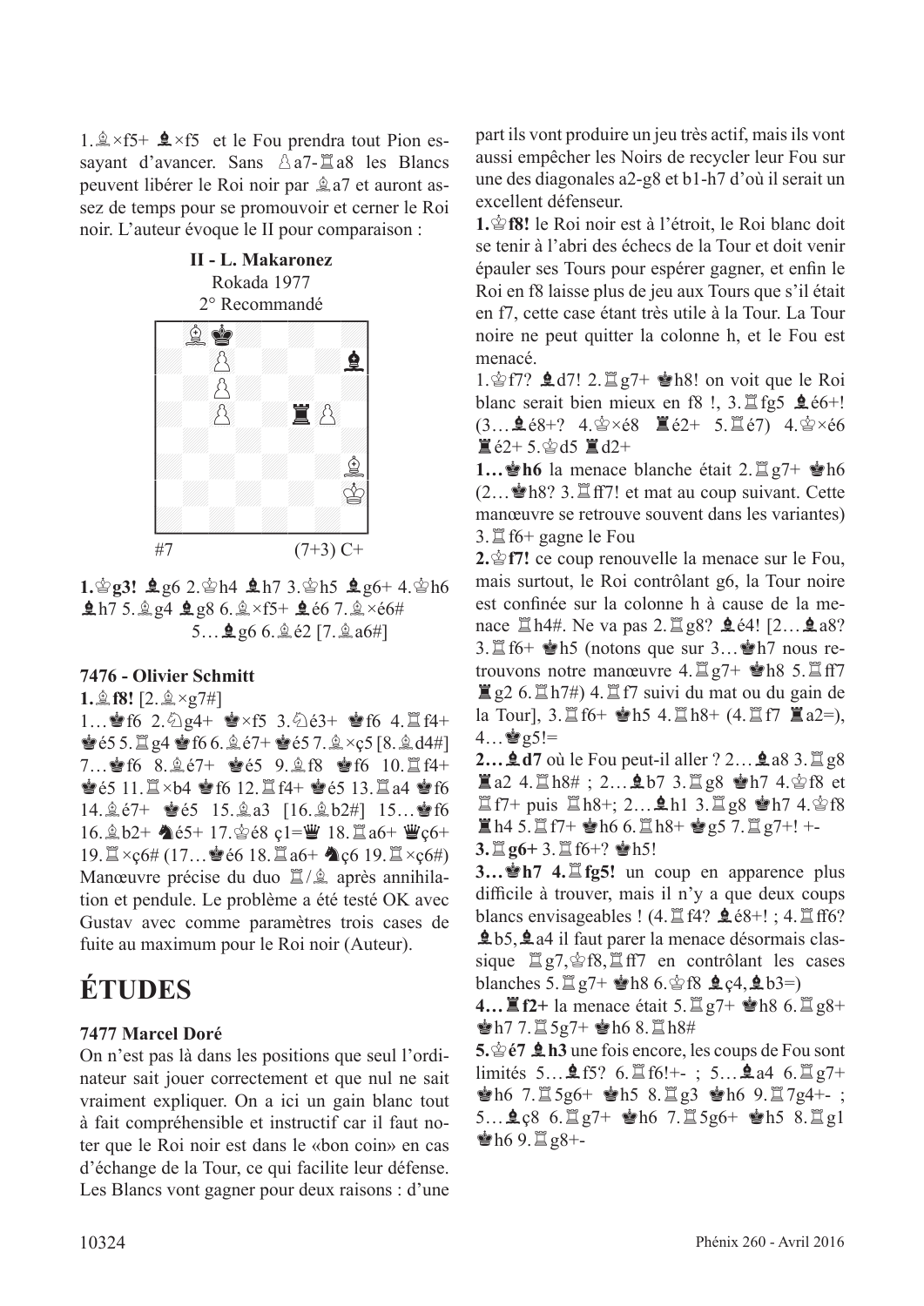1.♗×f5+ ♝×f5 et le Fou prendra tout Pion essayant d'avancer. Sans ♙a7-♖a8 les Blancs peuvent libérer le Roi noir par ♗a7 et auront assez de temps pour se promouvoir et cerner le Roi noir. L'auteur évoque le II pour comparaison :

**II - L. Makaronez**
Rokada 1977
2° Recommandé

#7 (7+3) C+

**1.♔g3!** ♝g6 2.♔h4 ♝h7 3.♔h5 ♝g6+ 4.♔h6 ♝h7 5.♗g4 ♝g8 6.♗×f5+ ♝é6 7.♗×é6#
5…♝g6 6.♗é2 [7.♗a6#]

**7476 - Olivier Schmitt**

**1.♗f8!** [2.♗×g7#]
1…♚f6 2.♘g4+ ♚×f5 3.♘é3+ ♚f6 4.♖f4+ ♚é5 5.♖g4 ♚f6 6.♗é7+ ♚é5 7.♗×ç5 [8.♗d4#] 7…♚f6 8.♗é7+ ♚é5 9.♗f8 ♚f6 10.♖f4+ ♚é5 11.♖×b4 ♚f6 12.♖f4+ ♚é5 13.♖a4 ♚f6 14.♗é7+ ♚é5 15.♗a3 [16.♗b2#] 15…♚f6 16.♗b2+ ♞é5+ 17.♔é8 ç1=♛ 18.♖a6+ ♛ç6+ 19.♖×ç6# (17…♚é6 18.♖a6+ ♞ç6 19.♖×ç6#)
Manœuvre précise du duo ♖/♗ après annihilation et pendule. Le problème a été testé OK avec Gustav avec comme paramètres trois cases de fuite au maximum pour le Roi noir (Auteur).

# ÉTUDES

**7477 Marcel Doré**

On n'est pas là dans les positions que seul l'ordinateur sait jouer correctement et que nul ne sait vraiment expliquer. On a ici un gain blanc tout à fait compréhensible et instructif car il faut noter que le Roi noir est dans le «bon coin» en cas d'échange de la Tour, ce qui facilite leur défense. Les Blancs vont gagner pour deux raisons : d'une part ils vont produire un jeu très actif, mais ils vont aussi empêcher les Noirs de recycler leur Fou sur une des diagonales a2-g8 et b1-h7 d'où il serait un excellent défenseur.

**1.♔f8!** le Roi noir est à l'étroit, le Roi blanc doit se tenir à l'abri des échecs de la Tour et doit venir épauler ses Tours pour espérer gagner, et enfin le Roi en f8 laisse plus de jeu aux Tours que s'il était en f7, cette case étant très utile à la Tour. La Tour noire ne peut quitter la colonne h, et le Fou est menacé.

1.♔f7? ♝d7! 2.♖g7+ ♚h8! on voit que le Roi blanc serait bien mieux en f8 !, 3.♖fg5 ♝é6+! (3…♝é8+? 4.♔×é8 ♜é2+ 5.♖é7) 4.♔×é6 ♜é2+ 5.♔d5 ♜d2+

**1…♚h6** la menace blanche était 2.♖g7+ ♚h6 (2…♚h8? 3.♖ff7! et mat au coup suivant. Cette manœuvre se retrouve souvent dans les variantes) 3.♖f6+ gagne le Fou

**2.♔f7!** ce coup renouvelle la menace sur le Fou, mais surtout, le Roi contrôlant g6, la Tour noire est confinée sur la colonne h à cause de la menace ♖h4#. Ne va pas 2.♖g8? ♝é4! [2…♝a8? 3.♖f6+ ♚h5 (notons que sur 3…♚h7 nous retrouvons notre manœuvre 4.♖g7+ ♚h8 5.♖ff7 ♜g2 6.♖h7#) 4.♖f7 suivi du mat ou du gain de la Tour], 3.♖f6+ ♚h5 4.♖h8+ (4.♖f7 ♜a2=), 4…♚g5!=

**2…♝d7** où le Fou peut-il aller ? 2…♝a8 3.♖g8 ♜a2 4.♖h8# ; 2…♝b7 3.♖g8 ♚h7 4.♔f8 et ♖f7+ puis ♖h8+; 2…♝h1 3.♖g8 ♚h7 4.♔f8 ♜h4 5.♖f7+ ♚h6 6.♖h8+ ♚g5 7.♖g7+! +-

**3.♖g6+** 3.♖f6+? ♚h5!

**3…♚h7 4.♖fg5!** un coup en apparence plus difficile à trouver, mais il n'y a que deux coups blancs envisageables ! (4.♖f4? ♝é8+! ; 4.♖ff6? ♝b5,♝a4 il faut parer la menace désormais classique ♖g7,♔f8,♖ff7 en contrôlant les cases blanches 5.♖g7+ ♚h8 6.♔f8 ♝ç4,♝b3=)

**4…♜f2+** la menace était 5.♖g7+ ♚h8 6.♖g8+ ♚h7 7.♖5g7+ ♚h6 8.♖h8#

**5.♔é7 ♝h3** une fois encore, les coups de Fou sont limités 5…♝f5? 6.♖f6!+- ; 5…♝a4 6.♖g7+ ♚h6 7.♖5g6+ ♚h5 8.♖g3 ♚h6 9.♖7g4+- ; 5…♝ç8 6.♖g7+ ♚h6 7.♖5g6+ ♚h5 8.♖g1 ♚h6 9.♖g8+-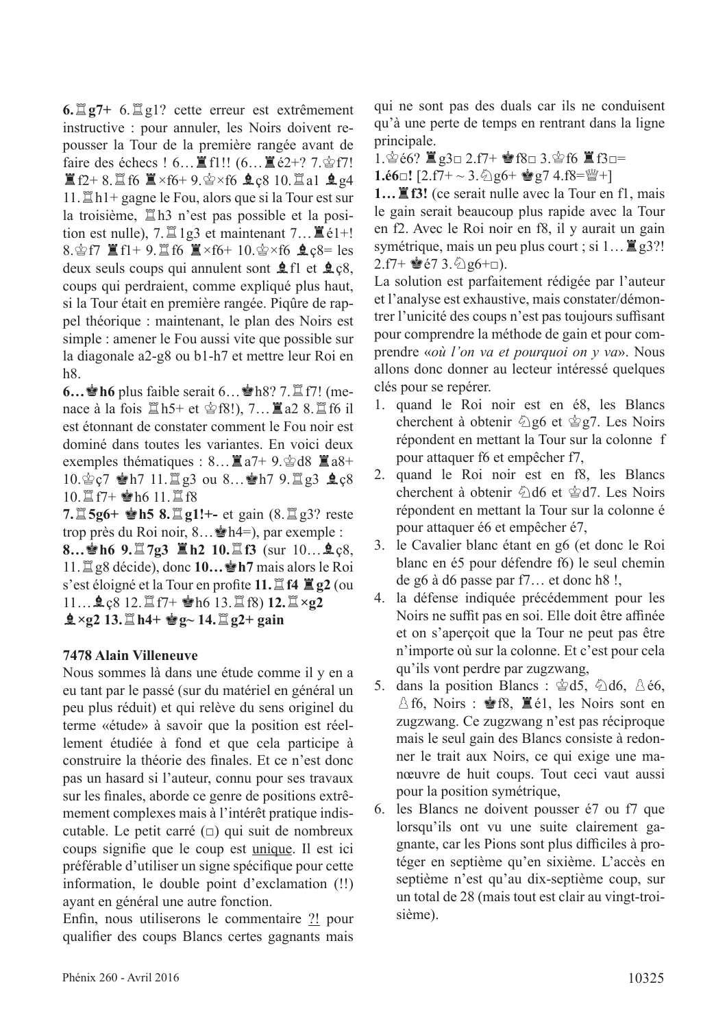**6.♖g7+** 6.♖g1? cette erreur est extrêmement instructive : pour annuler, les Noirs doivent repousser la Tour de la première rangée avant de faire des échecs ! 6…♜f1!! (6…♜é2+? 7.♔f7! ♜f2+ 8.♖f6 ♜×f6+ 9.♔×f6 ♝ç8 10.♖a1 ♝g4 11.♖h1+ gagne le Fou, alors que si la Tour est sur la troisième, ♖h3 n'est pas possible et la position est nulle), 7.♖1g3 et maintenant 7…♜é1+! 8.♔f7 ♜f1+ 9.♖f6 ♜×f6+ 10.♔×f6 ♝ç8= les deux seuls coups qui annulent sont ♝f1 et ♝ç8, coups qui perdraient, comme expliqué plus haut, si la Tour était en première rangée. Piqûre de rappel théorique : maintenant, le plan des Noirs est simple : amener le Fou aussi vite que possible sur la diagonale a2-g8 ou b1-h7 et mettre leur Roi en h8.

**6…♚h6** plus faible serait 6…♚h8? 7.♖f7! (menace à la fois ♖h5+ et ♔f8!), 7…♜a2 8.♖f6 il est étonnant de constater comment le Fou noir est dominé dans toutes les variantes. En voici deux exemples thématiques : 8…♜a7+ 9.♔d8 ♜a8+ 10.♔ç7 ♚h7 11.♖g3 ou 8…♚h7 9.♖g3 ♝ç8 10.♖f7+ ♚h6 11.♖f8

**7.♖5g6+ ♚h5 8.♖g1!+-** et gain (8.♖g3? reste trop près du Roi noir, 8…♚h4=), par exemple :

**8…♚h6 9.♖7g3 ♜h2 10.♖f3** (sur 10…♝ç8, 11.♖g8 décide), donc **10…♚h7** mais alors le Roi s'est éloigné et la Tour en profite **11.♖f4 ♜g2** (ou 11…♝ç8 12.♖f7+ ♚h6 13.♖f8) **12.♖×g2 ♝×g2 13.♖h4+ ♚g~ 14.♖g2+ gain**

**7478 Alain Villeneuve**

Nous sommes là dans une étude comme il y en a eu tant par le passé (sur du matériel en général un peu plus réduit) et qui relève du sens originel du terme «étude» à savoir que la position est réellement étudiée à fond et que cela participe à construire la théorie des finales. Et ce n'est donc pas un hasard si l'auteur, connu pour ses travaux sur les finales, aborde ce genre de positions extrêmement complexes mais à l'intérêt pratique indiscutable. Le petit carré (□) qui suit de nombreux coups signifie que le coup est <u>unique</u>. Il est ici préférable d'utiliser un signe spécifique pour cette information, le double point d'exclamation (!!) ayant en général une autre fonction.

Enfin, nous utiliserons le commentaire <u>?!</u> pour qualifier des coups Blancs certes gagnants mais qui ne sont pas des duals car ils ne conduisent qu'à une perte de temps en rentrant dans la ligne principale.

1.♔é6? ♜g3□ 2.f7+ ♚f8□ 3.♔f6 ♜f3□=

**1.é6□!** [2.f7+ ~ 3.♘g6+ ♚g7 4.f8=♕+]

**1…♜f3!** (ce serait nulle avec la Tour en f1, mais le gain serait beaucoup plus rapide avec la Tour en f2. Avec le Roi noir en f8, il y aurait un gain symétrique, mais un peu plus court ; si 1…♜g3?! 2.f7+ ♚é7 3.♘g6+□).

La solution est parfaitement rédigée par l'auteur et l'analyse est exhaustive, mais constater/démontrer l'unicité des coups n'est pas toujours suffisant pour comprendre la méthode de gain et pour comprendre «*où l'on va et pourquoi on y va*». Nous allons donc donner au lecteur intéressé quelques clés pour se repérer.

1. quand le Roi noir est en é8, les Blancs cherchent à obtenir ♘g6 et ♔g7. Les Noirs répondent en mettant la Tour sur la colonne f pour attaquer f6 et empêcher f7,
2. quand le Roi noir est en f8, les Blancs cherchent à obtenir ♘d6 et ♔d7. Les Noirs répondent en mettant la Tour sur la colonne é pour attaquer é6 et empêcher é7,
3. le Cavalier blanc étant en g6 (et donc le Roi blanc en é5 pour défendre f6) le seul chemin de g6 à d6 passe par f7… et donc h8 !,
4. la défense indiquée précédemment pour les Noirs ne suffit pas en soi. Elle doit être affinée et on s'aperçoit que la Tour ne peut pas être n'importe où sur la colonne. Et c'est pour cela qu'ils vont perdre par zugzwang,
5. dans la position Blancs : ♔d5, ♘d6, ♙é6, ♙f6, Noirs : ♚f8, ♜é1, les Noirs sont en zugzwang. Ce zugzwang n'est pas réciproque mais le seul gain des Blancs consiste à redonner le trait aux Noirs, ce qui exige une manœuvre de huit coups. Tout ceci vaut aussi pour la position symétrique,
6. les Blancs ne doivent pousser é7 ou f7 que lorsqu'ils ont vu une suite clairement gagnante, car les Pions sont plus difficiles à protéger en septième qu'en sixième. L'accès en septième n'est qu'au dix-septième coup, sur un total de 28 (mais tout est clair au vingt-troisième).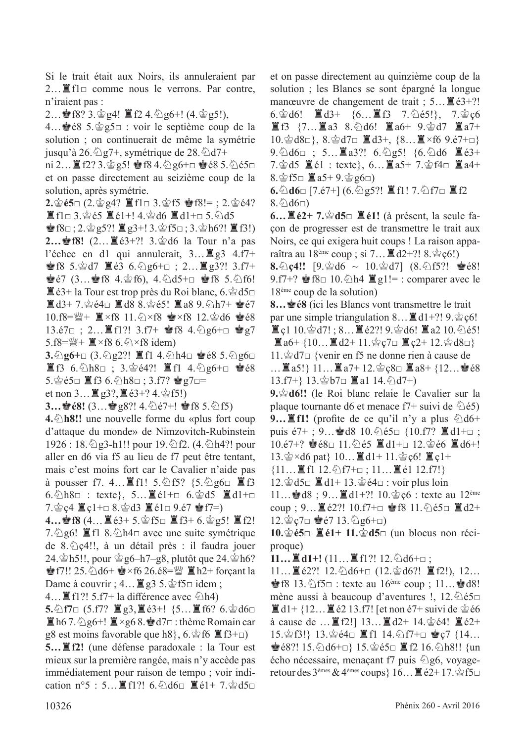Si le trait était aux Noirs, ils annuleraient par 2…♜f1□ comme nous le verrons. Par contre, n'iraient pas :

2…♚f8? 3.♔g4! ♜f2 4.♘g6+! (4.♔g5!), 4…♚é8 5.♔g5□ : voir le septième coup de la solution ; on continuerait de même la symétrie jusqu'à 26.♘g7+, symétrique de 28.♘d7+

ni 2…♜f2? 3.♔g5! ♚f8 4.♘g6+□ ♚é8 5.♘é5□ et on passe directement au seizième coup de la solution, après symétrie.

**2.♔é5□** (2.♔g4? ♜f1□ 3.♔f5 ♚f8!= ; 2.♔é4? ♜f1□ 3.♔é5 ♜é1+! 4.♔d6 ♜d1+□ 5.♘d5 ♚f8□ ; 2.♔g5?! ♜g3+! 3.♔f5□ ; 3.♔h6?! ♜f3!)

**2…♚f8!** (2…♜é3+?! 3.♔d6 la Tour n'a pas l'échec en d1 qui annulerait, 3…♜g3 4.f7+ ♚f8 5.♔d7 ♜é3 6.♘g6+□ ; 2…♜g3?! 3.f7+ ♚é7 (3…♚f8 4.♔f6), 4.♘d5+□ ♚f8 5.♘f6! ♜é3+ la Tour est trop près du Roi blanc, 6.♔d5□ ♜d3+ 7.♔é4□ ♜d8 8.♔é5! ♜a8 9.♘h7+ ♚é7 10.f8=♕+ ♜×f8 11.♘×f8 ♚×f8 12.♔d6 ♚é8 13.é7□ ; 2…♜f1?! 3.f7+ ♚f8 4.♘g6+□ ♚g7 5.f8=♕+ ♜×f8 6.♘×f8 idem)

**3.♘g6+□** (3.♘g2?! ♜f1 4.♘h4□ ♚é8 5.♘g6□ ♜f3 6.♘h8□ ; 3.♔é4?! ♜f1 4.♘g6+□ ♚é8 5.♔é5□ ♜f3 6.♘h8□ ; 3.f7? ♚g7□= et non 3…♜g3?, ♜é3+? 4.♔f5!)

**3…♚é8!** (3…♚g8?! 4.♘é7+! ♚f8 5.♘f5)

**4.♘h8!!** une nouvelle forme du «plus fort coup d'attaque du monde» de Nimzovitch-Rubinstein 1926 : 18.♘g3-h1!! pour 19.♘f2. (4.♘h4?! pour aller en d6 via f5 au lieu de f7 peut être tentant, mais c'est moins fort car le Cavalier n'aide pas à pousser f7. 4…♜f1! 5.♘f5? {5.♘g6□ ♜f3 6.♘h8□ : texte}, 5…♜é1+□ 6.♔d5 ♜d1+□ 7.♔ç4 ♜ç1+□ 8.♔d3 ♜é1□ 9.é7 ♚f7=)

**4…♚f8** (4…♜é3+ 5.♔f5□ ♜f3+ 6.♔g5! ♜f2! 7.♘g6! ♜f1 8.♘h4□ avec une suite symétrique de 8.♘ç4!!, à un détail près : il faudra jouer 24.♔h5!!, pour ♔g6–h7–g8, plutôt que 24.♔h6? ♚f7!! 25.♘d6+ ♚×f6 26.é8=♕ ♜h2+ forçant la Dame à couvrir ; 4…♜g3 5.♔f5□ idem ; 4…♜f1?! 5.f7+ la différence avec ♘h4)

**5.♘f7□** (5.f7? ♜g3,♜é3+! {5…♜f6? 6.♔d6□ ♜h6 7.♘g6+! ♜×g6 8.♔d7□ : thème Romain car g8 est moins favorable que h8}, 6.♔f6 ♜f3+□)

**5…♜f2!** (une défense paradoxale : la Tour est mieux sur la première rangée, mais n'y accède pas immédiatement pour raison de tempo ; voir indication n°5 : 5…♜f1?! 6.♘d6□ ♜é1+ 7.♔d5□ et on passe directement au quinzième coup de la solution ; les Blancs se sont épargné la longue manœuvre de changement de trait ; 5…♜é3+?! 6.♔d6! ♜d3+ {6…♜f3 7.♘é5!}, 7.♔ç6 ♜f3 {7…♜a3 8.♘d6! ♜a6+ 9.♔d7 ♜a7+ 10.♔d8□}, 8.♔d7□ ♜d3+, {8…♜×f6 9.é7+□} 9.♘d6□ ; 5…♜a3?! 6.♘g5! {6.♘d6 ♜é3+ 7.♔d5 ♜é1 : texte}, 6…♜a5+ 7.♔f4□ ♜a4+ 8.♔f5□ ♜a5+ 9.♔g6□)

**6.♘d6□** [7.é7+] (6.♘g5?! ♜f1! 7.♘f7□ ♜f2 8.♘d6□)

**6…♜é2+ 7.♔d5□ ♜é1!** (à présent, la seule façon de progresser est de transmettre le trait aux Noirs, ce qui exigera huit coups ! La raison apparaîtra au 18ème coup ; si 7…♜d2+?! 8.♔ç6!)

**8.♘ç4!!** [9.♔d6 ~ 10.♔d7] (8.♘f5?! ♚é8! 9.f7+? ♚f8□ 10.♘h4 ♜g1!= : comparer avec le 18ème coup de la solution)

**8…♚é8** (ici les Blancs vont transmettre le trait par une simple triangulation 8…♜d1+?! 9.♔ç6! ♜ç1 10.♔d7! ; 8…♜é2?! 9.♔d6! ♜a2 10.♘é5! ♜a6+ {10…♜d2+ 11.♔ç7□ ♜ç2+ 12.♔d8□} 11.♔d7□ {venir en f5 ne donne rien à cause de …♜a5!} 11…♜a7+ 12.♔ç8□ ♜a8+ {12…♚é8 13.f7+} 13.♔b7□ ♜a1 14.♘d7+)

**9.♔d6!!** (le Roi blanc relaie le Cavalier sur la plaque tournante d6 et menace f7+ suivi de ♘é5)

**9…♜f1!** (profite de ce qu'il n'y a plus ♘d6+ puis é7+ ; 9…♚d8 10.♘é5□ {10.f7? ♜d1+□ ; 10.é7+? ♚é8□ 11.♘é5 ♜d1+□ 12.♔é6 ♜d6+! 13.♔×d6 pat} 10…♜d1+ 11.♔ç6! ♜ç1+ {11…♜f1 12.♘f7+□ ; 11…♜é1 12.f7!} 12.♔d5□ ♜d1+ 13.♔é4□ : voir plus loin 11…♚d8 ; 9…♜d1+?! 10.♔ç6 : texte au 12ème coup ; 9…♜é2?! 10.f7+□ ♚f8 11.♘é5□ ♜d2+ 12.♔ç7□ ♚é7 13.♘g6+□)

**10.♔é5□ ♜é1+ 11.♔d5□** (un blocus non réciproque)

**11…♜d1+!** (11…♜f1?! 12.♘d6+□ ; 11…♜é2?! 12.♘d6+□ (12.♔d6?! ♜f2!), 12…♚f8 13.♘f5□ : texte au 16ème coup ; 11…♚d8! mène aussi à beaucoup d'aventures !, 12.♘é5□ ♜d1+ {12…♜é2 13.f7! [et non é7+ suivi de ♔é6 à cause de …♜f2!] 13…♜d2+ 14.♔é4! ♜é2+ 15.♔f3!} 13.♔é4□ ♜f1 14.♘f7+□ ♚ç7 {14…♚é8?! 15.♘d6+□} 15.♔é5□ ♜f2 16.♘h8!! {un écho nécessaire, menaçant f7 puis ♘g6, voyage-retour des 3èmes & 4èmes coups} 16…♜é2+ 17.♔f5□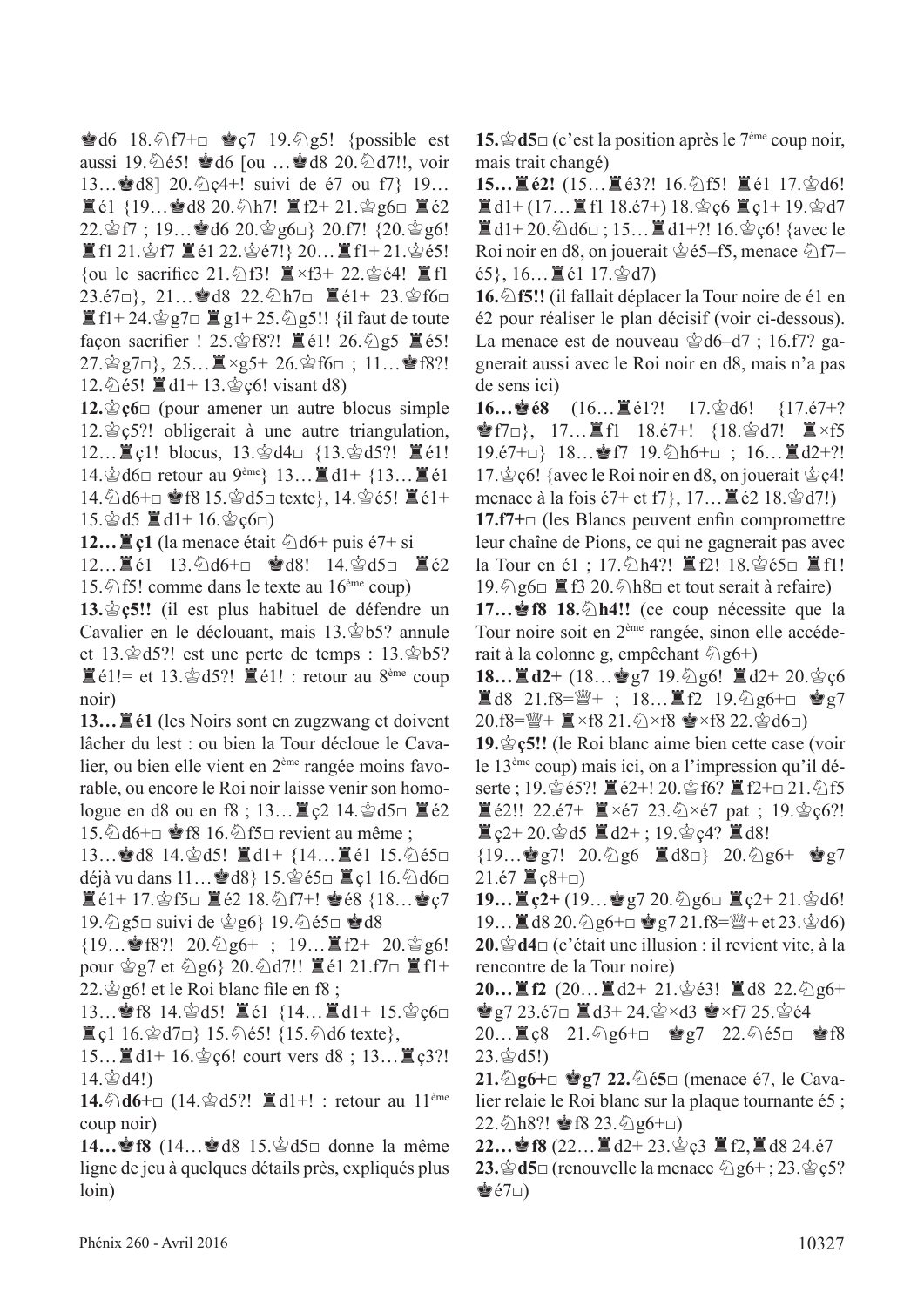♚d6 18.♘f7+□ ♚ç7 19.♘g5! {possible est aussi 19.♘é5! ♚d6 [ou …♚d8 20.♘d7!!, voir 13…♚d8] 20.♘ç4+! suivi de é7 ou f7} 19…♜é1 {19…♚d8 20.♘h7! ♜f2+ 21.♔g6□ ♜é2 22.♔f7 ; 19…♚d6 20.♔g6□} 20.f7! {20.♔g6! ♜f1 21.♔f7 ♜é1 22.♔é7!} 20…♜f1+ 21.♔é5! {ou le sacrifice 21.♘f3! ♜×f3+ 22.♔é4! ♜f1 23.é7□}, 21…♚d8 22.♘h7□ ♜é1+ 23.♔f6□ ♜f1+ 24.♔g7□ ♜g1+ 25.♘g5!! {il faut de toute façon sacrifier ! 25.♔f8?! ♜é1! 26.♘g5 ♜é5! 27.♔g7□}, 25…♜×g5+ 26.♔f6□ ; 11…♚f8?! 12.♘é5! ♜d1+ 13.♔ç6! visant d8)

**12.♔ç6□** (pour amener un autre blocus simple 12.♔ç5?! obligerait à une autre triangulation, 12…♜ç1! blocus, 13.♔d4□ {13.♔d5?! ♜é1! 14.♔d6□ retour au 9ème} 13…♜d1+ {13…♜é1 14.♘d6+□ ♚f8 15.♔d5□ texte}, 14.♔é5! ♜é1+ 15.♔d5 ♜d1+ 16.♔ç6□)

**12…♜ç1** (la menace était ♘d6+ puis é7+ si 12…♜é1 13.♘d6+□ ♚d8! 14.♔d5□ ♜é2 15.♘f5! comme dans le texte au 16ème coup)

**13.♔ç5!!** (il est plus habituel de défendre un Cavalier en le déclouant, mais 13.♔b5? annule et 13.♔d5?! est une perte de temps : 13.♔b5? ♜é1!= et 13.♔d5?! ♜é1! : retour au 8ème coup noir)

**13…♜é1** (les Noirs sont en zugzwang et doivent lâcher du lest : ou bien la Tour décloue le Cavalier, ou bien elle vient en 2ème rangée moins favorable, ou encore le Roi noir laisse venir son homologue en d8 ou en f8 ; 13…♜ç2 14.♔d5□ ♜é2 15.♘d6+□ ♚f8 16.♘f5□ revient au même ;
13…♚d8 14.♔d5! ♜d1+ {14…♜é1 15.♘é5□ déjà vu dans 11…♚d8} 15.♔é5□ ♜ç1 16.♘d6□ ♜é1+ 17.♔f5□ ♜é2 18.♘f7+! ♚é8 {18…♚ç7 19.♘g5□ suivi de ♔g6} 19.♘é5□ ♚d8
{19…♚f8?! 20.♘g6+ ; 19…♜f2+ 20.♔g6! pour ♔g7 et ♘g6} 20.♘d7!! ♜é1 21.f7□ ♜f1+ 22.♔g6! et le Roi blanc file en f8 ;
13…♚f8 14.♔d5! ♜é1 {14…♜d1+ 15.♔ç6□ ♜ç1 16.♔d7□} 15.♘é5! {15.♘d6 texte},
15…♜d1+ 16.♔ç6! court vers d8 ; 13…♜ç3?! 14.♔d4!)

**14.♘d6+□** (14.♔d5?! ♜d1+! : retour au 11ème coup noir)

**14…♚f8** (14…♚d8 15.♔d5□ donne la même ligne de jeu à quelques détails près, expliqués plus loin)

**15.♔d5□** (c'est la position après le 7ème coup noir, mais trait changé)

**15…♜é2!** (15…♜é3?! 16.♘f5! ♜é1 17.♔d6! ♜d1+ (17…♜f1 18.é7+) 18.♔ç6 ♜ç1+ 19.♔d7 ♜d1+ 20.♘d6□ ; 15…♜d1+?! 16.♔ç6! {avec le Roi noir en d8, on jouerait ♔é5–f5, menace ♘f7–é5}, 16…♜é1 17.♔d7)

**16.♘f5!!** (il fallait déplacer la Tour noire de é1 en é2 pour réaliser le plan décisif (voir ci-dessous). La menace est de nouveau ♔d6–d7 ; 16.f7? gagnerait aussi avec le Roi noir en d8, mais n'a pas de sens ici)

**16…♚é8** (16…♜é1?! 17.♔d6! {17.é7+? ♚f7□}, 17…♜f1 18.é7+! {18.♔d7! ♜×f5 19.é7+□} 18…♚f7 19.♘h6+□ ; 16…♜d2+?! 17.♔ç6! {avec le Roi noir en d8, on jouerait ♔ç4! menace à la fois é7+ et f7}, 17…♜é2 18.♔d7!)

**17.f7+□** (les Blancs peuvent enfin compromettre leur chaîne de Pions, ce qui ne gagnerait pas avec la Tour en é1 ; 17.♘h4?! ♜f2! 18.♔é5□ ♜f1! 19.♘g6□ ♜f3 20.♘h8□ et tout serait à refaire)

**17…♚f8 18.♘h4!!** (ce coup nécessite que la Tour noire soit en 2ème rangée, sinon elle accéderait à la colonne g, empêchant ♘g6+)

**18…♜d2+** (18…♚g7 19.♘g6! ♜d2+ 20.♔ç6 ♜d8 21.f8=♕+ ; 18…♜f2 19.♘g6+□ ♚g7 20.f8=♕+ ♜×f8 21.♘×f8 ♚×f8 22.♔d6□)

**19.♔ç5!!** (le Roi blanc aime bien cette case (voir le 13ème coup) mais ici, on a l'impression qu'il déserte ; 19.♔é5?! ♜é2+! 20.♔f6? ♜f2+□ 21.♘f5 ♜é2!! 22.é7+ ♜×é7 23.♘×é7 pat ; 19.♔ç6?! ♜ç2+ 20.♔d5 ♜d2+ ; 19.♔ç4? ♜d8!
{19…♚g7! 20.♘g6 ♜d8□} 20.♘g6+ ♚g7 21.é7 ♜ç8+□)

**19…♜ç2+** (19…♚g7 20.♘g6□ ♜ç2+ 21.♔d6! 19…♜d8 20.♘g6+□ ♚g7 21.f8=♕+ et 23.♔d6)

**20.♔d4□** (c'était une illusion : il revient vite, à la rencontre de la Tour noire)

**20…♜f2** (20…♜d2+ 21.♔é3! ♜d8 22.♘g6+ ♚g7 23.é7□ ♜d3+ 24.♔×d3 ♚×f7 25.♔é4
20…♜ç8 21.♘g6+□ ♚g7 22.♘é5□ ♚f8 23.♔d5!)

**21.♘g6+□ ♚g7 22.♘é5□** (menace é7, le Cavalier relaie le Roi blanc sur la plaque tournante é5 ; 22.♘h8?! ♚f8 23.♘g6+□)

**22…♚f8** (22…♜d2+ 23.♔ç3 ♜f2,♜d8 24.é7

**23.♔d5□** (renouvelle la menace ♘g6+ ; 23.♔ç5? ♚é7□)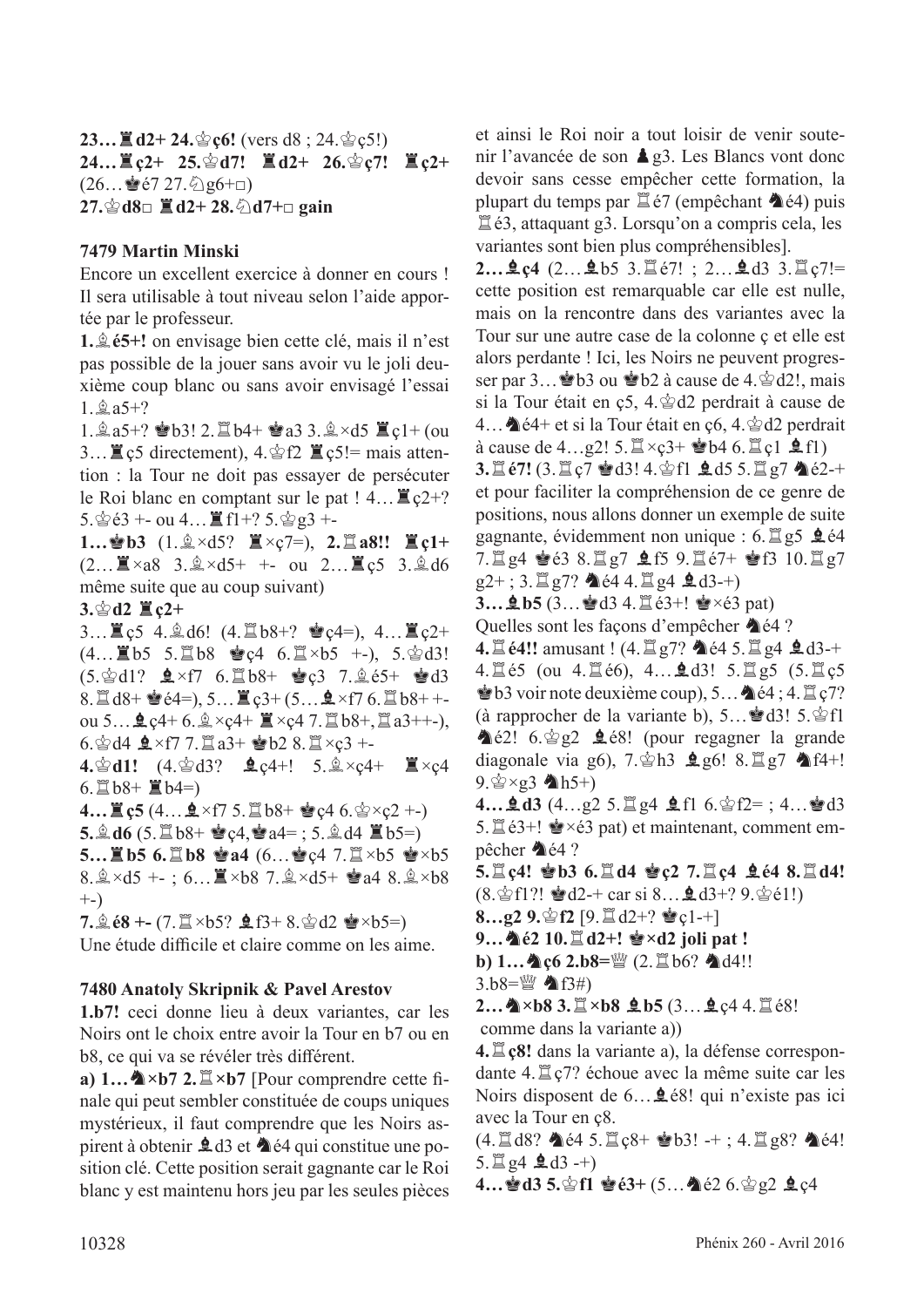**23…♜d2+ 24.♔ç6!** (vers d8 ; 24.♔ç5!)
**24…♜ç2+ 25.♔d7! ♜d2+ 26.♔ç7! ♜ç2+** (26…♚é7 27.♘g6+□)
**27.♔d8□ ♜d2+ 28.♘d7+□ gain**

### 7479 Martin Minski

Encore un excellent exercice à donner en cours ! Il sera utilisable à tout niveau selon l'aide apportée par le professeur.

**1.♗é5+!** on envisage bien cette clé, mais il n'est pas possible de la jouer sans avoir vu le joli deuxième coup blanc ou sans avoir envisagé l'essai 1.♗a5+?

1.♗a5+? ♚b3! 2.♖b4+ ♚a3 3.♗×d5 ♜ç1+ (ou 3…♜ç5 directement), 4.♔f2 ♜ç5!= mais attention : la Tour ne doit pas essayer de persécuter le Roi blanc en comptant sur le pat ! 4…♜ç2+? 5.♔é3 +- ou 4…♜f1+? 5.♔g3 +-

**1…♚b3** (1.♗×d5? ♜×ç7=), **2.♖a8!! ♜ç1+** (2…♜×a8 3.♗×d5+ +- ou 2…♜ç5 3.♗d6 même suite que au coup suivant)

**3.♔d2 ♜ç2+**

3…♜ç5 4.♗d6! (4.♖b8+? ♚ç4=), 4…♜ç2+ (4…♜b5 5.♖b8 ♚ç4 6.♖×b5 +-), 5.♔d3! (5.♔d1? ♝×f7 6.♖b8+ ♚ç3 7.♗é5+ ♚d3 8.♖d8+ ♚é4=), 5…♜ç3+ (5…♝×f7 6.♖b8+ +- ou 5…♝ç4+ 6.♗×ç4+ ♜×ç4 7.♖b8+,♖a3++-), 6.♔d4 ♝×f7 7.♖a3+ ♚b2 8.♖×ç3 +-

**4.♔d1!** (4.♔d3? ♝ç4+! 5.♗×ç4+ ♜×ç4 6.♖b8+ ♜b4=)

**4…♜ç5** (4…♝×f7 5.♖b8+ ♚ç4 6.♔×ç2 +-)

**5.♗d6** (5.♖b8+ ♚ç4,♚a4= ; 5.♗d4 ♜b5=)

**5…♜b5 6.♖b8 ♚a4** (6…♚ç4 7.♖×b5 ♚×b5 8.♗×d5 +- ; 6…♜×b8 7.♗×d5+ ♚a4 8.♗×b8 +-)

**7.♗é8 +-** (7.♖×b5? ♝f3+ 8.♔d2 ♚×b5=)

Une étude difficile et claire comme on les aime.

### 7480 Anatoly Skripnik & Pavel Arestov

**1.b7!** ceci donne lieu à deux variantes, car les Noirs ont le choix entre avoir la Tour en b7 ou en b8, ce qui va se révéler très différent.

**a) 1…♞×b7 2.♖×b7** [Pour comprendre cette finale qui peut sembler constituée de coups uniques mystérieux, il faut comprendre que les Noirs aspirent à obtenir ♝d3 et ♞é4 qui constitue une position clé. Cette position serait gagnante car le Roi blanc y est maintenu hors jeu par les seules pièces et ainsi le Roi noir a tout loisir de venir soutenir l'avancée de son ♟g3. Les Blancs vont donc devoir sans cesse empêcher cette formation, la plupart du temps par ♖é7 (empêchant ♞é4) puis ♖é3, attaquant g3. Lorsqu'on a compris cela, les variantes sont bien plus compréhensibles].

**2…♝ç4** (2…♝b5 3.♖é7! ; 2…♝d3 3.♖ç7!= cette position est remarquable car elle est nulle, mais on la rencontre dans des variantes avec la Tour sur une autre case de la colonne ç et elle est alors perdante ! Ici, les Noirs ne peuvent progresser par 3…♚b3 ou ♚b2 à cause de 4.♔d2!, mais si la Tour était en ç5, 4.♔d2 perdrait à cause de 4…♞é4+ et si la Tour était en ç6, 4.♔d2 perdrait à cause de 4…g2! 5.♖×ç3+ ♚b4 6.♖ç1 ♝f1)

**3.♖é7!** (3.♖ç7 ♚d3! 4.♔f1 ♝d5 5.♖g7 ♞é2-+ et pour faciliter la compréhension de ce genre de positions, nous allons donner un exemple de suite gagnante, évidemment non unique : 6.♖g5 ♝é4 7.♖g4 ♚é3 8.♖g7 ♝f5 9.♖é7+ ♚f3 10.♖g7 g2+ ; 3.♖g7? ♞é4 4.♖g4 ♝d3-+)

**3…♝b5** (3…♚d3 4.♖é3+! ♚×é3 pat)

Quelles sont les façons d'empêcher ♞é4 ?

**4.♖é4!!** amusant ! (4.♖g7? ♞é4 5.♖g4 ♝d3-+ 4.♖é5 (ou 4.♖é6), 4…♝d3! 5.♖g5 (5.♖ç5 ♚b3 voir note deuxième coup), 5…♞é4 ; 4.♖ç7? (à rapprocher de la variante b), 5…♚d3! 5.♔f1 ♞é2! 6.♔g2 ♝é8! (pour regagner la grande diagonale via g6), 7.♔h3 ♝g6! 8.♖g7 ♞f4+! 9.♔×g3 ♞h5+)

**4…♝d3** (4…g2 5.♖g4 ♝f1 6.♔f2= ; 4…♚d3 5.♖é3+! ♚×é3 pat) et maintenant, comment empêcher ♞é4 ?

**5.♖ç4! ♚b3 6.♖d4 ♚ç2 7.♖ç4 ♝é4 8.♖d4!** (8.♔f1?! ♚d2-+ car si 8…♝d3+? 9.♔é1!)

**8…g2 9.♔f2** [9.♖d2+? ♚ç1-+]

**9…♞é2 10.♖d2+! ♚×d2 joli pat !**

**b) 1…♞ç6 2.b8=♕** (2.♖b6? ♞d4!! 3.b8=♕ ♞f3#)

**2…♞×b8 3.♖×b8 ♝b5** (3…♝ç4 4.♖é8! comme dans la variante a))

**4.♖ç8!** dans la variante a), la défense correspondante 4.♖ç7? échoue avec la même suite car les Noirs disposent de 6…♝é8! qui n'existe pas ici avec la Tour en ç8.

(4.♖d8? ♞é4 5.♖ç8+ ♚b3! -+ ; 4.♖g8? ♞é4! 5.♖g4 ♝d3 -+)

**4…♚d3 5.♔f1 ♚é3+** (5…♞é2 6.♔g2 ♝ç4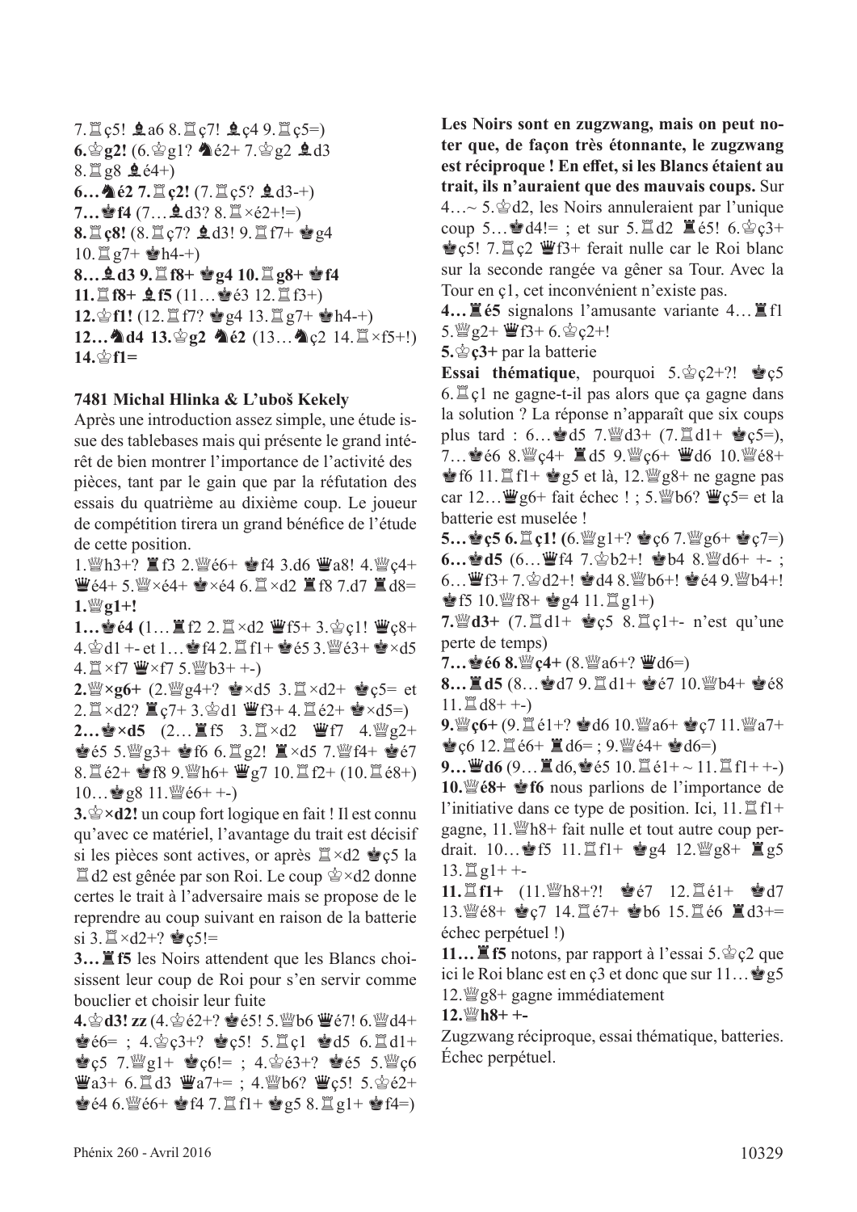7.♖ç5! ♗a6 8.♖ç7! ♗ç4 9.♖ç5=)
**6.♔g2!** (6.♔g1? ♞é2+ 7.♔g2 ♗d3 8.♖g8 ♗é4+)
**6…♞é2 7.♖ç2!** (7.♖ç5? ♗d3-+)
**7…♚f4** (7…♗d3? 8.♖×é2+!=)
**8.♖ç8!** (8.♖ç7? ♗d3! 9.♖f7+ ♚g4 10.♖g7+ ♚h4-+)
**8…♗d3 9.♖f8+ ♚g4 10.♖g8+ ♚f4**
**11.♖f8+ ♗f5** (11…♚é3 12.♖f3+)
**12.♔f1!** (12.♖f7? ♚g4 13.♖g7+ ♚h4-+)
**12…♞d4 13.♔g2 ♞é2** (13…♞ç2 14.♖×f5+!)
**14.♔f1=**

### 7481 Michal Hlinka & L'uboš Kekely

Après une introduction assez simple, une étude issue des tablebases mais qui présente le grand intérêt de bien montrer l'importance de l'activité des pièces, tant par le gain que par la réfutation des essais du quatrième au dixième coup. Le joueur de compétition tirera un grand bénéfice de l'étude de cette position.

1.♕h3+? ♜f3 2.♕é6+ ♚f4 3.d6 ♛a8! 4.♕ç4+ ♛é4+ 5.♕×é4+ ♚×é4 6.♖×d2 ♜f8 7.d7 ♜d8=
**1.♕g1+!**
**1…♚é4 (**1…♜f2 2.♖×d2 ♛f5+ 3.♔ç1! ♛ç8+ 4.♔d1 +- et 1…♚f4 2.♖f1+ ♚é5 3.♕é3+ ♚×d5 4.♖×f7 ♛×f7 5.♕b3+ +-)
**2.♕×g6+** (2.♕g4+? ♚×d5 3.♖×d2+ ♚ç5= et 2.♖×d2? ♜ç7+ 3.♔d1 ♛f3+ 4.♖é2+ ♚×d5=)
**2…♚×d5** (2…♜f5 3.♖×d2 ♛f7 4.♕g2+ ♚é5 5.♕g3+ ♚f6 6.♖g2! ♜×d5 7.♕f4+ ♚é7 8.♖é2+ ♚f8 9.♕h6+ ♛g7 10.♖f2+ (10.♖é8+) 10…♚g8 11.♕é6+ +-)
**3.♔×d2!** un coup fort logique en fait ! Il est connu qu'avec ce matériel, l'avantage du trait est décisif si les pièces sont actives, or après ♖×d2 ♚ç5 la ♖d2 est gênée par son Roi. Le coup ♔×d2 donne certes le trait à l'adversaire mais se propose de le reprendre au coup suivant en raison de la batterie si 3.♖×d2+? ♚ç5!=
**3…♜f5** les Noirs attendent que les Blancs choisissent leur coup de Roi pour s'en servir comme bouclier et choisir leur fuite
**4.♔d3! zz** (4.♔é2+? ♚é5! 5.♕b6 ♛é7! 6.♕d4+ ♚é6= ; 4.♔ç3+? ♚ç5! 5.♖ç1 ♚d5 6.♖d1+ ♚ç5 7.♕g1+ ♚ç6!= ; 4.♔é3+? ♚é5 5.♕ç6 ♛a3+ 6.♖d3 ♛a7+= ; 4.♕b6? ♛ç5! 5.♔é2+ ♚é4 6.♕é6+ ♚f4 7.♖f1+ ♚g5 8.♖g1+ ♚f4=)
**Les Noirs sont en zugzwang, mais on peut noter que, de façon très étonnante, le zugzwang est réciproque ! En effet, si les Blancs étaient au trait, ils n'auraient que des mauvais coups.** Sur 4…~ 5.♔d2, les Noirs annuleraient par l'unique coup 5…♚d4!= ; et sur 5.♖d2 ♜é5! 6.♔ç3+ ♚ç5! 7.♖ç2 ♛f3+ ferait nulle car le Roi blanc sur la seconde rangée va gêner sa Tour. Avec la Tour en ç1, cet inconvénient n'existe pas.
**4…♜é5** signalons l'amusante variante 4…♜f1 5.♕g2+ ♛f3+ 6.♔ç2+!
**5.♔ç3+** par la batterie
**Essai thématique**, pourquoi 5.♔ç2+?! ♚ç5 6.♖ç1 ne gagne-t-il pas alors que ça gagne dans la solution ? La réponse n'apparaît que six coups plus tard : 6…♚d5 7.♕d3+ (7.♖d1+ ♚ç5=), 7…♚é6 8.♕ç4+ ♜d5 9.♕ç6+ ♛d6 10.♕é8+ ♚f6 11.♖f1+ ♚g5 et là, 12.♕g8+ ne gagne pas car 12…♛g6+ fait échec ! ; 5.♕b6? ♛ç5= et la batterie est muselée !
**5…♚ç5 6.♖ç1!** (6.♕g1+? ♚ç6 7.♕g6+ ♚ç7=)
**6…♚d5** (6…♛f4 7.♔b2+! ♚b4 8.♕d6+ +- ; 6…♛f3+ 7.♔d2+! ♚d4 8.♕b6+! ♚é4 9.♕b4+! ♚f5 10.♕f8+ ♚g4 11.♖g1+)
**7.♕d3+** (7.♖d1+ ♚ç5 8.♖ç1+- n'est qu'une perte de temps)
**7…♚é6 8.♕ç4+** (8.♕a6+? ♛d6=)
**8…♜d5** (8…♚d7 9.♖d1+ ♚é7 10.♕b4+ ♚é8 11.♖d8+ +-)
**9.♕ç6+** (9.♖é1+? ♚d6 10.♕a6+ ♚ç7 11.♕a7+ ♚ç6 12.♖é6+ ♜d6= ; 9.♕é4+ ♚d6=)
**9…♛d6** (9…♜d6,♚é5 10.♖é1+ ~ 11.♖f1+ +-)
**10.♕é8+ ♚f6** nous parlions de l'importance de l'initiative dans ce type de position. Ici, 11.♖f1+ gagne, 11.♕h8+ fait nulle et tout autre coup perdrait. 10…♚f5 11.♖f1+ ♚g4 12.♕g8+ ♜g5 13.♖g1+ +-
**11.♖f1+** (11.♕h8+?! ♚é7 12.♖é1+ ♚d7 13.♕é8+ ♚ç7 14.♖é7+ ♚b6 15.♖é6 ♜d3+= échec perpétuel !)
**11…♜f5** notons, par rapport à l'essai 5.♔ç2 que ici le Roi blanc est en ç3 et donc que sur 11…♚g5 12.♕g8+ gagne immédiatement
**12.♕h8+ +-**
Zugzwang réciproque, essai thématique, batteries. Échec perpétuel.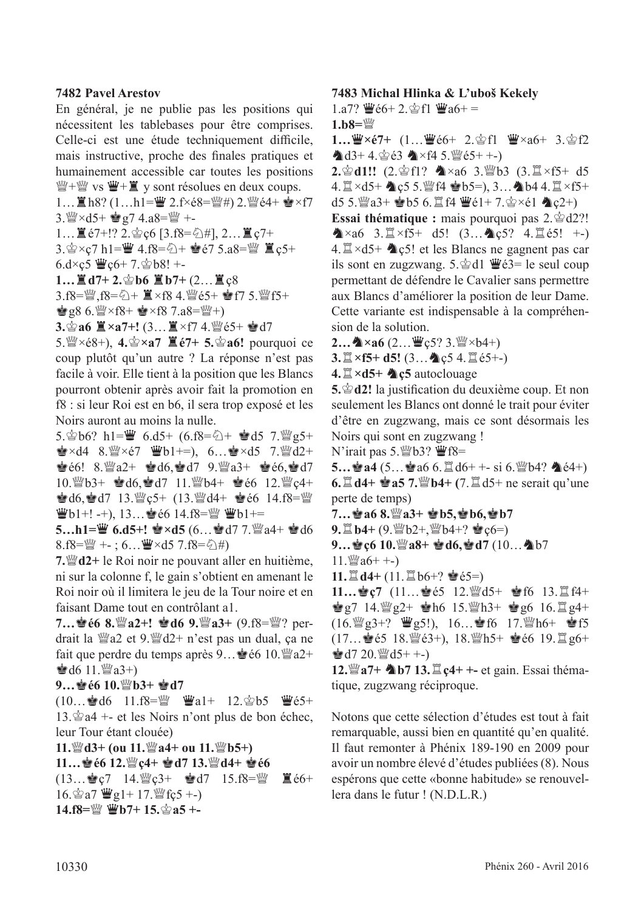**7482 Pavel Arestov**

En général, je ne publie pas les positions qui nécessitent les tablebases pour être comprises. Celle-ci est une étude techniquement difficile, mais instructive, proche des finales pratiques et humainement accessible car toutes les positions ♕+♕ vs ♛+♜ y sont résolues en deux coups.

1…♜h8? (1…h1=♛ 2.f×é8=♕#) 2.♕é4+ ♚×f7 3.♕×d5+ ♚g7 4.a8=♕ +-

1…♜é7+!? 2.♔ç6 [3.f8=♘#], 2…♜ç7+ 3.♔×ç7 h1=♛ 4.f8=♘+ ♚é7 5.a8=♕ ♜ç5+ 6.d×ç5 ♛ç6+ 7.♔b8! +-

**1…♜d7+ 2.♔b6 ♜b7+** (2…♜ç8 3.f8=♕,f8=♘+ ♜×f8 4.♕é5+ ♚f7 5.♕f5+ ♚g8 6.♕×f8+ ♚×f8 7.a8=♕+)

**3.♔a6 ♜×a7+!** (3…♜×f7 4.♕é5+ ♚d7 5.♕×é8+), **4.♔×a7 ♜é7+ 5.♔a6!** pourquoi ce coup plutôt qu'un autre ? La réponse n'est pas facile à voir. Elle tient à la position que les Blancs pourront obtenir après avoir fait la promotion en f8 : si leur Roi est en b6, il sera trop exposé et les Noirs auront au moins la nulle.

5.♔b6? h1=♛ 6.d5+ (6.f8=♘+ ♚d5 7.♕g5+ ♚×d4 8.♕×é7 ♛b1+=), 6…♚×d5 7.♕d2+ ♚é6! 8.♕a2+ ♚d6,♚d7 9.♕a3+ ♚é6,♚d7 10.♕b3+ ♚d6,♚d7 11.♕b4+ ♚é6 12.♕ç4+ ♚d6,♚d7 13.♕ç5+ (13.♕d4+ ♚é6 14.f8=♕ ♛b1+! -+), 13…♚é6 14.f8=♕ ♛b1+=

**5…h1=♛ 6.d5+! ♚×d5** (6…♚d7 7.♕a4+ ♚d6 8.f8=♕ +- ; 6…♛×d5 7.f8=♘#)

**7.♕d2+** le Roi noir ne pouvant aller en huitième, ni sur la colonne f, le gain s'obtient en amenant le Roi noir où il limitera le jeu de la Tour noire et en faisant Dame tout en contrôlant a1.

**7…♚é6 8.♕a2+! ♚d6 9.♕a3+** (9.f8=♕? perdrait la ♕a2 et 9.♕d2+ n'est pas un dual, ça ne fait que perdre du temps après 9…♚é6 10.♕a2+ ♚d6 11.♕a3+)

**9…♚é6 10.♕b3+ ♚d7**

(10…♚d6 11.f8=♕ ♛a1+ 12.♔b5 ♛é5+ 13.♔a4 +- et les Noirs n'ont plus de bon échec, leur Tour étant clouée)

**11.♕d3+ (ou 11.♕a4+ ou 11.♕b5+)**

**11…♚é6 12.♕ç4+ ♚d7 13.♕d4+ ♚é6**

(13…♚ç7 14.♕ç3+ ♚d7 15.f8=♕ ♜é6+ 16.♔a7 ♛g1+ 17.♕fç5 +-)

**14.f8=♕ ♛b7+ 15.♔a5 +-**

**7483 Michal Hlinka & L'uboš Kekely**

1.a7? ♛é6+ 2.♔f1 ♛a6+ =

**1.b8=♕**

**1…♛×é7+** (1…♛é6+ 2.♔f1 ♛×a6+ 3.♔f2 ♞d3+ 4.♔é3 ♞×f4 5.♕é5+ +-)

**2.♔d1!!** (2.♔f1? ♞×a6 3.♕b3 (3.♖×f5+ d5 4.♖×d5+ ♞ç5 5.♕f4 ♚b5=), 3…♞b4 4.♖×f5+ d5 5.♕a3+ ♚b5 6.♖f4 ♛é1+ 7.♔×é1 ♞ç2+)

**Essai thématique :** mais pourquoi pas 2.♔d2?! ♞×a6 3.♖×f5+ d5! (3…♞ç5? 4.♖é5! +-) 4.♖×d5+ ♞ç5! et les Blancs ne gagnent pas car ils sont en zugzwang. 5.♔d1 ♛é3= le seul coup permettant de défendre le Cavalier sans permettre aux Blancs d'améliorer la position de leur Dame. Cette variante est indispensable à la compréhension de la solution.

**2…♞×a6** (2…♛ç5? 3.♕×b4+)

**3.♖×f5+ d5!** (3…♞ç5 4.♖é5+-)

**4.♖×d5+ ♞ç5** autoclouage

**5.♔d2!** la justification du deuxième coup. Et non seulement les Blancs ont donné le trait pour éviter d'être en zugzwang, mais ce sont désormais les Noirs qui sont en zugzwang !

N'irait pas 5.♕b3? ♛f8=

**5…♚a4** (5…♚a6 6.♖d6+ +- si 6.♕b4? ♞é4+)

**6.♖d4+ ♚a5 7.♕b4+ (**7.♖d5+ ne serait qu'une perte de temps)

**7…♚a6 8.♕a3+ ♚b5,♚b6,♚b7**

**9.♖b4+** (9.♕b2+,♕b4+? ♚ç6=)

**9…♚ç6 10.♕a8+ ♚d6,♚d7** (10…♞b7 11.♕a6+ +-)

**11.♖d4+** (11.♖b6+? ♚é5=)

**11…♚ç7** (11…♚é5 12.♕d5+ ♚f6 13.♖f4+ ♚g7 14.♕g2+ ♚h6 15.♕h3+ ♚g6 16.♖g4+ (16.♕g3+? ♛g5!), 16…♚f6 17.♕h6+ ♚f5 (17…♚é5 18.♕é3+), 18.♕h5+ ♚é6 19.♖g6+ ♚d7 20.♕d5+ +-)

**12.♕a7+ ♞b7 13.♖ç4+ +-** et gain. Essai thématique, zugzwang réciproque.

Notons que cette sélection d'études est tout à fait remarquable, aussi bien en quantité qu'en qualité. Il faut remonter à Phénix 189-190 en 2009 pour avoir un nombre élevé d'études publiées (8). Nous espérons que cette «bonne habitude» se renouvellera dans le futur ! (N.D.L.R.)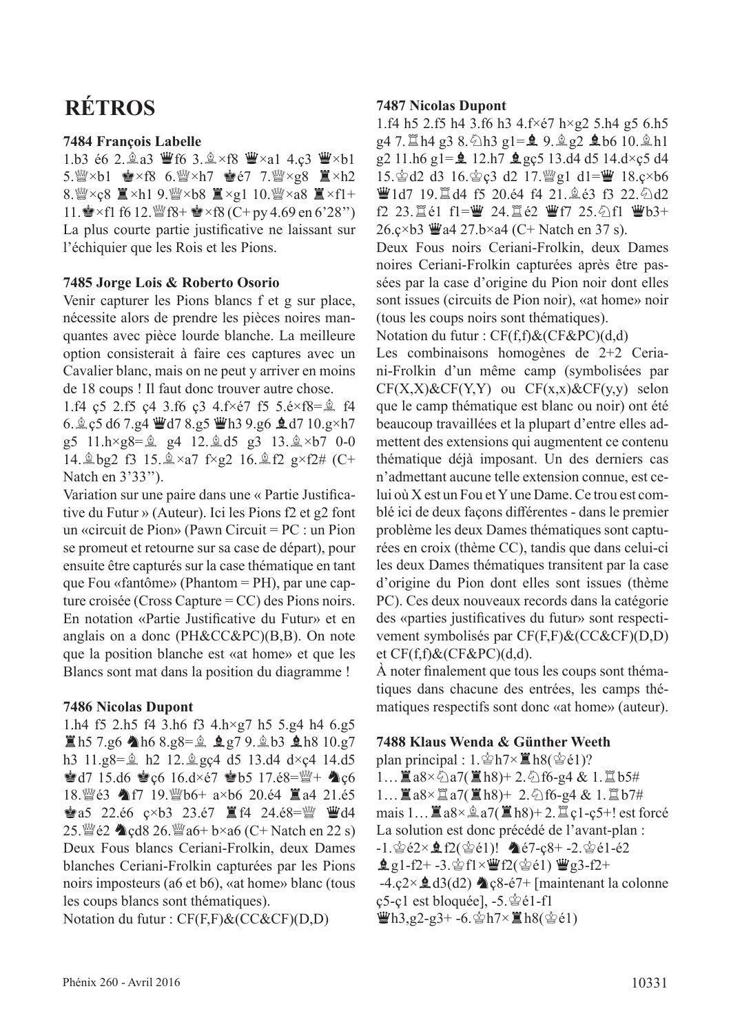# RÉTROS

### 7484 François Labelle

1.b3 é6 2.♗a3 ♛f6 3.♗×f8 ♛×a1 4.ç3 ♛×b1 5.♕×b1 ♚×f8 6.♕×h7 ♚é7 7.♕×g8 ♜×h2 8.♕×ç8 ♜×h1 9.♕×b8 ♜×g1 10.♕×a8 ♜×f1+ 11.♚×f1 f6 12.♕f8+ ♚×f8 (C+ py 4.69 en 6'28'')

La plus courte partie justificative ne laissant sur l'échiquier que les Rois et les Pions.

### 7485 Jorge Lois & Roberto Osorio

Venir capturer les Pions blancs f et g sur place, nécessite alors de prendre les pièces noires manquantes avec pièce lourde blanche. La meilleure option consisterait à faire ces captures avec un Cavalier blanc, mais on ne peut y arriver en moins de 18 coups ! Il faut donc trouver autre chose.

1.f4 ç5 2.f5 ç4 3.f6 ç3 4.f×é7 f5 5.é×f8=♗ f4 6.♗ç5 d6 7.g4 ♛d7 8.g5 ♛h3 9.g6 ♝d7 10.g×h7 g5 11.h×g8=♗ g4 12.♗d5 g3 13.♗×b7 0-0 14.♗bg2 f3 15.♗×a7 f×g2 16.♗f2 g×f2# (C+ Natch en 3'33'').

Variation sur une paire dans une « Partie Justificative du Futur » (Auteur). Ici les Pions f2 et g2 font un «circuit de Pion» (Pawn Circuit = PC : un Pion se promeut et retourne sur sa case de départ), pour ensuite être capturés sur la case thématique en tant que Fou «fantôme» (Phantom = PH), par une capture croisée (Cross Capture = CC) des Pions noirs. En notation «Partie Justificative du Futur» et en anglais on a donc (PH&CC&PC)(B,B). On note que la position blanche est «at home» et que les Blancs sont mat dans la position du diagramme !

### 7486 Nicolas Dupont

1.h4 f5 2.h5 f4 3.h6 f3 4.h×g7 h5 5.g4 h4 6.g5 ♖h5 7.g6 ♞h6 8.g8=♗ ♝g7 9.♗b3 ♝h8 10.g7 h3 11.g8=♗ h2 12.♗gç4 d5 13.d4 d×ç4 14.d5 ♚d7 15.d6 ♚ç6 16.d×é7 ♚b5 17.é8=♕+ ♞ç6 18.♕é3 ♞f7 19.♕b6+ a×b6 20.é4 ♜a4 21.é5 ♚a5 22.é6 ç×b3 23.é7 ♜f4 24.é8=♕ ♛d4 25.♕é2 ♞çd8 26.♕a6+ b×a6 (C+ Natch en 22 s)

Deux Fous blancs Ceriani-Frolkin, deux Dames blanches Ceriani-Frolkin capturées par les Pions noirs imposteurs (a6 et b6), «at home» blanc (tous les coups blancs sont thématiques).

Notation du futur : CF(F,F)&(CC&CF)(D,D)

### 7487 Nicolas Dupont

1.f4 h5 2.f5 h4 3.f6 h3 4.f×é7 h×g2 5.h4 g5 6.h5 g4 7.♖h4 g3 8.♘h3 g1=♝ 9.♗g2 ♝b6 10.♗h1 g2 11.h6 g1=♝ 12.h7 ♝gç5 13.d4 d5 14.d×ç5 d4 15.♔d2 d3 16.♔ç3 d2 17.♕g1 d1=♛ 18.ç×b6 ♛1d7 19.♖d4 f5 20.é4 f4 21.♗é3 f3 22.♘d2 f2 23.♖é1 f1=♛ 24.♖é2 ♛f7 25.♘f1 ♛b3+ 26.ç×b3 ♛a4 27.b×a4 (C+ Natch en 37 s).

Deux Fous noirs Ceriani-Frolkin, deux Dames noires Ceriani-Frolkin capturées après être passées par la case d'origine du Pion noir dont elles sont issues (circuits de Pion noir), «at home» noir (tous les coups noirs sont thématiques).

Notation du futur : CF(f,f)&(CF&PC)(d,d)

Les combinaisons homogènes de 2+2 Ceriani-Frolkin d'un même camp (symbolisées par CF(X,X)&CF(Y,Y) ou CF(x,x)&CF(y,y) selon que le camp thématique est blanc ou noir) ont été beaucoup travaillées et la plupart d'entre elles admettent des extensions qui augmentent ce contenu thématique déjà imposant. Un des derniers cas n'admettant aucune telle extension connue, est celui où X est un Fou et Y une Dame. Ce trou est comblé ici de deux façons différentes - dans le premier problème les deux Dames thématiques sont capturées en croix (thème CC), tandis que dans celui-ci les deux Dames thématiques transitent par la case d'origine du Pion dont elles sont issues (thème PC). Ces deux nouveaux records dans la catégorie des «parties justificatives du futur» sont respectivement symbolisés par CF(F,F)&(CC&CF)(D,D) et CF(f,f)&(CF&PC)(d,d).

À noter finalement que tous les coups sont thématiques dans chacune des entrées, les camps thématiques respectifs sont donc «at home» (auteur).

### 7488 Klaus Wenda & Günther Weeth

plan principal : 1.♔h7×♜h8(♔é1)?

1…♜a8×♘a7(♜h8)+ 2.♘f6-g4 & 1.♖b5#

1…♜a8×♖a7(♜h8)+ 2.♘f6-g4 & 1.♖b7#

mais 1…♜a8×♗a7(♜h8)+ 2.♖ç1-ç5+! est forcé

La solution est donc précédé de l'avant-plan :

-1.♔é2×♝f2(♔é1)! ♞é7-ç8+ -2.♔é1-é2 ♝g1-f2+ -3.♔f1×♛f2(♔é1) ♛g3-f2+ -4.ç2×♝d3(d2) ♞ç8-é7+ [maintenant la colonne ç5-ç1 est bloquée], -5.♔é1-f1 ♛h3,g2-g3+ -6.♔h7×♜h8(♔é1)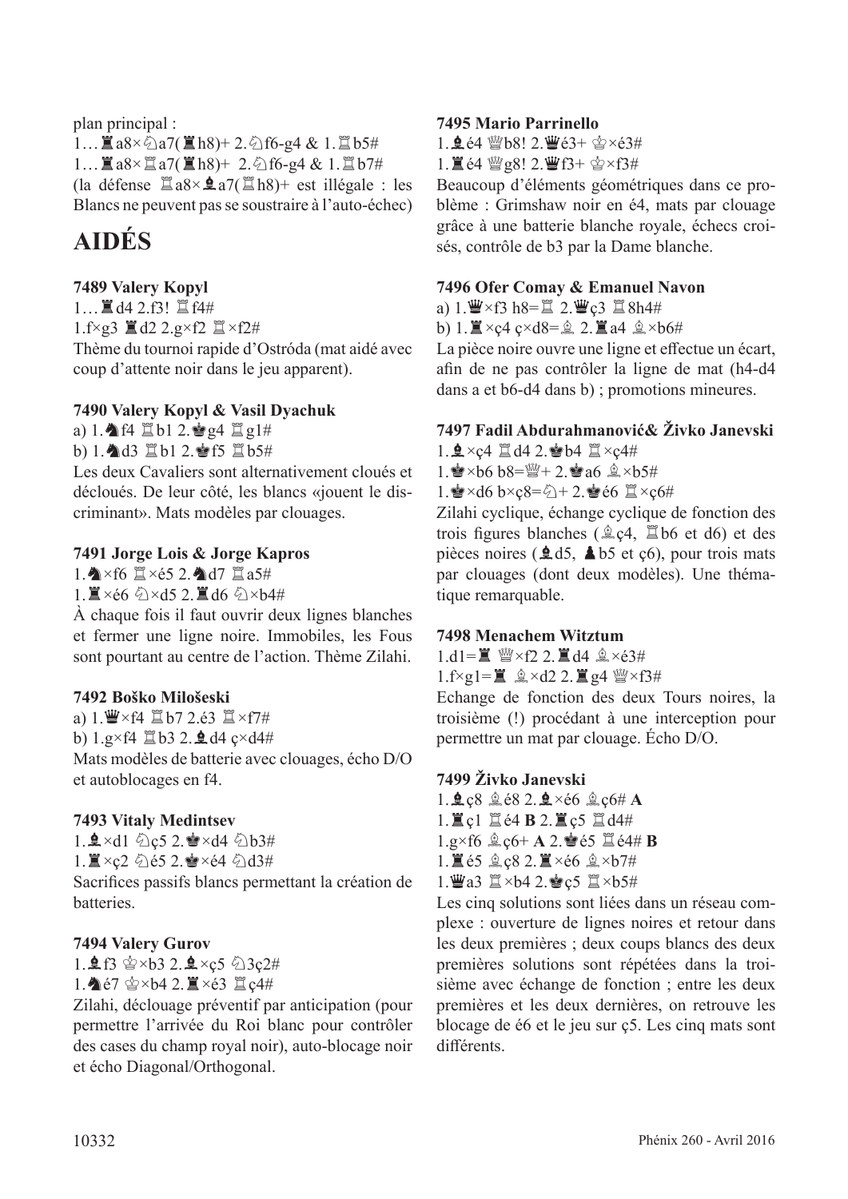plan principal :

1…♜a8×♘a7(♜h8)+ 2.♘f6-g4 & 1.♖b5#

1…♜a8×♖a7(♜h8)+ 2.♘f6-g4 & 1.♖b7#

(la défense ♖a8×♝a7(♖h8)+ est illégale : les Blancs ne peuvent pas se soustraire à l'auto-échec)

# AIDÉS

**7489 Valery Kopyl**

1…♜d4 2.f3! ♖f4#

1.f×g3 ♜d2 2.g×f2 ♖×f2#

Thème du tournoi rapide d'Ostróda (mat aidé avec coup d'attente noir dans le jeu apparent).

**7490 Valery Kopyl & Vasil Dyachuk**

a) 1.♞f4 ♖b1 2.♚g4 ♖g1#

b) 1.♞d3 ♖b1 2.♚f5 ♖b5#

Les deux Cavaliers sont alternativement cloués et décloués. De leur côté, les blancs «jouent le discriminant». Mats modèles par clouages.

**7491 Jorge Lois & Jorge Kapros**

1.♞×f6 ♖×é5 2.♞d7 ♖a5#

1.♜×é6 ♘×d5 2.♜d6 ♘×b4#

À chaque fois il faut ouvrir deux lignes blanches et fermer une ligne noire. Immobiles, les Fous sont pourtant au centre de l'action. Thème Zilahi.

**7492 Boško Milošeski**

a) 1.♛×f4 ♖b7 2.é3 ♖×f7#

b) 1.g×f4 ♖b3 2.♝d4 ç×d4#

Mats modèles de batterie avec clouages, écho D/O et autoblocages en f4.

**7493 Vitaly Medintsev**

1.♝×d1 ♘ç5 2.♚×d4 ♘b3#

1.♜×ç2 ♘é5 2.♚×é4 ♘d3#

Sacrifices passifs blancs permettant la création de batteries.

**7494 Valery Gurov**

1.♝f3 ♔×b3 2.♝×ç5 ♘3ç2#

1.♞é7 ♔×b4 2.♜×é3 ♖ç4#

Zilahi, déclouage préventif par anticipation (pour permettre l'arrivée du Roi blanc pour contrôler des cases du champ royal noir), auto-blocage noir et écho Diagonal/Orthogonal.

**7495 Mario Parrinello**

1.♝é4 ♕b8! 2.♛é3+ ♔×é3#

1.♜é4 ♕g8! 2.♛f3+ ♔×f3#

Beaucoup d'éléments géométriques dans ce problème : Grimshaw noir en é4, mats par clouage grâce à une batterie blanche royale, échecs croisés, contrôle de b3 par la Dame blanche.

**7496 Ofer Comay & Emanuel Navon**

a) 1.♛×f3 h8=♖ 2.♛ç3 ♖8h4#

b) 1.♜×ç4 ç×d8=♗ 2.♜a4 ♗×b6#

La pièce noire ouvre une ligne et effectue un écart, afin de ne pas contrôler la ligne de mat (h4-d4 dans a et b6-d4 dans b) ; promotions mineures.

**7497 Fadil Abdurahmanović& Živko Janevski**

1.♝×ç4 ♖d4 2.♚b4 ♖×ç4#

1.♚×b6 b8=♕+ 2.♚a6 ♗×b5#

1.♚×d6 b×ç8=♘+ 2.♚é6 ♖×ç6#

Zilahi cyclique, échange cyclique de fonction des trois figures blanches (♗ç4, ♖b6 et d6) et des pièces noires (♝d5, ♟b5 et ç6), pour trois mats par clouages (dont deux modèles). Une thématique remarquable.

**7498 Menachem Witztum**

1.d1=♜ ♕×f2 2.♜d4 ♗×é3#

1.f×g1=♜ ♗×d2 2.♜g4 ♕×f3#

Echange de fonction des deux Tours noires, la troisième (!) procédant à une interception pour permettre un mat par clouage. Écho D/O.

**7499 Živko Janevski**

1.♝ç8 ♗é8 2.♝×é6 ♗ç6# **A**

1.♜ç1 ♖é4 **B** 2.♜ç5 ♖d4#

1.g×f6 ♗ç6+ **A** 2.♚é5 ♖é4# **B**

1.♜é5 ♗ç8 2.♜×é6 ♗×b7#

1.♛a3 ♖×b4 2.♚ç5 ♖×b5#

Les cinq solutions sont liées dans un réseau complexe : ouverture de lignes noires et retour dans les deux premières ; deux coups blancs des deux premières solutions sont répétées dans la troisième avec échange de fonction ; entre les deux premières et les deux dernières, on retrouve les blocage de é6 et le jeu sur ç5. Les cinq mats sont différents.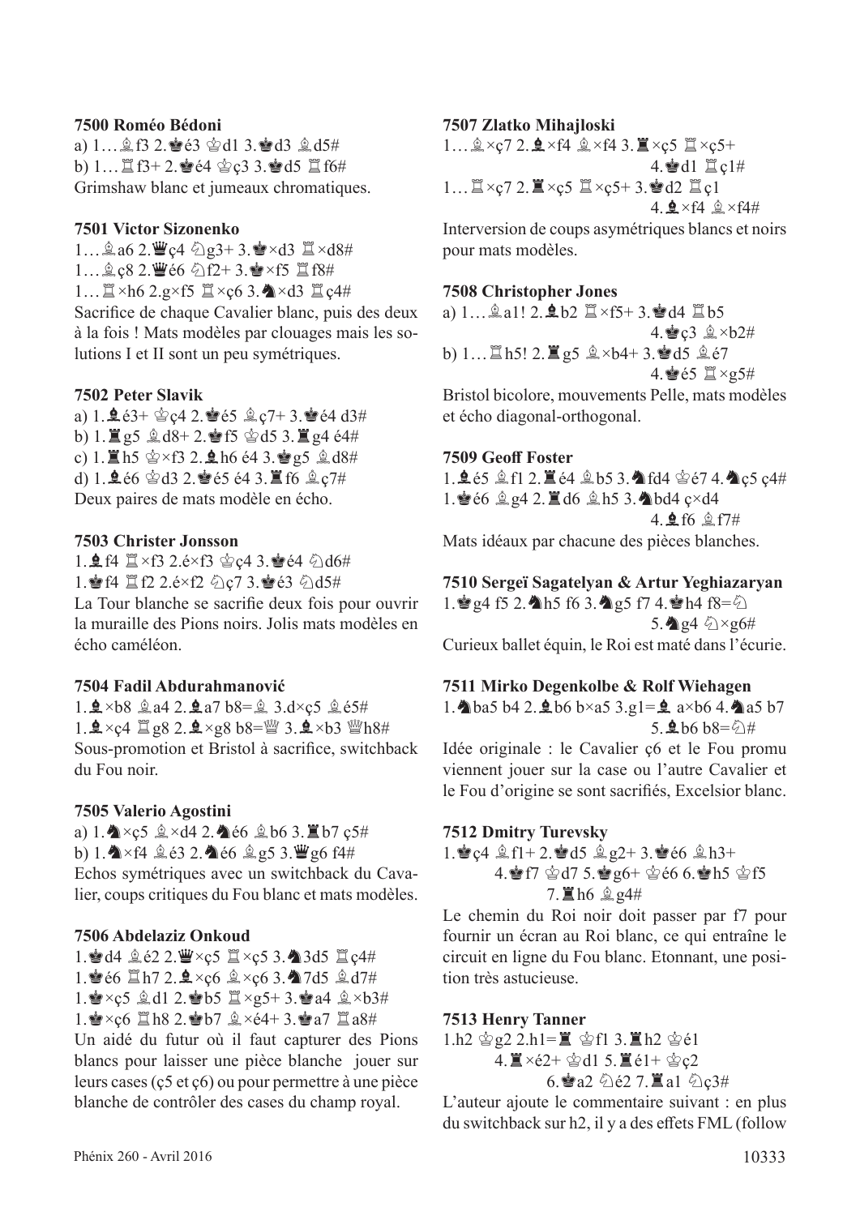**7500 Roméo Bédoni**

a) 1…♗f3 2.♚é3 ♔d1 3.♚d3 ♗d5#
b) 1…♖f3+ 2.♚é4 ♔ç3 3.♚d5 ♖f6#
Grimshaw blanc et jumeaux chromatiques.

**7501 Victor Sizonenko**

1…♗a6 2.♛ç4 ♘g3+ 3.♚×d3 ♖×d8#
1…♗ç8 2.♛é6 ♘f2+ 3.♚×f5 ♖f8#
1…♖×h6 2.g×f5 ♖×ç6 3.♞×d3 ♖ç4#
Sacrifice de chaque Cavalier blanc, puis des deux à la fois ! Mats modèles par clouages mais les solutions I et II sont un peu symétriques.

**7502 Peter Slavik**

a) 1.♝é3+ ♔ç4 2.♚é5 ♗ç7+ 3.♚é4 d3#
b) 1.♜g5 ♗d8+ 2.♚f5 ♔d5 3.♜g4 é4#
c) 1.♜h5 ♔×f3 2.♝h6 é4 3.♚g5 ♗d8#
d) 1.♝é6 ♔d3 2.♚é5 é4 3.♜f6 ♗ç7#
Deux paires de mats modèle en écho.

**7503 Christer Jonsson**

1.♝f4 ♖×f3 2.é×f3 ♔ç4 3.♚é4 ♘d6#
1.♚f4 ♖f2 2.é×f2 ♘ç7 3.♚é3 ♘d5#
La Tour blanche se sacrifie deux fois pour ouvrir la muraille des Pions noirs. Jolis mats modèles en écho caméléon.

**7504 Fadil Abdurahmanović**

1.♝×b8 ♗a4 2.♝a7 b8=♗ 3.d×ç5 ♗é5#
1.♝×ç4 ♖g8 2.♝×g8 b8=♕ 3.♝×b3 ♕h8#
Sous-promotion et Bristol à sacrifice, switchback du Fou noir.

**7505 Valerio Agostini**

a) 1.♞×ç5 ♗×d4 2.♞é6 ♗b6 3.♜b7 ç5#
b) 1.♞×f4 ♗é3 2.♞é6 ♗g5 3.♛g6 f4#
Echos symétriques avec un switchback du Cavalier, coups critiques du Fou blanc et mats modèles.

**7506 Abdelaziz Onkoud**

1.♚d4 ♗é2 2.♛×ç5 ♖×ç5 3.♞3d5 ♖ç4#
1.♚é6 ♖h7 2.♝×ç6 ♗×ç6 3.♞7d5 ♗d7#
1.♚×ç5 ♗d1 2.♚b5 ♖×g5+ 3.♚a4 ♗×b3#
1.♚×ç6 ♖h8 2.♚b7 ♗×é4+ 3.♚a7 ♖a8#
Un aidé du futur où il faut capturer des Pions blancs pour laisser une pièce blanche jouer sur leurs cases (ç5 et ç6) ou pour permettre à une pièce blanche de contrôler des cases du champ royal.

**7507 Zlatko Mihajloski**

1…♗×ç7 2.♝×f4 ♗×f4 3.♜×ç5 ♖×ç5+ 4.♚d1 ♖ç1#
1…♖×ç7 2.♜×ç5 ♖×ç5+ 3.♚d2 ♖ç1 4.♝×f4 ♗×f4#
Interversion de coups asymétriques blancs et noirs pour mats modèles.

**7508 Christopher Jones**

a) 1…♗a1! 2.♝b2 ♖×f5+ 3.♚d4 ♖b5 4.♚ç3 ♗×b2#
b) 1…♖h5! 2.♜g5 ♗×b4+ 3.♚d5 ♗é7 4.♚é5 ♖×g5#
Bristol bicolore, mouvements Pelle, mats modèles et écho diagonal-orthogonal.

**7509 Geoff Foster**

1.♝é5 ♗f1 2.♜é4 ♗b5 3.♞fd4 ♔é7 4.♞ç5 ç4#
1.♚é6 ♗g4 2.♜d6 ♗h5 3.♞bd4 ç×d4 4.♝f6 ♗f7#
Mats idéaux par chacune des pièces blanches.

**7510 Sergeï Sagatelyan & Artur Yeghiazaryan**

1.♚g4 f5 2.♞h5 f6 3.♞g5 f7 4.♚h4 f8=♘ 5.♞g4 ♘×g6#
Curieux ballet équin, le Roi est maté dans l'écurie.

**7511 Mirko Degenkolbe & Rolf Wiehagen**

1.♞ba5 b4 2.♝b6 b×a5 3.g1=♝ a×b6 4.♞a5 b7 5.♝b6 b8=♘#
Idée originale : le Cavalier ç6 et le Fou promu viennent jouer sur la case ou l'autre Cavalier et le Fou d'origine se sont sacrifiés, Excelsior blanc.

**7512 Dmitry Turevsky**

1.♚ç4 ♗f1+ 2.♚d5 ♗g2+ 3.♚é6 ♗h3+ 4.♚f7 ♔d7 5.♚g6+ ♔é6 6.♚h5 ♔f5 7.♜h6 ♗g4#
Le chemin du Roi noir doit passer par f7 pour fournir un écran au Roi blanc, ce qui entraîne le circuit en ligne du Fou blanc. Etonnant, une position très astucieuse.

**7513 Henry Tanner**

1.h2 ♔g2 2.h1=♜ ♔f1 3.♜h2 ♔é1 4.♜×é2+ ♔d1 5.♜é1+ ♔ç2 6.♚a2 ♘é2 7.♜a1 ♘ç3#
L'auteur ajoute le commentaire suivant : en plus du switchback sur h2, il y a des effets FML (follow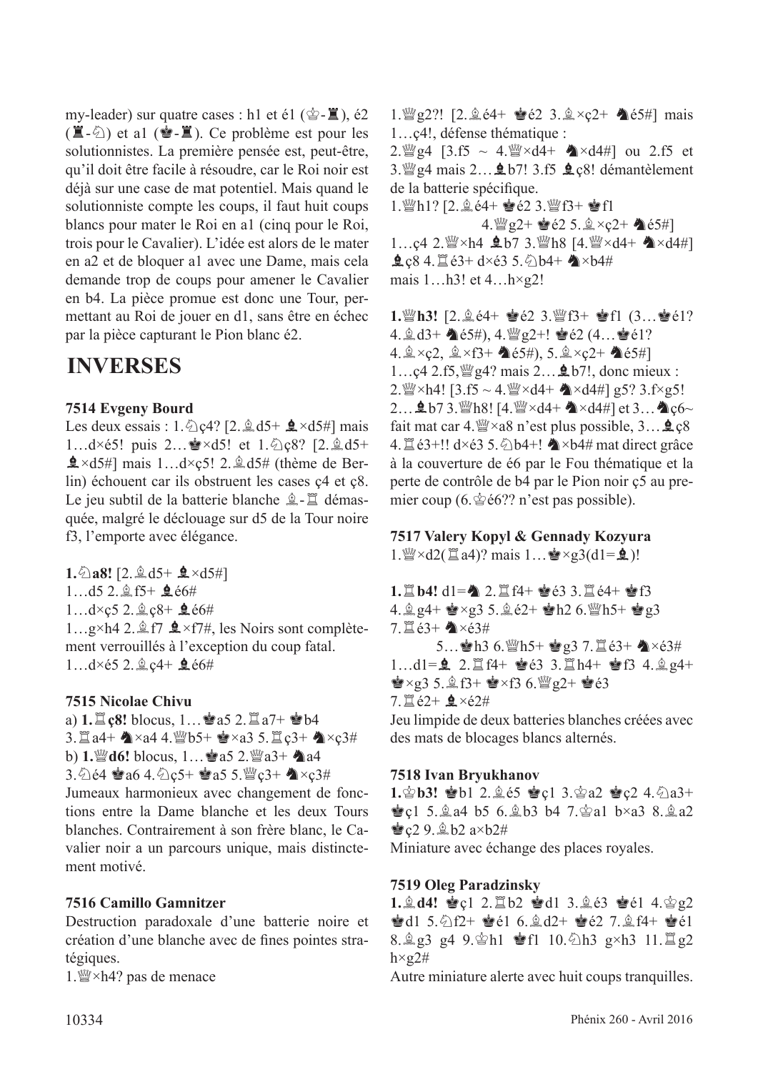my-leader) sur quatre cases : h1 et é1 (♔-♜), é2 (♜-♘) et a1 (♚-♜). Ce problème est pour les solutionnistes. La première pensée est, peut-être, qu'il doit être facile à résoudre, car le Roi noir est déjà sur une case de mat potentiel. Mais quand le solutionniste compte les coups, il faut huit coups blancs pour mater le Roi en a1 (cinq pour le Roi, trois pour le Cavalier). L'idée est alors de le mater en a2 et de bloquer a1 avec une Dame, mais cela demande trop de coups pour amener le Cavalier en b4. La pièce promue est donc une Tour, permettant au Roi de jouer en d1, sans être en échec par la pièce capturant le Pion blanc é2.

# INVERSES

### 7514 Evgeny Bourd

Les deux essais : 1.♘ç4? [2.♗d5+ ♝×d5#] mais 1…d×é5! puis 2…♚×d5! et 1.♘ç8? [2.♗d5+ ♝×d5#] mais 1…d×ç5! 2.♗d5# (thème de Berlin) échouent car ils obstruent les cases ç4 et ç8. Le jeu subtil de la batterie blanche ♗-♖ démasquée, malgré le déclouage sur d5 de la Tour noire f3, l'emporte avec élégance.

**1.♘a8!** [2.♗d5+ ♝×d5#]
1…d5 2.♗f5+ ♝é6#
1…d×ç5 2.♗ç8+ ♝é6#
1…g×h4 2.♗f7 ♝×f7#, les Noirs sont complètement verrouillés à l'exception du coup fatal.
1…d×é5 2.♗ç4+ ♝é6#

### 7515 Nicolae Chivu

a) **1.♖ç8!** blocus, 1…♚a5 2.♖a7+ ♚b4 3.♖a4+ ♞×a4 4.♕b5+ ♚×a3 5.♖ç3+ ♞×ç3#
b) **1.♕d6!** blocus, 1…♚a5 2.♕a3+ ♞a4 3.♘é4 ♚a6 4.♘ç5+ ♚a5 5.♕ç3+ ♞×ç3#
Jumeaux harmonieux avec changement de fonctions entre la Dame blanche et les deux Tours blanches. Contrairement à son frère blanc, le Cavalier noir a un parcours unique, mais distinctement motivé.

### 7516 Camillo Gamnitzer

Destruction paradoxale d'une batterie noire et création d'une blanche avec de fines pointes stratégiques.
1.♕×h4? pas de menace
1.♕g2?! [2.♗é4+ ♚é2 3.♗×ç2+ ♞é5#] mais 1…ç4!, défense thématique :
2.♕g4 [3.f5 ~ 4.♕×d4+ ♞×d4#] ou 2.f5 et 3.♕g4 mais 2…♝b7! 3.f5 ♝ç8! démantèlement de la batterie spécifique.
1.♕h1? [2.♗é4+ ♚é2 3.♕f3+ ♚f1
4.♕g2+ ♚é2 5.♗×ç2+ ♞é5#]
1…ç4 2.♕×h4 ♝b7 3.♕h8 [4.♕×d4+ ♞×d4#] ♝ç8 4.♖é3+ d×é3 5.♘b4+ ♞×b4#
mais 1…h3! et 4…h×g2!

**1.♕h3!** [2.♗é4+ ♚é2 3.♕f3+ ♚f1 (3…♚é1? 4.♗d3+ ♞é5#), 4.♕g2+! ♚é2 (4…♚é1? 4.♗×ç2, ♗×f3+ ♞é5#), 5.♗×ç2+ ♞é5#]
1…ç4 2.f5,♕g4? mais 2…♝b7!, donc mieux :
2.♕×h4! [3.f5 ~ 4.♕×d4+ ♞×d4#] g5? 3.f×g5!
2…♝b7 3.♕h8! [4.♕×d4+ ♞×d4#] et 3…♞ç6~ fait mat car 4.♕×a8 n'est plus possible, 3…♝ç8 4.♖é3+!! d×é3 5.♘b4+! ♞×b4# mat direct grâce à la couverture de é6 par le Fou thématique et la perte de contrôle de b4 par le Pion noir ç5 au premier coup (6.♔é6?? n'est pas possible).

### 7517 Valery Kopyl & Gennady Kozyura

1.♕×d2(♖a4)? mais 1…♚×g3(d1=♝)!

**1.♖b4!** d1=♞ 2.♖f4+ ♚é3 3.♖é4+ ♚f3 4.♗g4+ ♚×g3 5.♗é2+ ♚h2 6.♕h5+ ♚g3 7.♖é3+ ♞×é3#
5…♚h3 6.♕h5+ ♚g3 7.♖é3+ ♞×é3#
1…d1=♝ 2.♖f4+ ♚é3 3.♖h4+ ♚f3 4.♗g4+ ♚×g3 5.♗f3+ ♚×f3 6.♕g2+ ♚é3 7.♖é2+ ♝×é2#
Jeu limpide de deux batteries blanches créées avec des mats de blocages blancs alternés.

### 7518 Ivan Bryukhanov

**1.♔b3!** ♚b1 2.♗é5 ♚ç1 3.♔a2 ♚ç2 4.♘a3+ ♚ç1 5.♗a4 b5 6.♗b3 b4 7.♔a1 b×a3 8.♗a2 ♚ç2 9.♗b2 a×b2#
Miniature avec échange des places royales.

### 7519 Oleg Paradzinsky

**1.♗d4!** ♚ç1 2.♖b2 ♚d1 3.♗é3 ♚é1 4.♔g2 ♚d1 5.♘f2+ ♚é1 6.♗d2+ ♚é2 7.♗f4+ ♚é1 8.♗g3 g4 9.♔h1 ♚f1 10.♘h3 g×h3 11.♖g2 h×g2#
Autre miniature alerte avec huit coups tranquilles.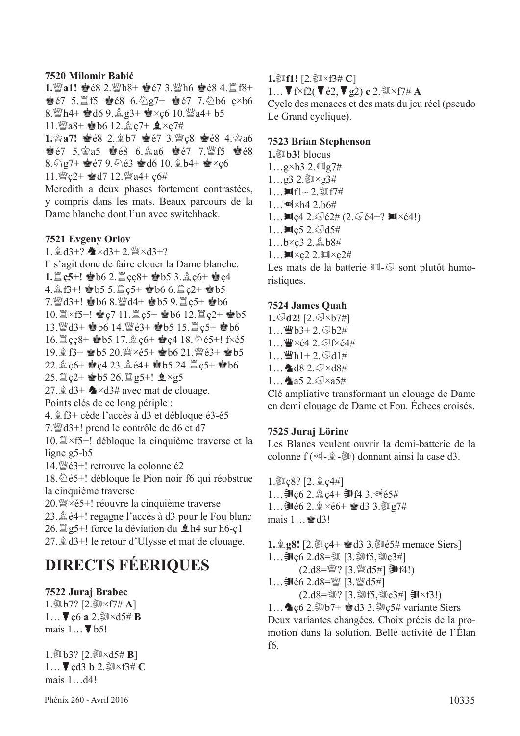**7520 Milomir Babić**

**1.♕a1!** ♚é8 2.♕h8+ ♚é7 3.♕h6 ♚é8 4.♖f8+ ♚é7 5.♖f5 ♚é8 6.♘g7+ ♚é7 7.♘b6 ç×b6 8.♕h4+ ♚d6 9.♗g3+ ♚×ç6 10.♕a4+ b5 11.♕a8+ ♚b6 12.♗ç7+ ♝×ç7#

**1.♔a7!** ♚é8 2.♗b7 ♚é7 3.♕ç8 ♚é8 4.♔a6 ♚é7 5.♔a5 ♚é8 6.♗a6 ♚é7 7.♕f5 ♚é8 8.♘g7+ ♚é7 9.♘é3 ♚d6 10.♗b4+ ♚×ç6 11.♕ç2+ ♚d7 12.♕a4+ ç6#

Meredith a deux phases fortement contrastées, y compris dans les mats. Beaux parcours de la Dame blanche dont l'un avec switchback.

**7521 Evgeny Orlov**

1.♗d3+? ♞×d3+ 2.♕×d3+?

Il s'agit donc de faire clouer la Dame blanche.

**1.♖ç5+!** ♚b6 2.♖çç8+ ♚b5 3.♗ç6+ ♚ç4 4.♗f3+! ♚b5 5.♖ç5+ ♚b6 6.♖ç2+ ♚b5 7.♕d3+! ♚b6 8.♕d4+ ♚b5 9.♖ç5+ ♚b6 10.♖×f5+! ♚ç7 11.♖ç5+ ♚b6 12.♖ç2+ ♚b5 13.♕d3+ ♚b6 14.♕é3+ ♚b5 15.♖ç5+ ♚b6 16.♖çç8+ ♚b5 17.♗ç6+ ♚ç4 18.♘é5+! f×é5 19.♗f3+ ♚b5 20.♕×é5+ ♚b6 21.♕é3+ ♚b5 22.♗ç6+ ♚ç4 23.♗é4+ ♚b5 24.♖ç5+ ♚b6 25.♖ç2+ ♚b5 26.♖g5+! ♝×g5 27.♗d3+ ♞×d3# avec mat de clouage.

Points clés de ce long périple :

4.♗f3+ cède l'accès à d3 et débloque é3-é5

7.♕d3+! prend le contrôle de d6 et d7

10.♖×f5+! débloque la cinquième traverse et la ligne g5-b5

14.♕é3+! retrouve la colonne é2

18.♘é5+! débloque le Pion noir f6 qui réobstrue la cinquième traverse

20.♕×é5+! réouvre la cinquième traverse

23.♗é4+! regagne l'accès à d3 pour le Fou blanc

26.♖g5+! force la déviation du ♝h4 sur h6-ç1

27.♗d3+! le retour d'Ulysse et mat de clouage.

# DIRECTS FÉERIQUES

**7522 Juraj Brabec**

1.🨐b7? [2.🨐×f7# **A**]
1…▼ç6 **a** 2.🨐×d5# **B**
mais 1…▼b5!

1.🨐b3? [2.🨐×d5# **B**]
1…▼çd3 **b** 2.🨐×f3# **C**
mais 1…d4!

**1.🨐f1!** [2.🨐×f3# **C**]
1…▼f×f2(▼é2, ▼g2) **c** 2.🨐×f7# **A**

Cycle des menaces et des mats du jeu réel (pseudo Le Grand cyclique).

**7523 Brian Stephenson**

**1.🨐b3!** blocus
1…g×h3 2.🨑g7#
1…g3 2.🨐×g3#
1…🨗f1~ 2.🨐f7#
1…🨚×h4 2.b6#
1…🨗ç4 2.🨓é2# (2.🨓é4+? 🨗×é4!)
1…🨗ç5 2.🨓d5#
1…b×ç3 2.♗b8#
1…🨗×ç2 2.🨑×ç2#

Les mats de la batterie 🨑-🨓 sont plutôt humoristiques.

**7524 James Quah**

**1.🨓d2!** [2.🨓×b7#]
1…♛b3+ 2.🨓b2#
1…♛×é4 2.🨓f×é4#
1…♛h1+ 2.🨓d1#
1…♞d8 2.🨓×d8#
1…♞a5 2.🨓×a5#

Clé ampliative transformant un clouage de Dame en demi clouage de Dame et Fou. Échecs croisés.

**7525 Juraj Lörinc**

Les Blancs veulent ouvrir la demi-batterie de la colonne f (🨔-♗-🨐) donnant ainsi la case d3.

1.🨐ç8? [2.♗ç4#]
1…🨗ç6 2.♗ç4+ 🨗f4 3.🨔é5#
1…🨗é6 2.♗×é6+ ♚d3 3.🨐g7#
mais 1…♚d3!

**1.♗g8!** [2.🨐ç4+ ♚d3 3.🨐é5# menace Siers]
1…🨗ç6 2.d8=🨐 [3.🨐f5,🨐ç3#]
(2.d8=♕? [3.♕d5#] 🨗f4!)
1…🨗é6 2.d8=♕ [3.♕d5#]
(2.d8=🨐? [3.🨐f5,🨐c3#] 🨗×f3!)
1…♞ç6 2.🨐b7+ ♚d3 3.🨐ç5# variante Siers

Deux variantes changées. Choix précis de la promotion dans la solution. Belle activité de l'Élan f6.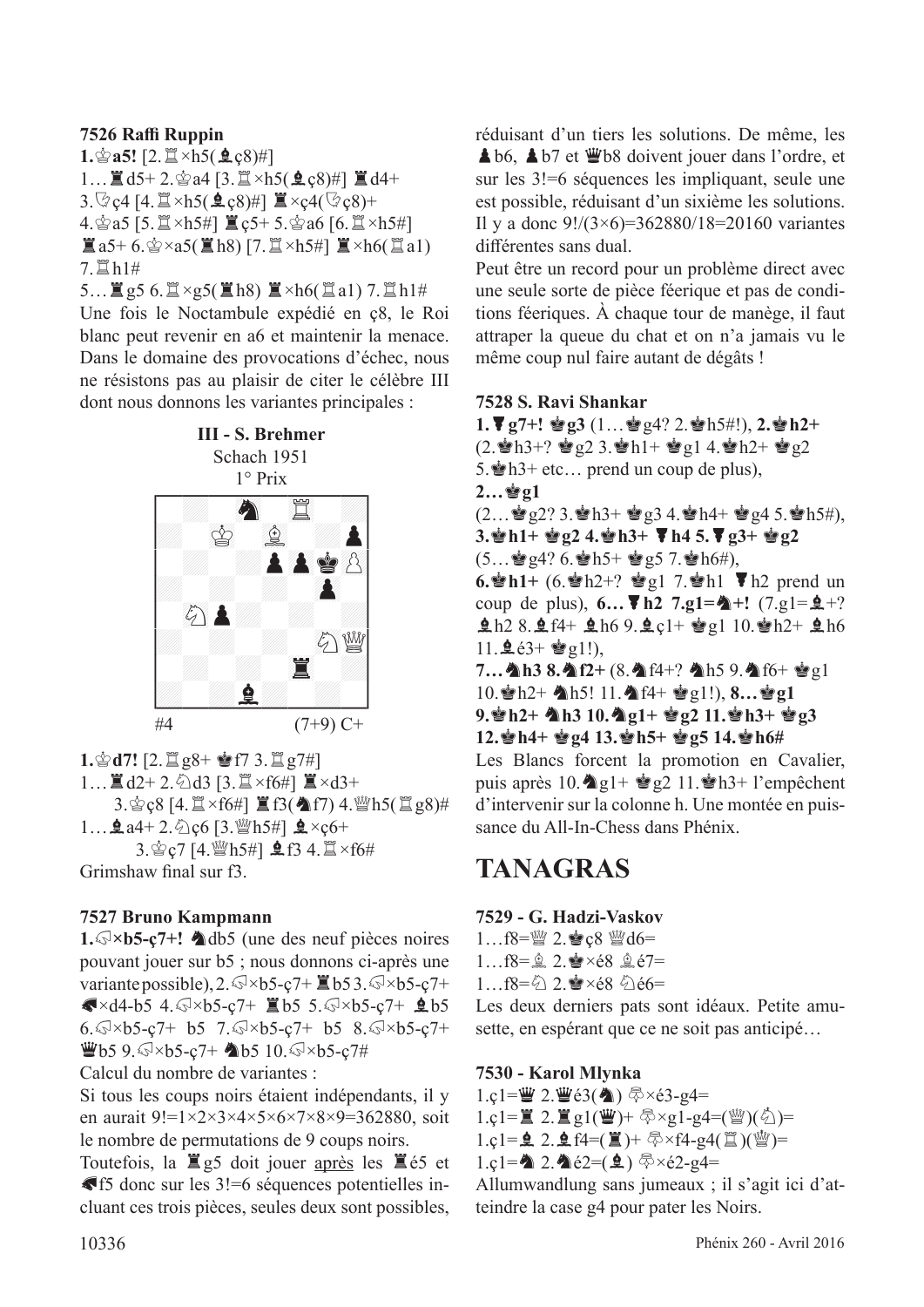**7526 Raffi Ruppin**

**1.♔a5!** [2.♖×h5(♗ç8)#]
1…♜d5+ 2.♔a4 [3.♖×h5(♗ç8)#] ♜d4+
3.♘ç4 [4.♖×h5(♗ç8)#] ♜×ç4(♘ç8)+
4.♔a5 [5.♖×h5#] ♜ç5+ 5.♔a6 [6.♖×h5#]
♜a5+ 6.♔×a5(♜h8) [7.♖×h5#] ♜×h6(♖a1)
7.♖h1#
5…♜g5 6.♖×g5(♜h8) ♜×h6(♖a1) 7.♖h1#

Une fois le Noctambule expédié en ç8, le Roi blanc peut revenir en a6 et maintenir la menace. Dans le domaine des provocations d'échec, nous ne résistons pas au plaisir de citer le célèbre III dont nous donnons les variantes principales :

**III - S. Brehmer**
Schach 1951
1° Prix

#4 (7+9) C+

**1.♔d7!** [2.♖g8+ ♚f7 3.♖g7#]
1…♜d2+ 2.♘d3 [3.♖×f6#] ♜×d3+
3.♔ç8 [4.♖×f6#] ♜f3(♞f7) 4.♕h5(♖g8)#
1…♝a4+ 2.♘ç6 [3.♕h5#] ♝×ç6+
3.♔ç7 [4.♕h5#] ♝f3 4.♖×f6#

Grimshaw final sur f3.

**7527 Bruno Kampmann**

**1.♘×b5-ç7+!** ♞db5 (une des neuf pièces noires pouvant jouer sur b5 ; nous donnons ci-après une variante possible), 2.♘×b5-ç7+ ♜b5 3.♘×b5-ç7+ ♞×d4-b5 4.♘×b5-ç7+ ♜b5 5.♘×b5-ç7+ ♝b5 6.♘×b5-ç7+ b5 7.♘×b5-ç7+ b5 8.♘×b5-ç7+ ♛b5 9.♘×b5-ç7+ ♞b5 10.♘×b5-ç7#

Calcul du nombre de variantes :

Si tous les coups noirs étaient indépendants, il y en aurait 9!=1×2×3×4×5×6×7×8×9=362880, soit le nombre de permutations de 9 coups noirs.

Toutefois, la ♜g5 doit jouer <u>après</u> les ♜é5 et ♞f5 donc sur les 3!=6 séquences potentielles incluant ces trois pièces, seules deux sont possibles, réduisant d'un tiers les solutions. De même, les ♟b6, ♟b7 et ♛b8 doivent jouer dans l'ordre, et sur les 3!=6 séquences les impliquant, seule une est possible, réduisant d'un sixième les solutions. Il y a donc 9!/(3×6)=362880/18=20160 variantes différentes sans dual.

Peut être un record pour un problème direct avec une seule sorte de pièce féerique et pas de conditions féeriques. À chaque tour de manège, il faut attraper la queue du chat et on n'a jamais vu le même coup nul faire autant de dégâts !

**7528 S. Ravi Shankar**

**1.♟g7+! ♚g3** (1…♚g4? 2.♚h5#!), **2.♚h2+** (2.♚h3+? ♚g2 3.♚h1+ ♚g1 4.♚h2+ ♚g2 5.♚h3+ etc… prend un coup de plus),
**2…♚g1**
(2…♚g2? 3.♚h3+ ♚g3 4.♚h4+ ♚g4 5.♚h5#),
**3.♚h1+ ♚g2 4.♚h3+ ♟h4 5.♟g3+ ♚g2**
(5…♚g4? 6.♚h5+ ♚g5 7.♚h6#),
**6.♚h1+** (6.♚h2+? ♚g1 7.♚h1 ♟h2 prend un coup de plus), **6…♟h2 7.g1=♞+!** (7.g1=♝+? ♝h2 8.♝f4+ ♝h6 9.♝ç1+ ♚g1 10.♚h2+ ♝h6 11.♝é3+ ♚g1!),
**7…♞h3 8.♞f2+** (8.♞f4+? ♞h5 9.♞f6+ ♚g1 10.♚h2+ ♞h5! 11.♞f4+ ♚g1!), **8…♚g1 9.♚h2+ ♞h3 10.♞g1+ ♚g2 11.♚h3+ ♚g3 12.♚h4+ ♚g4 13.♚h5+ ♚g5 14.♚h6#**

Les Blancs forcent la promotion en Cavalier, puis après 10.♞g1+ ♚g2 11.♚h3+ l'empêchent d'intervenir sur la colonne h. Une montée en puissance du All-In-Chess dans Phénix.

# TANAGRAS

**7529 - G. Hadzi-Vaskov**

1…f8=♕ 2.♚ç8 ♕d6=
1…f8=♗ 2.♚×é8 ♗é7=
1…f8=♘ 2.♚×é8 ♘é6=

Les deux derniers pats sont idéaux. Petite amusette, en espérant que ce ne soit pas anticipé…

**7530 - Karol Mlynka**

1.ç1=♛ 2.♛é3(♞) ♔×é3-g4=
1.ç1=♜ 2.♜g1(♛)+ ♔×g1-g4=(♕)(♘)=
1.ç1=♝ 2.♝f4=(♜)+ ♔×f4-g4(♖)(♕)=
1.ç1=♞ 2.♞é2=(♝) ♔×é2-g4=

Allumwandlung sans jumeaux ; il s'agit ici d'atteindre la case g4 pour pater les Noirs.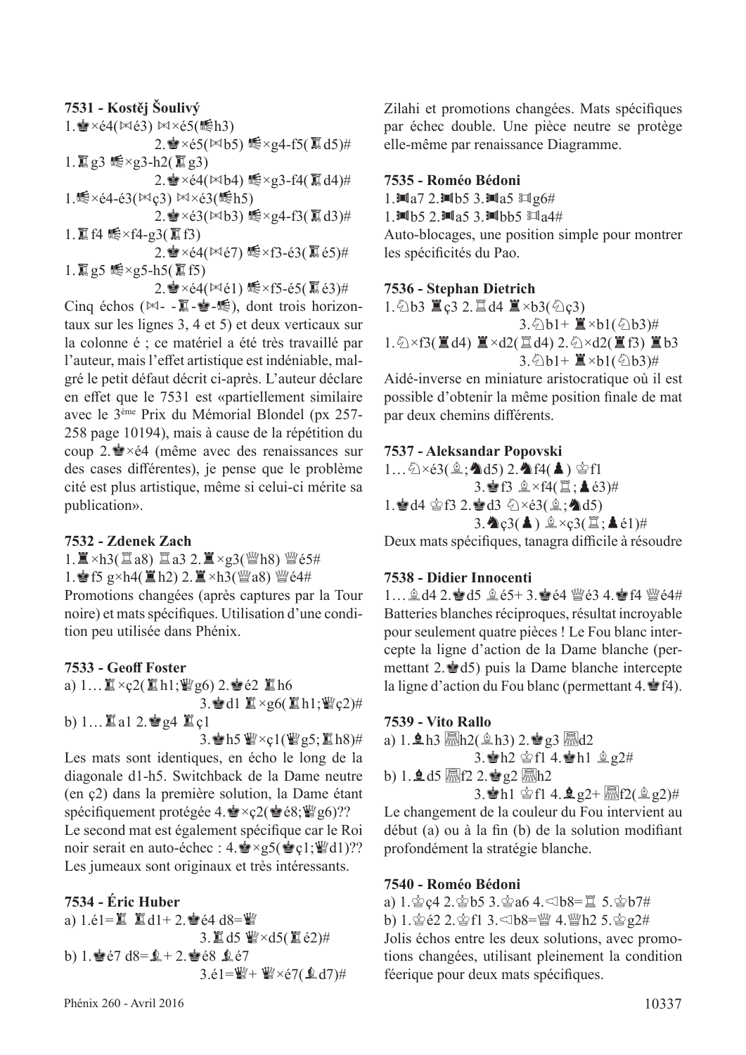**7531 - Kostěj Šoulivý**

1.♚×é4(⋈é3) ⋈×é5(🐘h3)
2.♚×é5(⋈b5) 🐘×g4-f5(♖d5)#

1.♖g3 🐘×g3-h2(♖g3)
2.♚×é4(⋈b4) 🐘×g3-f4(♖d4)#

1.🐘×é4-é3(⋈ç3) ⋈×é3(🐘h5)
2.♚×é3(⋈b3) 🐘×g4-f3(♖d3)#

1.♖f4 🐘×f4-g3(♖f3)
2.♚×é4(⋈é7) 🐘×f3-é3(♖é5)#

1.♖g5 🐘×g5-h5(♖f5)
2.♚×é4(⋈é1) 🐘×f5-é5(♖é3)#

Cinq échos (⋈- -♖-♚-🐘), dont trois horizontaux sur les lignes 3, 4 et 5) et deux verticaux sur la colonne é ; ce matériel a été très travaillé par l'auteur, mais l'effet artistique est indéniable, malgré le petit défaut décrit ci-après. L'auteur déclare en effet que le 7531 est «partiellement similaire avec le 3ème Prix du Mémorial Blondel (px 257-258 page 10194), mais à cause de la répétition du coup 2.♚×é4 (même avec des renaissances sur des cases différentes), je pense que le problème cité est plus artistique, même si celui-ci mérite sa publication».

**7532 - Zdenek Zach**

1.♜×h3(♖a8) ♖a3 2.♜×g3(♕h8) ♕é5#
1.♚f5 g×h4(♜h2) 2.♜×h3(♕a8) ♕é4#

Promotions changées (après captures par la Tour noire) et mats spécifiques. Utilisation d'une condition peu utilisée dans Phénix.

**7533 - Geoff Foster**

a) 1…♜×ç2(♜h1;♛g6) 2.♚é2 ♜h6
3.♚d1 ♜×g6(♜h1;♛ç2)#

b) 1…♜a1 2.♚g4 ♜ç1
3.♚h5 ♛×ç1(♛g5;♜h8)#

Les mats sont identiques, en écho le long de la diagonale d1-h5. Switchback de la Dame neutre (en ç2) dans la première solution, la Dame étant spécifiquement protégée 4.♚×ç2(♚é8;♛g6)??
Le second mat est également spécifique car le Roi noir serait en auto-échec : 4.♚×g5(♚ç1;♛d1)??
Les jumeaux sont originaux et très intéressants.

**7534 - Éric Huber**

a) 1.é1=♜ ♖d1+ 2.♚é4 d8=♕
3.♜d5 ♕×d5(♜é2)#

b) 1.♚é7 d8=♝+ 2.♚é8 ♝é7
3.é1=♛+ ♕×é7(♝d7)#

Zilahi et promotions changées. Mats spécifiques par échec double. Une pièce neutre se protège elle-même par renaissance Diagramme.

**7535 - Roméo Bédoni**

1.■a7 2.■b5 3.■a5 □g6#
1.■b5 2.■a5 3.■bb5 □a4#

Auto-blocages, une position simple pour montrer les spécificités du Pao.

**7536 - Stephan Dietrich**

1.♘b3 ♜ç3 2.♖d4 ♜×b3(♘ç3)
3.♘b1+ ♜×b1(♘b3)#

1.♘×f3(♜d4) ♜×d2(♖d4) 2.♘×d2(♜f3) ♜b3
3.♘b1+ ♜×b1(♘b3)#

Aidé-inverse en miniature aristocratique où il est possible d'obtenir la même position finale de mat par deux chemins différents.

**7537 - Aleksandar Popovski**

1…♘×é3(♗;♞d5) 2.♞f4(♟) ♔f1
3.♚f3 ♗×f4(♖;♟é3)#

1.♚d4 ♔f3 2.♚d3 ♘×é3(♗;♞d5)
3.♞ç3(♟) ♗×ç3(♖;♟é1)#

Deux mats spécifiques, tanagra difficile à résoudre

**7538 - Didier Innocenti**

1…♗d4 2.♚d5 ♗é5+ 3.♚é4 ♕é3 4.♚f4 ♕é4#

Batteries blanches réciproques, résultat incroyable pour seulement quatre pièces ! Le Fou blanc intercepte la ligne d'action de la Dame blanche (permettant 2.♚d5) puis la Dame blanche intercepte la ligne d'action du Fou blanc (permettant 4.♚f4).

**7539 - Vito Rallo**

a) 1.♝h3 ▦h2(♗h3) 2.♚g3 ▦d2
3.♚h2 ♔f1 4.♚h1 ♗g2#

b) 1.♝d5 ▦f2 2.♚g2 ▦h2
3.♚h1 ♔f1 4.♝g2+ ▦f2(♗g2)#

Le changement de la couleur du Fou intervient au début (a) ou à la fin (b) de la solution modifiant profondément la stratégie blanche.

**7540 - Roméo Bédoni**

a) 1.♔ç4 2.♔b5 3.♔a6 4.◁b8=♖ 5.♔b7#
b) 1.♔é2 2.♔f1 3.◁b8=♕ 4.♕h2 5.♔g2#

Jolis échos entre les deux solutions, avec promotions changées, utilisant pleinement la condition féerique pour deux mats spécifiques.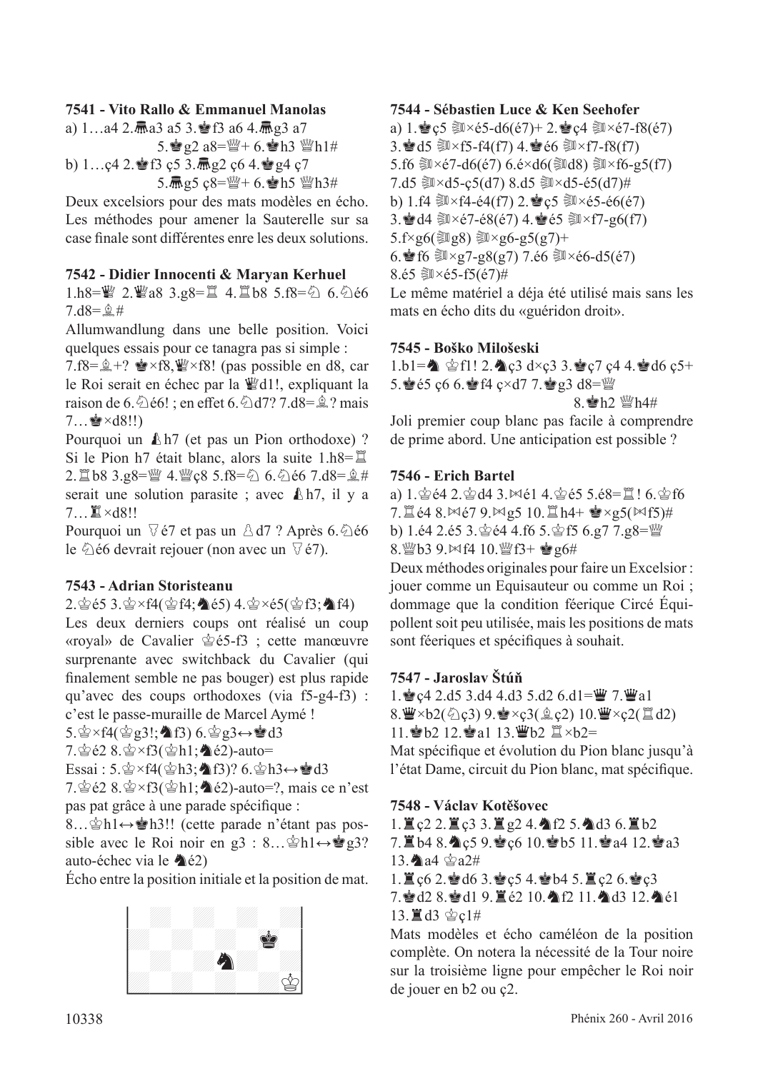### 7541 - Vito Rallo & Emmanuel Manolas

a) 1…a4 2.♝a3 a5 3.♚f3 a6 4.♝g3 a7
5.♚g2 a8=♕+ 6.♚h3 ♕h1#
b) 1…ç4 2.♚f3 ç5 3.♝g2 ç6 4.♚g4 ç7
5.♝g5 ç8=♕+ 6.♚h5 ♕h3#

Deux excelsiors pour des mats modèles en écho. Les méthodes pour amener la Sauterelle sur sa case finale sont différentes enre les deux solutions.

### 7542 - Didier Innocenti & Maryan Kerhuel

1.h8=♕ 2.♕a8 3.g8=♖ 4.♖b8 5.f8=♘ 6.♘é6 7.d8=♗#

Allumwandlung dans une belle position. Voici quelques essais pour ce tanagra pas si simple :

7.f8=♗+? ♚×f8,♕×f8! (pas possible en d8, car le Roi serait en échec par la ♛d1!, expliquant la raison de 6.♘é6! ; en effet 6.♘d7? 7.d8=♗? mais 7…♚×d8!!)

Pourquoi un ♟h7 (et pas un Pion orthodoxe) ? Si le Pion h7 était blanc, alors la suite 1.h8=♖ 2.♖b8 3.g8=♕ 4.♕ç8 5.f8=♘ 6.♘é6 7.d8=♗# serait une solution parasite ; avec ♟h7, il y a 7…♜×d8!!

Pourquoi un ▽é7 et pas un △d7 ? Après 6.♘é6 le ♘é6 devrait rejouer (non avec un ▽é7).

### 7543 - Adrian Storisteanu

2.♔é5 3.♔×f4(♔f4;♞é5) 4.♔×é5(♔f3;♞f4)

Les deux derniers coups ont réalisé un coup «royal» de Cavalier ♔é5-f3 ; cette manœuvre surprenante avec switchback du Cavalier (qui finalement semble ne pas bouger) est plus rapide qu'avec des coups orthodoxes (via f5-g4-f3) : c'est le passe-muraille de Marcel Aymé !

5.♔×f4(♔g3!;♞f3) 6.♔g3↔♚d3
7.♔é2 8.♔×f3(♔h1;♞é2)-auto=

Essai : 5.♔×f4(♔h3;♞f3)? 6.♔h3↔♚d3
7.♔é2 8.♔×f3(♔h1;♞é2)-auto=?, mais ce n'est pas pat grâce à une parade spécifique :

8…♔h1↔♚h3!! (cette parade n'étant pas possible avec le Roi noir en g3 : 8…♔h1↔♚g3? auto-échec via le ♞é2)

Écho entre la position initiale et la position de mat.

### 7544 - Sébastien Luce & Ken Seehofer

a) 1.♚ç5 ×é5-d6(é7)+ 2.♚ç4 ×é7-f8(é7)
3.♚d5 ×f5-f4(f7) 4.♚é6 ×f7-f8(f7)
5.f6 ×é7-d6(é7) 6.é×d6(d8) ×f6-g5(f7)
7.d5 ×d5-ç5(d7) 8.d5 ×d5-é5(d7)#
b) 1.f4 ×f4-é4(f7) 2.♚ç5 ×é5-é6(é7)
3.♚d4 ×é7-é8(é7) 4.♚é5 ×f7-g6(f7)
5.f×g6(g8) ×g6-g5(g7)+
6.♚f6 ×g7-g8(g7) 7.é6 ×é6-d5(é7)
8.é5 ×é5-f5(é7)#

Le même matériel a déja été utilisé mais sans les mats en écho dits du «guéridon droit».

### 7545 - Boško Milošeski

1.b1=♞ ♔f1! 2.♞ç3 d×ç3 3.♚ç7 ç4 4.♚d6 ç5+
5.♚é5 ç6 6.♚f4 ç×d7 7.♚g3 d8=♛
8.♚h2 ♛h4#

Joli premier coup blanc pas facile à comprendre de prime abord. Une anticipation est possible ?

### 7546 - Erich Bartel

a) 1.♔é4 2.♔d4 3.⋈é1 4.♔é5 5.é8=♖! 6.♔f6
7.♖é4 8.⋈é7 9.⋈g5 10.♖h4+ ♚×g5(⋈f5)#
b) 1.é4 2.é5 3.♔é4 4.f6 5.♔f5 6.g7 7.g8=♕
8.♕b3 9.⋈f4 10.♕f3+ ♚g6#

Deux méthodes originales pour faire un Excelsior : jouer comme un Equisauteur ou comme un Roi ; dommage que la condition féerique Circé Équipollent soit peu utilisée, mais les positions de mats sont féeriques et spécifiques à souhait.

### 7547 - Jaroslav Štúň

1.♚ç4 2.d5 3.d4 4.d3 5.d2 6.d1=♛ 7.♛a1
8.♛×b2(♘ç3) 9.♚×ç3(♗ç2) 10.♛×ç2(♖d2)
11.♚b2 12.♚a1 13.♛b2 ♖×b2=

Mat spécifique et évolution du Pion blanc jusqu'à l'état Dame, circuit du Pion blanc, mat spécifique.

### 7548 - Václav Kotěšovec

1.♜ç2 2.♜ç3 3.♜g2 4.♞f2 5.♞d3 6.♜b2
7.♜b4 8.♞ç5 9.♚ç6 10.♚b5 11.♚a4 12.♚a3
13.♞a4 ♔a2#
1.♜ç6 2.♚d6 3.♚ç5 4.♚b4 5.♜ç2 6.♚ç3
7.♚d2 8.♚d1 9.♜é2 10.♞f2 11.♞d3 12.♞é1
13.♜d3 ♔ç1#

Mats modèles et écho caméléon de la position complète. On notera la nécessité de la Tour noire sur la troisième ligne pour empêcher le Roi noir de jouer en b2 ou ç2.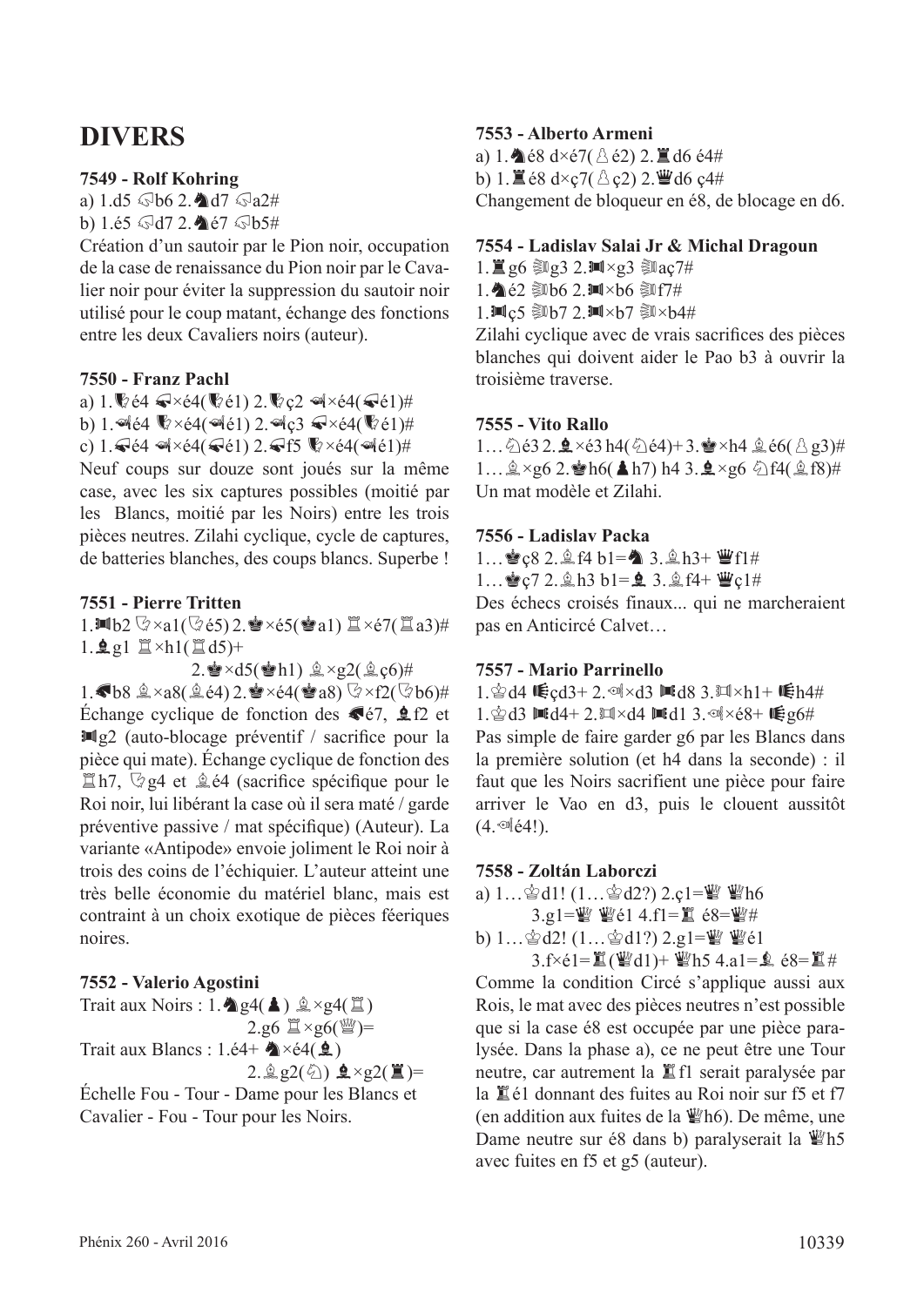# DIVERS

### 7549 - Rolf Kohring

a) 1.d5 ♘b6 2.♞d7 ♘a2#
b) 1.é5 ♘d7 2.♞é7 ♘b5#

Création d'un sautoir par le Pion noir, occupation de la case de renaissance du Pion noir par le Cavalier noir pour éviter la suppression du sautoir noir utilisé pour le coup matant, échange des fonctions entre les deux Cavaliers noirs (auteur).

### 7550 - Franz Pachl

a) 1.♘é4 ♞×é4(♘é1) 2.♘ç2 ♞×é4(♞é1)#
b) 1.♞é4 ♘×é4(♞é1) 2.♞ç3 ♞×é4(♘é1)#
c) 1.♞é4 ♞×é4(♞é1) 2.♞f5 ♘×é4(♞é1)#

Neuf coups sur douze sont joués sur la même case, avec les six captures possibles (moitié par les Blancs, moitié par les Noirs) entre les trois pièces neutres. Zilahi cyclique, cycle de captures, de batteries blanches, des coups blancs. Superbe !

### 7551 - Pierre Tritten

1.♜b2 ♘×a1(♘é5) 2.♚×é5(♚a1) ♖×é7(♖a3)#
1.♝g1 ♖×h1(♖d5)+
2.♚×d5(♚h1) ♗×g2(♗ç6)#
1.♞b8 ♗×a8(♗é4) 2.♚×é4(♚a8) ♘×f2(♘b6)#

Échange cyclique de fonction des ♞é7, ♝f2 et ♜g2 (auto-blocage préventif / sacrifice pour la pièce qui mate). Échange cyclique de fonction des ♖h7, ♘g4 et ♗é4 (sacrifice spécifique pour le Roi noir, lui libérant la case où il sera maté / garde préventive passive / mat spécifique) (Auteur). La variante «Antipode» envoie joliment le Roi noir à trois des coins de l'échiquier. L'auteur atteint une très belle économie du matériel blanc, mais est contraint à un choix exotique de pièces féeriques noires.

### 7552 - Valerio Agostini

Trait aux Noirs : 1.♞g4(♟) ♗×g4(♖)
2.g6 ♖×g6(♕)=
Trait aux Blancs : 1.é4+ ♞×é4(♝)
2.♗g2(♘) ♝×g2(♜)=

Échelle Fou - Tour - Dame pour les Blancs et Cavalier - Fou - Tour pour les Noirs.

### 7553 - Alberto Armeni

a) 1.♞é8 d×é7(♙é2) 2.♜d6 é4#
b) 1.♜é8 d×ç7(♙ç2) 2.♛d6 ç4#

Changement de bloqueur en é8, de blocage en d6.

### 7554 - Ladislav Salai Jr & Michal Dragoun

1.♜g6 ♘g3 2.♜×g3 ♘aç7#
1.♞é2 ♘b6 2.♜×b6 ♘f7#
1.♜ç5 ♘b7 2.♜×b7 ♘×b4#

Zilahi cyclique avec de vrais sacrifices des pièces blanches qui doivent aider le Pao b3 à ouvrir la troisième traverse.

### 7555 - Vito Rallo

1…♘é3 2.♝×é3 h4(♘é4)+ 3.♚×h4 ♗é6(♙g3)#
1…♗×g6 2.♚h6(♟h7) h4 3.♝×g6 ♘f4(♗f8)#

Un mat modèle et Zilahi.

### 7556 - Ladislav Packa

1…♚ç8 2.♗f4 b1=♞ 3.♗h3+ ♛f1#
1…♚ç7 2.♗h3 b1=♝ 3.♗f4+ ♛ç1#

Des échecs croisés finaux... qui ne marcheraient pas en Anticircé Calvet…

### 7557 - Mario Parrinello

1.♔d4 ♞çd3+ 2.♘×d3 ♜d8 3.♖×h1+ ♞h4#
1.♔d3 ♜d4+ 2.♖×d4 ♜d1 3.♘×é8+ ♞g6#

Pas simple de faire garder g6 par les Blancs dans la première solution (et h4 dans la seconde) : il faut que les Noirs sacrifient une pièce pour faire arriver le Vao en d3, puis le clouent aussitôt (4.♘é4!).

### 7558 - Zoltán Laborczi

a) 1…♔d1! (1…♔d2?) 2.ç1=♛ ♛h6
3.g1=♛ ♛é1 4.f1=♜ é8=♛#
b) 1…♔d2! (1…♔d1?) 2.g1=♛ ♛é1
3.f×é1=♜(♛d1)+ ♛h5 4.a1=♝ é8=♜#

Comme la condition Circé s'applique aussi aux Rois, le mat avec des pièces neutres n'est possible que si la case é8 est occupée par une pièce paralysée. Dans la phase a), ce ne peut être une Tour neutre, car autrement la ♜f1 serait paralysée par la ♜é1 donnant des fuites au Roi noir sur f5 et f7 (en addition aux fuites de la ♛h6). De même, une Dame neutre sur é8 dans b) paralyserait la ♛h5 avec fuites en f5 et g5 (auteur).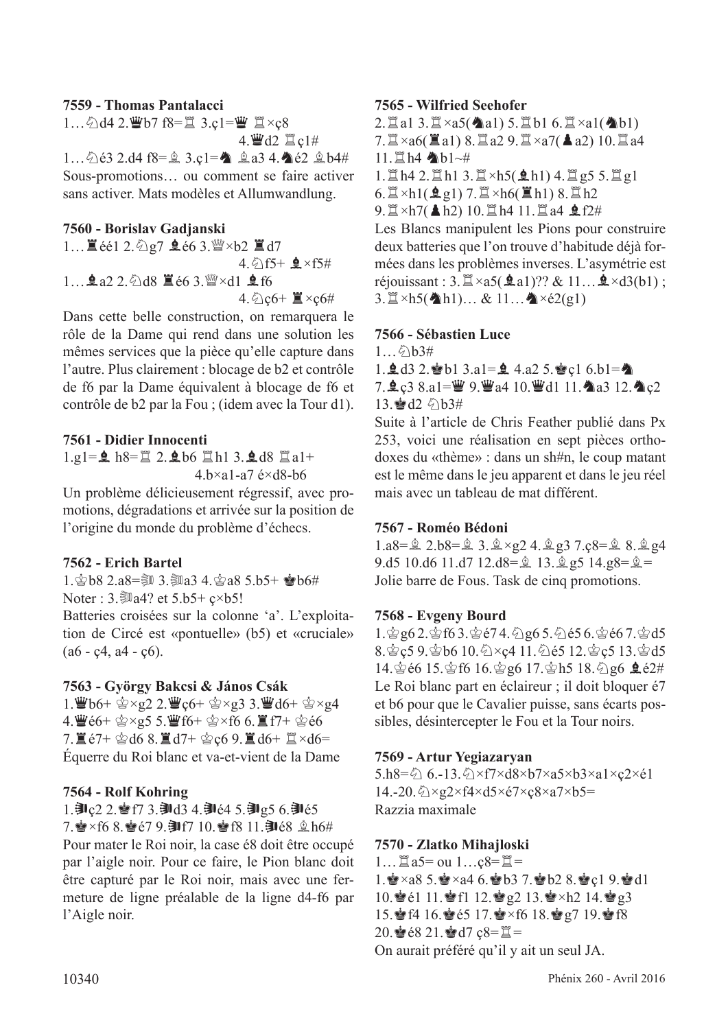**7559 - Thomas Pantalacci**

1…♘d4 2.♛b7 f8=♖ 3.ç1=♛ ♖×ç8 4.♛d2 ♖ç1#

1…♘é3 2.d4 f8=♗ 3.ç1=♞ ♗a3 4.♞é2 ♗b4#

Sous-promotions… ou comment se faire activer sans activer. Mats modèles et Allumwandlung.

**7560 - Borislav Gadjanski**

1…♜éé1 2.♘g7 ♝é6 3.♕×b2 ♜d7 4.♘f5+ ♝×f5#

1…♝a2 2.♘d8 ♜é6 3.♕×d1 ♝f6 4.♘ç6+ ♜×ç6#

Dans cette belle construction, on remarquera le rôle de la Dame qui rend dans une solution les mêmes services que la pièce qu'elle capture dans l'autre. Plus clairement : blocage de b2 et contrôle de f6 par la Dame équivalent à blocage de f6 et contrôle de b2 par la Fou ; (idem avec la Tour d1).

**7561 - Didier Innocenti**

1.g1=♝ h8=♖ 2.♝b6 ♖h1 3.♝d8 ♖a1+ 4.b×a1-a7 é×d8-b6

Un problème délicieusement régressif, avec promotions, dégradations et arrivée sur la position de l'origine du monde du problème d'échecs.

**7562 - Erich Bartel**

1.♔b8 2.a8= 3.a3 4.♔a8 5.b5+ ♚b6#

Noter : 3.a4? et 5.b5+ ç×b5!

Batteries croisées sur la colonne 'a'. L'exploitation de Circé est «pontuelle» (b5) et «cruciale» (a6 - ç4, a4 - ç6).

**7563 - György Bakcsi & János Csák**

1.♛b6+ ♔×g2 2.♛ç6+ ♔×g3 3.♛d6+ ♔×g4 4.♛é6+ ♔×g5 5.♛f6+ ♔×f6 6.♜f7+ ♔é6 7.♜é7+ ♔d6 8.♜d7+ ♔ç6 9.♜d6+ ♖×d6=

Équerre du Roi blanc et va-et-vient de la Dame

**7564 - Rolf Kohring**

1.ç2 2.♚f7 3.d3 4.é4 5.g5 6.é5 7.♚×f6 8.♚é7 9.f7 10.♚f8 11.é8 ♗h6#

Pour mater le Roi noir, la case é8 doit être occupé par l'aigle noir. Pour ce faire, le Pion blanc doit être capturé par le Roi noir, mais avec une fermeture de ligne préalable de la ligne d4-f6 par l'Aigle noir.

**7565 - Wilfried Seehofer**

2.♖a1 3.♖×a5(♞a1) 5.♖b1 6.♖×a1(♞b1) 7.♖×a6(♜a1) 8.♖a2 9.♖×a7(♟a2) 10.♖a4 11.♖h4 ♞b1~#

1.♖h4 2.♖h1 3.♖×h5(♝h1) 4.♖g5 5.♖g1 6.♖×h1(♝g1) 7.♖×h6(♜h1) 8.♖h2 9.♖×h7(♟h2) 10.♖h4 11.♖a4 ♝f2#

Les Blancs manipulent les Pions pour construire deux batteries que l'on trouve d'habitude déjà formées dans les problèmes inverses. L'asymétrie est réjouissant : 3.♖×a5(♝a1)?? & 11…♝×d3(b1) ; 3.♖×h5(♞h1)… & 11…♞×é2(g1)

**7566 - Sébastien Luce**

1…♘b3#

1.♝d3 2.♚b1 3.a1=♝ 4.a2 5.♚ç1 6.b1=♞ 7.♝ç3 8.a1=♛ 9.♛a4 10.♛d1 11.♞a3 12.♞ç2 13.♚d2 ♘b3#

Suite à l'article de Chris Feather publié dans Px 253, voici une réalisation en sept pièces orthodoxes du «thème» : dans un sh#n, le coup matant est le même dans le jeu apparent et dans le jeu réel mais avec un tableau de mat différent.

**7567 - Roméo Bédoni**

1.a8=♗ 2.b8=♗ 3.♗×g2 4.♗g3 7.ç8=♗ 8.♗g4 9.d5 10.d6 11.d7 12.d8=♗ 13.♗g5 14.g8=♗=

Jolie barre de Fous. Task de cinq promotions.

**7568 - Evgeny Bourd**

1.♔g6 2.♔f6 3.♔é7 4.♘g6 5.♘é5 6.♔é6 7.♔d5 8.♔ç5 9.♔b6 10.♘×ç4 11.♘é5 12.♔ç5 13.♔d5 14.♔é6 15.♔f6 16.♔g6 17.♔h5 18.♘g6 ♝é2#

Le Roi blanc part en éclaireur ; il doit bloquer é7 et b6 pour que le Cavalier puisse, sans écarts possibles, désintercepter le Fou et la Tour noirs.

**7569 - Artur Yegiazaryan**

5.h8=♘ 6.-13.♘×f7×d8×b7×a5×b3×a1×ç2×é1 14.-20.♘×g2×f4×d5×é7×ç8×a7×b5=

Razzia maximale

**7570 - Zlatko Mihajloski**

1…♖a5= ou 1…ç8=♖=

1.♚×a8 5.♚×a4 6.♚b3 7.♚b2 8.♚ç1 9.♚d1 10.♚é1 11.♚f1 12.♚g2 13.♚×h2 14.♚g3 15.♚f4 16.♚é5 17.♚×f6 18.♚g7 19.♚f8 20.♚é8 21.♚d7 ç8=♖=

On aurait préféré qu'il y ait un seul JA.